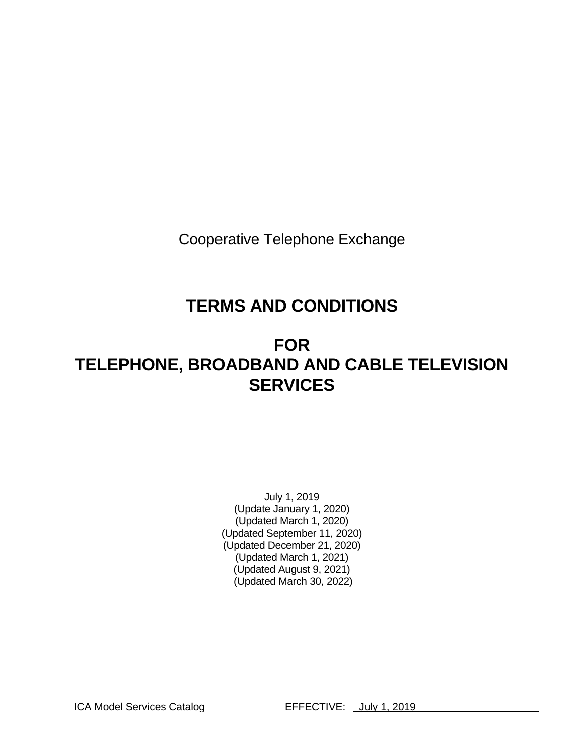Cooperative Telephone Exchange

# TERMS AND CONDITIONS

# FOR
# TELEPHONE, BROADBAND AND CABLE TELEVISION SERVICES

July 1, 2019
(Update January 1, 2020)
(Updated March 1, 2020)
(Updated September 11, 2020)
(Updated December 21, 2020)
(Updated March 1, 2021)
(Updated August 9, 2021)
(Updated March 30, 2022)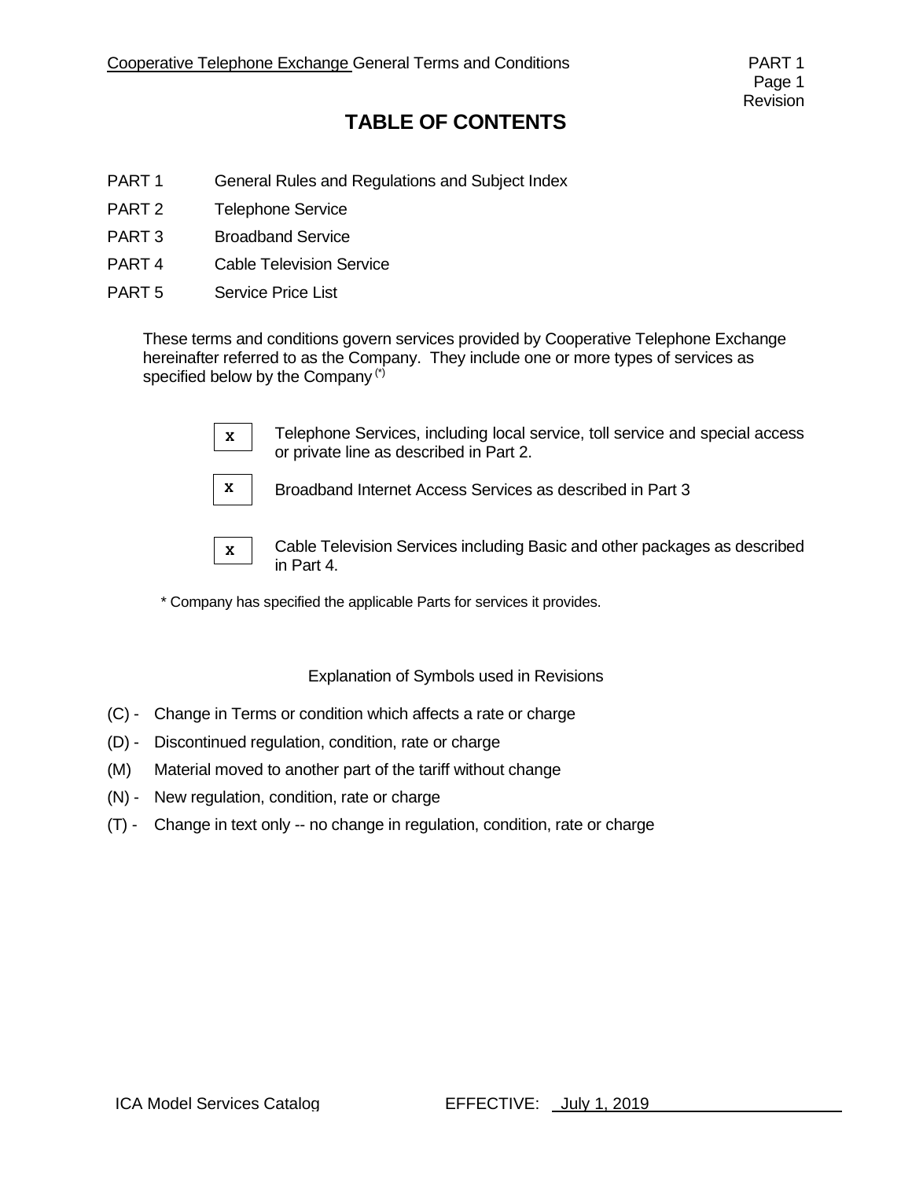# TABLE OF CONTENTS

| | |
|---|---|
| PART 1 | General Rules and Regulations and Subject Index |
| PART 2 | Telephone Service |
| PART 3 | Broadband Service |
| PART 4 | Cable Television Service |
| PART 5 | Service Price List |

These terms and conditions govern services provided by Cooperative Telephone Exchange hereinafter referred to as the Company. They include one or more types of services as specified below by the Company (*)

- [x] Telephone Services, including local service, toll service and special access or private line as described in Part 2.
- [x] Broadband Internet Access Services as described in Part 3
- [x] Cable Television Services including Basic and other packages as described in Part 4.

\* Company has specified the applicable Parts for services it provides.

Explanation of Symbols used in Revisions

(C) - Change in Terms or condition which affects a rate or charge

(D) - Discontinued regulation, condition, rate or charge

(M) Material moved to another part of the tariff without change

(N) - New regulation, condition, rate or charge

(T) - Change in text only -- no change in regulation, condition, rate or charge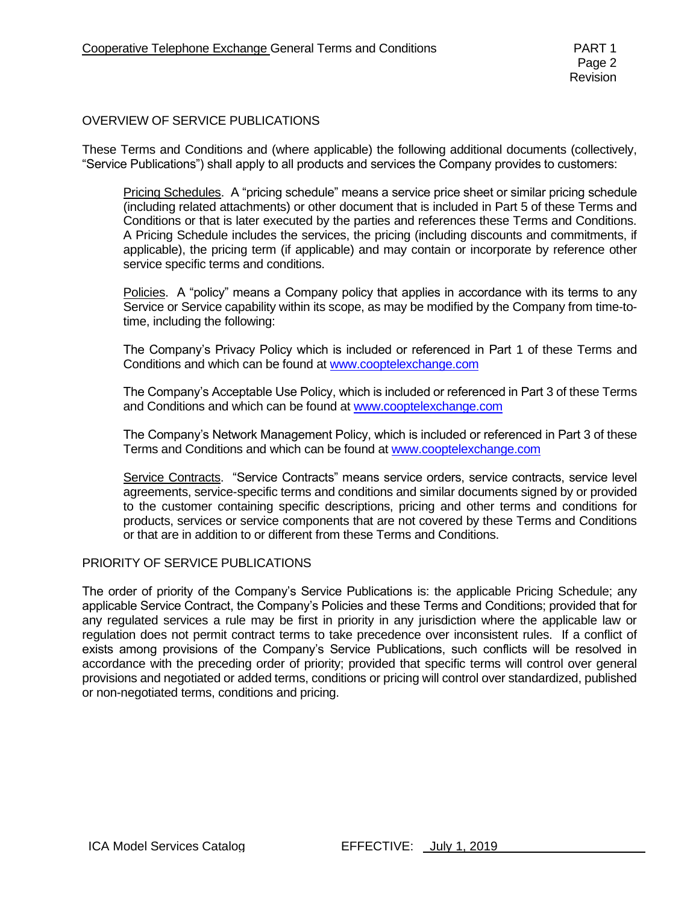## OVERVIEW OF SERVICE PUBLICATIONS

These Terms and Conditions and (where applicable) the following additional documents (collectively, "Service Publications") shall apply to all products and services the Company provides to customers:

Pricing Schedules. A "pricing schedule" means a service price sheet or similar pricing schedule (including related attachments) or other document that is included in Part 5 of these Terms and Conditions or that is later executed by the parties and references these Terms and Conditions. A Pricing Schedule includes the services, the pricing (including discounts and commitments, if applicable), the pricing term (if applicable) and may contain or incorporate by reference other service specific terms and conditions.

Policies. A "policy" means a Company policy that applies in accordance with its terms to any Service or Service capability within its scope, as may be modified by the Company from time-to-time, including the following:

The Company's Privacy Policy which is included or referenced in Part 1 of these Terms and Conditions and which can be found at www.cooptelexchange.com

The Company's Acceptable Use Policy, which is included or referenced in Part 3 of these Terms and Conditions and which can be found at www.cooptelexchange.com

The Company's Network Management Policy, which is included or referenced in Part 3 of these Terms and Conditions and which can be found at www.cooptelexchange.com

Service Contracts. "Service Contracts" means service orders, service contracts, service level agreements, service-specific terms and conditions and similar documents signed by or provided to the customer containing specific descriptions, pricing and other terms and conditions for products, services or service components that are not covered by these Terms and Conditions or that are in addition to or different from these Terms and Conditions.

## PRIORITY OF SERVICE PUBLICATIONS

The order of priority of the Company's Service Publications is: the applicable Pricing Schedule; any applicable Service Contract, the Company's Policies and these Terms and Conditions; provided that for any regulated services a rule may be first in priority in any jurisdiction where the applicable law or regulation does not permit contract terms to take precedence over inconsistent rules. If a conflict of exists among provisions of the Company's Service Publications, such conflicts will be resolved in accordance with the preceding order of priority; provided that specific terms will control over general provisions and negotiated or added terms, conditions or pricing will control over standardized, published or non-negotiated terms, conditions and pricing.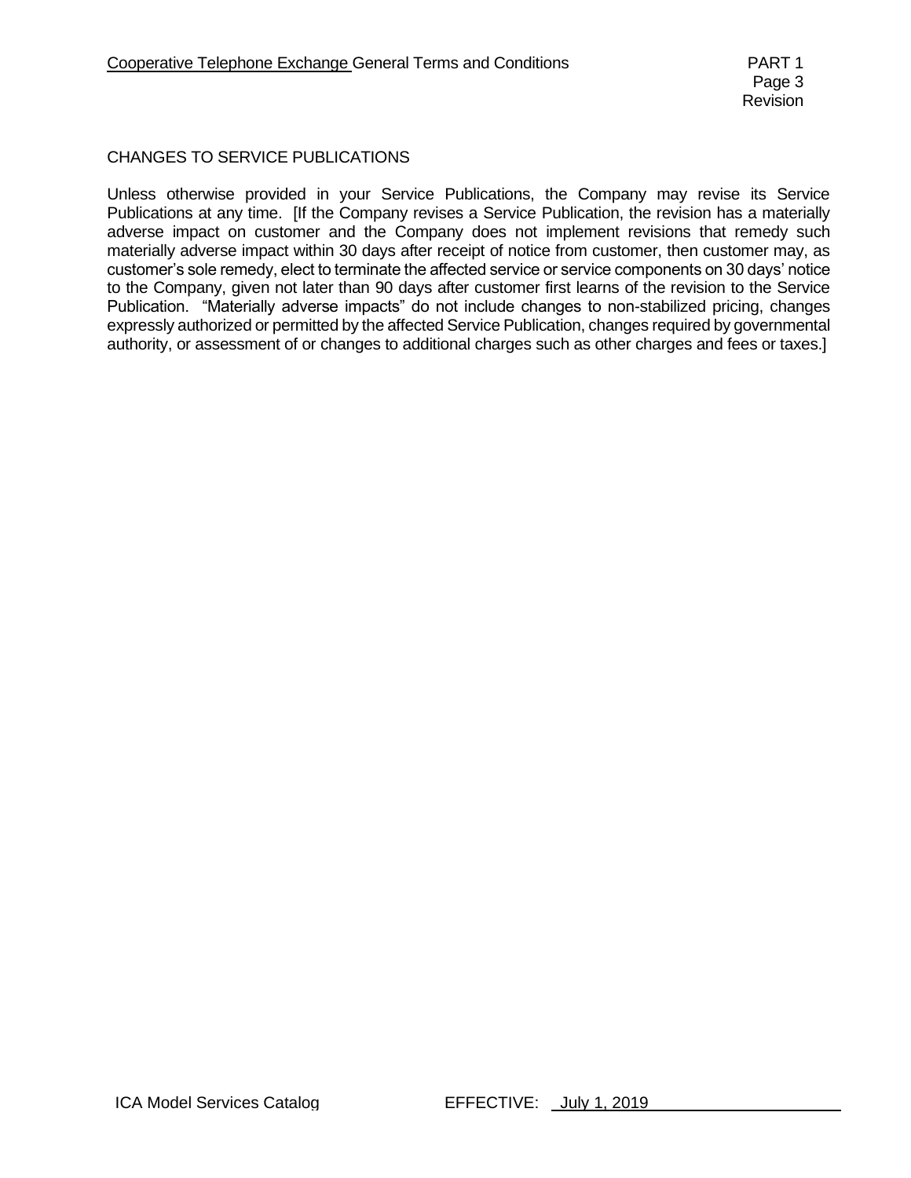## CHANGES TO SERVICE PUBLICATIONS

Unless otherwise provided in your Service Publications, the Company may revise its Service Publications at any time. [If the Company revises a Service Publication, the revision has a materially adverse impact on customer and the Company does not implement revisions that remedy such materially adverse impact within 30 days after receipt of notice from customer, then customer may, as customer's sole remedy, elect to terminate the affected service or service components on 30 days' notice to the Company, given not later than 90 days after customer first learns of the revision to the Service Publication. "Materially adverse impacts" do not include changes to non-stabilized pricing, changes expressly authorized or permitted by the affected Service Publication, changes required by governmental authority, or assessment of or changes to additional charges such as other charges and fees or taxes.]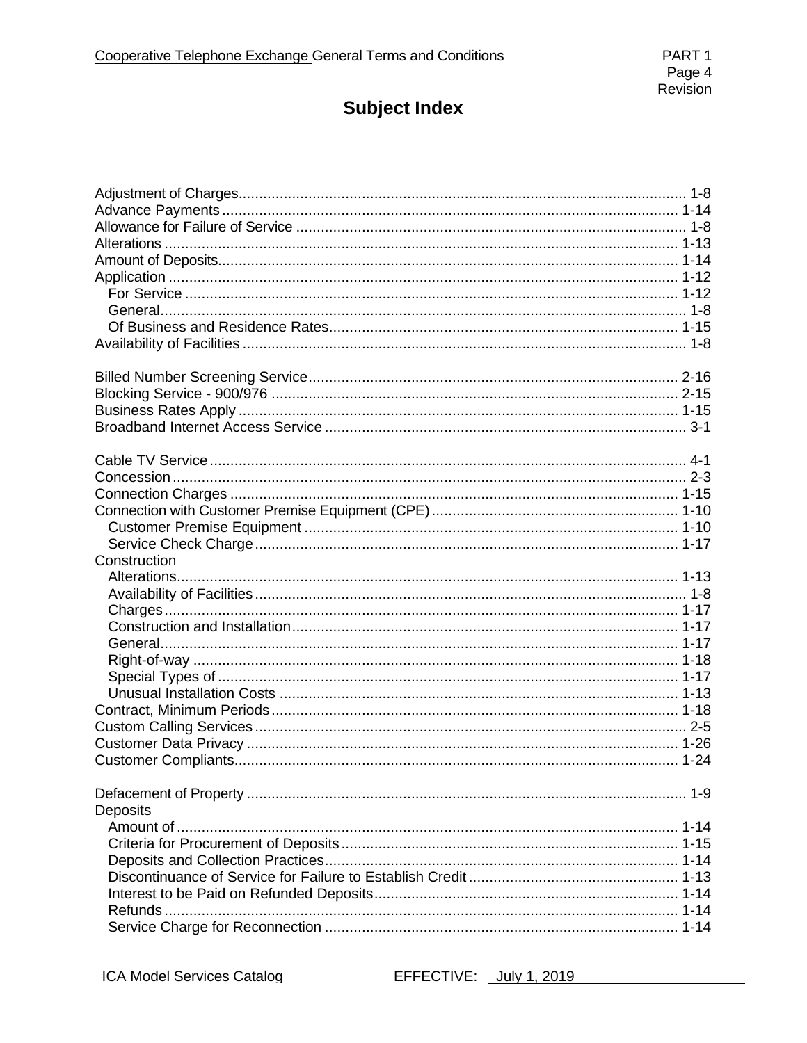# Subject Index

| Subject | Page |
|---|---|
| Adjustment of Charges | 1-8 |
| Advance Payments | 1-14 |
| Allowance for Failure of Service | 1-8 |
| Alterations | 1-13 |
| Amount of Deposits | 1-14 |
| Application | 1-12 |
| For Service | 1-12 |
| General | 1-8 |
| Of Business and Residence Rates | 1-15 |
| Availability of Facilities | 1-8 |
| | |
| Billed Number Screening Service | 2-16 |
| Blocking Service - 900/976 | 2-15 |
| Business Rates Apply | 1-15 |
| Broadband Internet Access Service | 3-1 |
| | |
| Cable TV Service | 4-1 |
| Concession | 2-3 |
| Connection Charges | 1-15 |
| Connection with Customer Premise Equipment (CPE) | 1-10 |
| Customer Premise Equipment | 1-10 |
| Service Check Charge | 1-17 |
| Construction | |
| Alterations | 1-13 |
| Availability of Facilities | 1-8 |
| Charges | 1-17 |
| Construction and Installation | 1-17 |
| General | 1-17 |
| Right-of-way | 1-18 |
| Special Types of | 1-17 |
| Unusual Installation Costs | 1-13 |
| Contract, Minimum Periods | 1-18 |
| Custom Calling Services | 2-5 |
| Customer Data Privacy | 1-26 |
| Customer Compliants | 1-24 |
| | |
| Defacement of Property | 1-9 |
| Deposits | |
| Amount of | 1-14 |
| Criteria for Procurement of Deposits | 1-15 |
| Deposits and Collection Practices | 1-14 |
| Discontinuance of Service for Failure to Establish Credit | 1-13 |
| Interest to be Paid on Refunded Deposits | 1-14 |
| Refunds | 1-14 |
| Service Charge for Reconnection | 1-14 |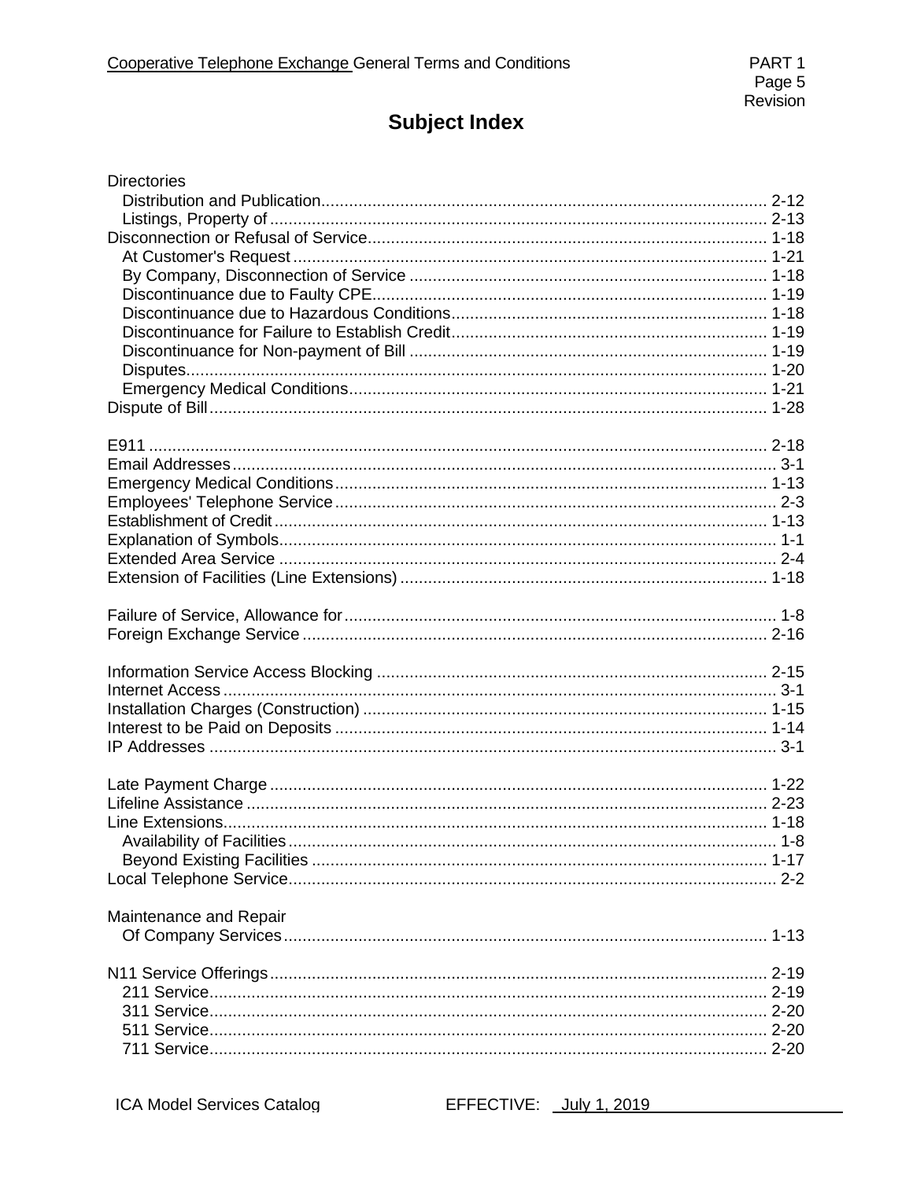# Subject Index

Directories
- Distribution and Publication ... 2-12
- Listings, Property of ... 2-13

Disconnection or Refusal of Service ... 1-18
- At Customer's Request ... 1-21
- By Company, Disconnection of Service ... 1-18
- Discontinuance due to Faulty CPE ... 1-19
- Discontinuance due to Hazardous Conditions ... 1-18
- Discontinuance for Failure to Establish Credit ... 1-19
- Discontinuance for Non-payment of Bill ... 1-19
- Disputes ... 1-20
- Emergency Medical Conditions ... 1-21

Dispute of Bill ... 1-28

E911 ... 2-18
Email Addresses ... 3-1
Emergency Medical Conditions ... 1-13
Employees' Telephone Service ... 2-3
Establishment of Credit ... 1-13
Explanation of Symbols ... 1-1
Extended Area Service ... 2-4
Extension of Facilities (Line Extensions) ... 1-18

Failure of Service, Allowance for ... 1-8
Foreign Exchange Service ... 2-16

Information Service Access Blocking ... 2-15
Internet Access ... 3-1
Installation Charges (Construction) ... 1-15
Interest to be Paid on Deposits ... 1-14
IP Addresses ... 3-1

Late Payment Charge ... 1-22
Lifeline Assistance ... 2-23
Line Extensions ... 1-18
- Availability of Facilities ... 1-8
- Beyond Existing Facilities ... 1-17

Local Telephone Service ... 2-2

Maintenance and Repair
- Of Company Services ... 1-13

N11 Service Offerings ... 2-19
- 211 Service ... 2-19
- 311 Service ... 2-20
- 511 Service ... 2-20
- 711 Service ... 2-20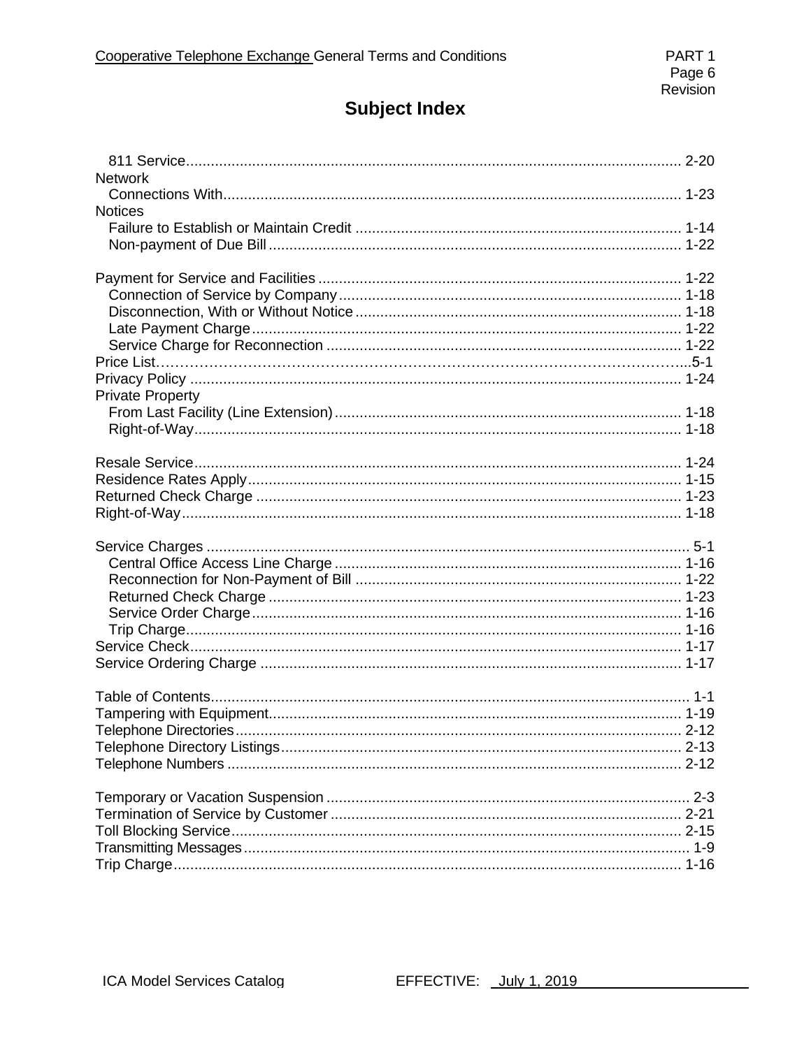# Subject Index

- 811 Service ..... 2-20

Network
- Connections With ..... 1-23

Notices
- Failure to Establish or Maintain Credit ..... 1-14
- Non-payment of Due Bill ..... 1-22

Payment for Service and Facilities ..... 1-22
- Connection of Service by Company ..... 1-18
- Disconnection, With or Without Notice ..... 1-18
- Late Payment Charge ..... 1-22
- Service Charge for Reconnection ..... 1-22

Price List ..... 5-1
Privacy Policy ..... 1-24
Private Property
- From Last Facility (Line Extension) ..... 1-18
- Right-of-Way ..... 1-18

Resale Service ..... 1-24
Residence Rates Apply ..... 1-15
Returned Check Charge ..... 1-23
Right-of-Way ..... 1-18

Service Charges ..... 5-1
- Central Office Access Line Charge ..... 1-16
- Reconnection for Non-Payment of Bill ..... 1-22
- Returned Check Charge ..... 1-23
- Service Order Charge ..... 1-16
- Trip Charge ..... 1-16

Service Check ..... 1-17
Service Ordering Charge ..... 1-17

Table of Contents ..... 1-1
Tampering with Equipment ..... 1-19
Telephone Directories ..... 2-12
Telephone Directory Listings ..... 2-13
Telephone Numbers ..... 2-12

Temporary or Vacation Suspension ..... 2-3
Termination of Service by Customer ..... 2-21
Toll Blocking Service ..... 2-15
Transmitting Messages ..... 1-9
Trip Charge ..... 1-16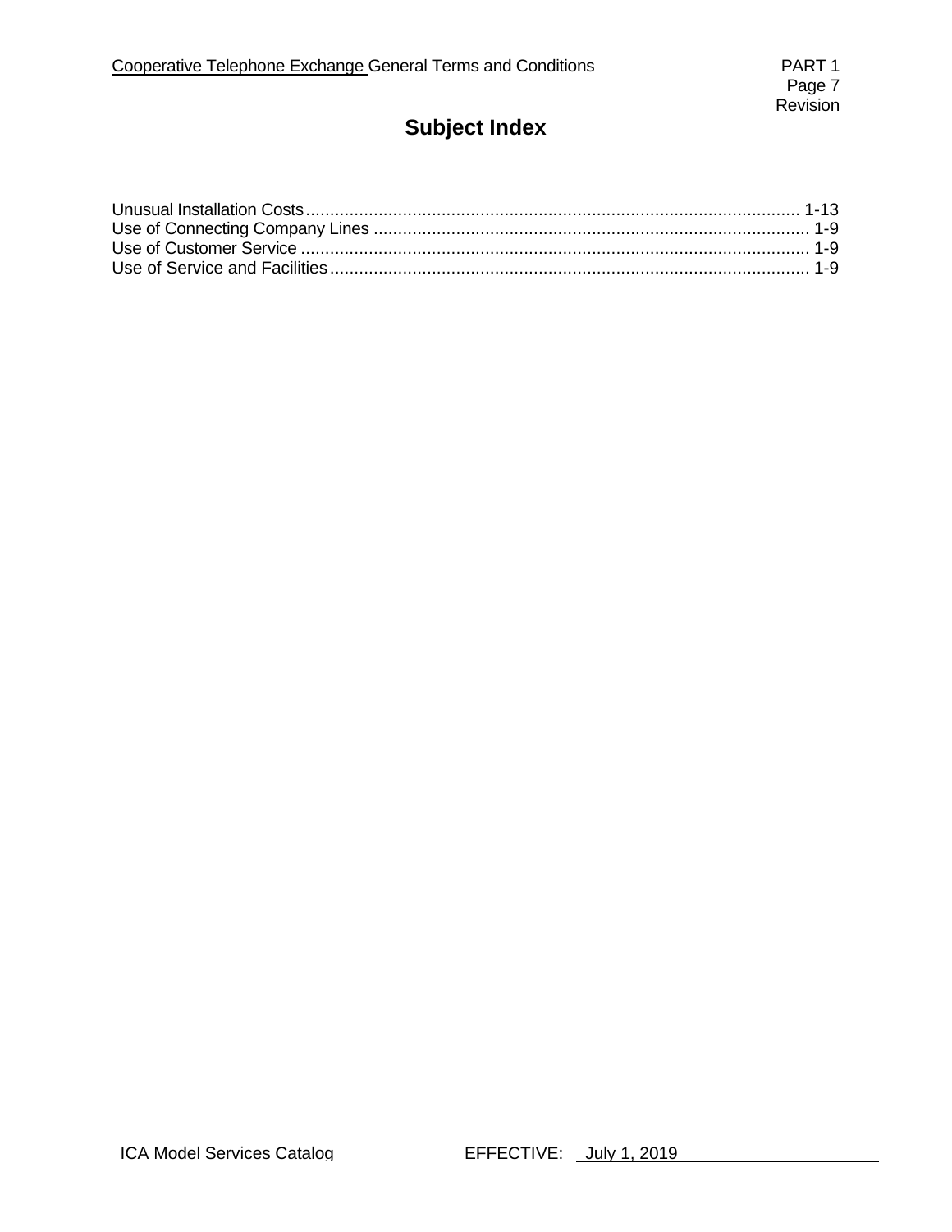# Subject Index

Unusual Installation Costs ........................................................................................ 1-13
Use of Connecting Company Lines ........................................................................... 1-9
Use of Customer Service ........................................................................................... 1-9
Use of Service and Facilities ...................................................................................... 1-9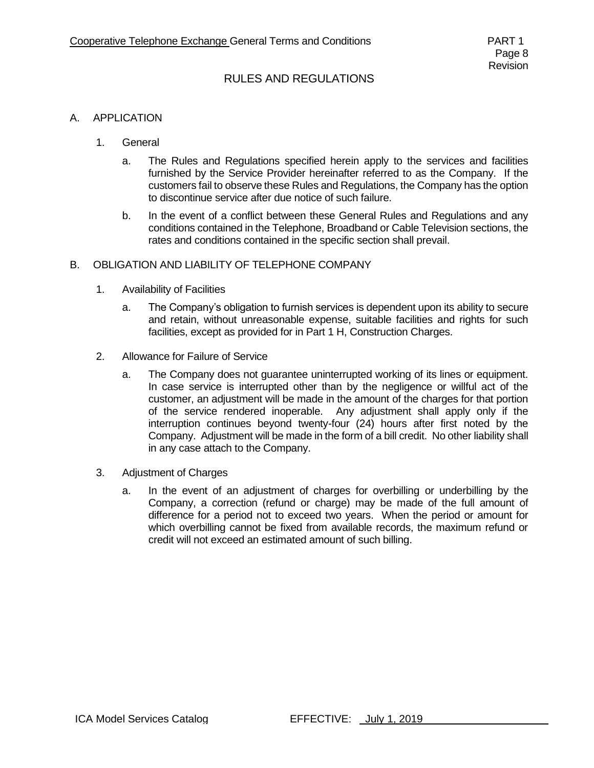# RULES AND REGULATIONS

## A. APPLICATION

1. General

   a. The Rules and Regulations specified herein apply to the services and facilities furnished by the Service Provider hereinafter referred to as the Company. If the customers fail to observe these Rules and Regulations, the Company has the option to discontinue service after due notice of such failure.

   b. In the event of a conflict between these General Rules and Regulations and any conditions contained in the Telephone, Broadband or Cable Television sections, the rates and conditions contained in the specific section shall prevail.

## B. OBLIGATION AND LIABILITY OF TELEPHONE COMPANY

1. Availability of Facilities

   a. The Company's obligation to furnish services is dependent upon its ability to secure and retain, without unreasonable expense, suitable facilities and rights for such facilities, except as provided for in Part 1 H, Construction Charges.

2. Allowance for Failure of Service

   a. The Company does not guarantee uninterrupted working of its lines or equipment. In case service is interrupted other than by the negligence or willful act of the customer, an adjustment will be made in the amount of the charges for that portion of the service rendered inoperable. Any adjustment shall apply only if the interruption continues beyond twenty-four (24) hours after first noted by the Company. Adjustment will be made in the form of a bill credit. No other liability shall in any case attach to the Company.

3. Adjustment of Charges

   a. In the event of an adjustment of charges for overbilling or underbilling by the Company, a correction (refund or charge) may be made of the full amount of difference for a period not to exceed two years. When the period or amount for which overbilling cannot be fixed from available records, the maximum refund or credit will not exceed an estimated amount of such billing.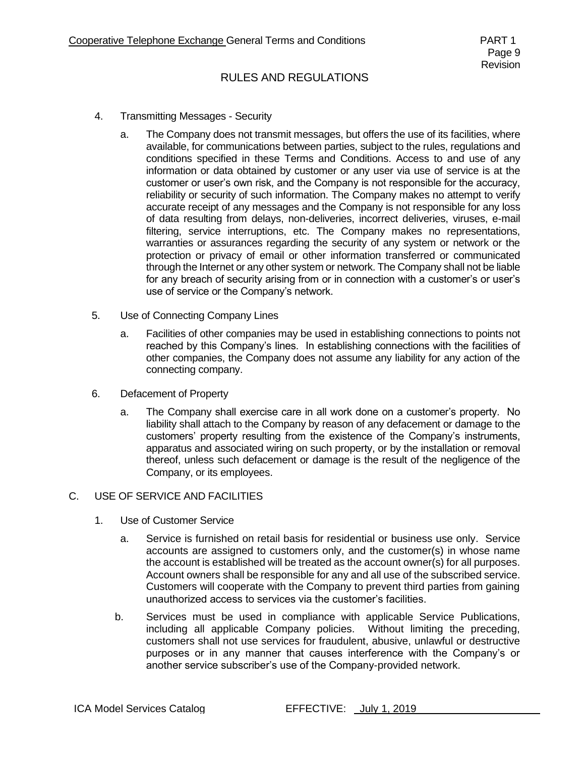## RULES AND REGULATIONS

4. Transmitting Messages - Security

   a. The Company does not transmit messages, but offers the use of its facilities, where available, for communications between parties, subject to the rules, regulations and conditions specified in these Terms and Conditions. Access to and use of any information or data obtained by customer or any user via use of service is at the customer or user's own risk, and the Company is not responsible for the accuracy, reliability or security of such information. The Company makes no attempt to verify accurate receipt of any messages and the Company is not responsible for any loss of data resulting from delays, non-deliveries, incorrect deliveries, viruses, e-mail filtering, service interruptions, etc. The Company makes no representations, warranties or assurances regarding the security of any system or network or the protection or privacy of email or other information transferred or communicated through the Internet or any other system or network. The Company shall not be liable for any breach of security arising from or in connection with a customer's or user's use of service or the Company's network.

5. Use of Connecting Company Lines

   a. Facilities of other companies may be used in establishing connections to points not reached by this Company's lines. In establishing connections with the facilities of other companies, the Company does not assume any liability for any action of the connecting company.

6. Defacement of Property

   a. The Company shall exercise care in all work done on a customer's property. No liability shall attach to the Company by reason of any defacement or damage to the customers' property resulting from the existence of the Company's instruments, apparatus and associated wiring on such property, or by the installation or removal thereof, unless such defacement or damage is the result of the negligence of the Company, or its employees.

### C. USE OF SERVICE AND FACILITIES

1. Use of Customer Service

   a. Service is furnished on retail basis for residential or business use only. Service accounts are assigned to customers only, and the customer(s) in whose name the account is established will be treated as the account owner(s) for all purposes. Account owners shall be responsible for any and all use of the subscribed service. Customers will cooperate with the Company to prevent third parties from gaining unauthorized access to services via the customer's facilities.

   b. Services must be used in compliance with applicable Service Publications, including all applicable Company policies. Without limiting the preceding, customers shall not use services for fraudulent, abusive, unlawful or destructive purposes or in any manner that causes interference with the Company's or another service subscriber's use of the Company-provided network.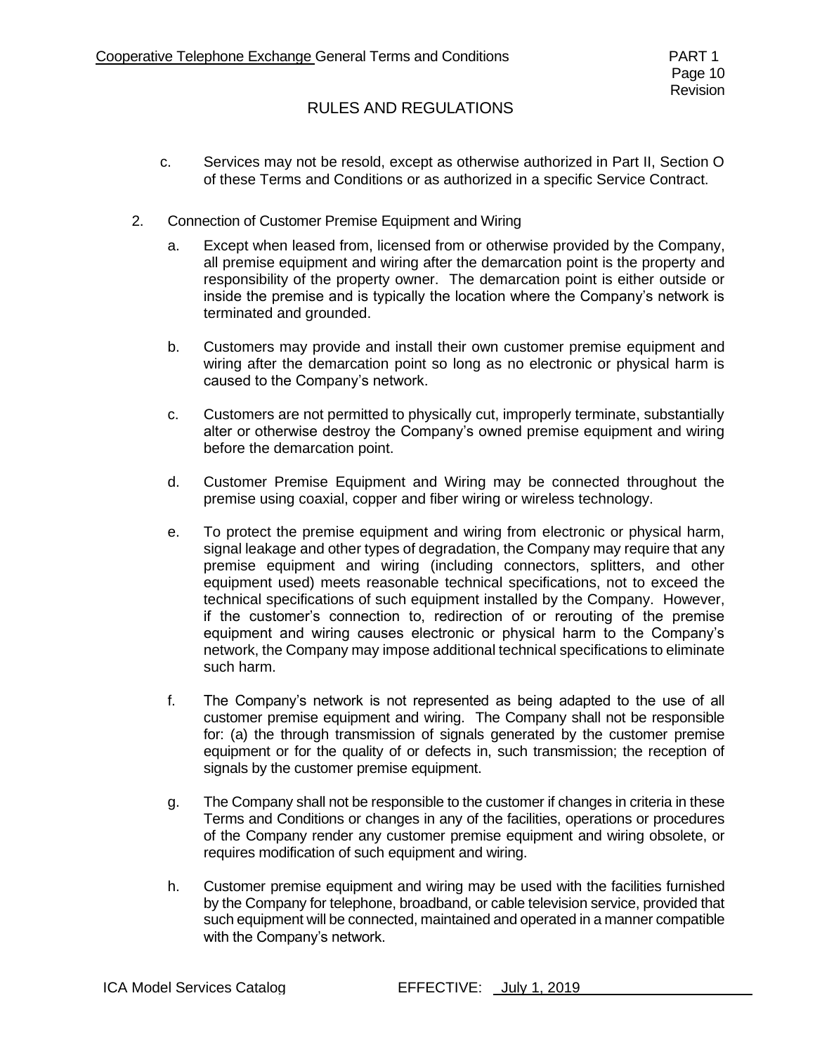## RULES AND REGULATIONS

c. Services may not be resold, except as otherwise authorized in Part II, Section O of these Terms and Conditions or as authorized in a specific Service Contract.

2. Connection of Customer Premise Equipment and Wiring

   a. Except when leased from, licensed from or otherwise provided by the Company, all premise equipment and wiring after the demarcation point is the property and responsibility of the property owner. The demarcation point is either outside or inside the premise and is typically the location where the Company's network is terminated and grounded.

   b. Customers may provide and install their own customer premise equipment and wiring after the demarcation point so long as no electronic or physical harm is caused to the Company's network.

   c. Customers are not permitted to physically cut, improperly terminate, substantially alter or otherwise destroy the Company's owned premise equipment and wiring before the demarcation point.

   d. Customer Premise Equipment and Wiring may be connected throughout the premise using coaxial, copper and fiber wiring or wireless technology.

   e. To protect the premise equipment and wiring from electronic or physical harm, signal leakage and other types of degradation, the Company may require that any premise equipment and wiring (including connectors, splitters, and other equipment used) meets reasonable technical specifications, not to exceed the technical specifications of such equipment installed by the Company. However, if the customer's connection to, redirection of or rerouting of the premise equipment and wiring causes electronic or physical harm to the Company's network, the Company may impose additional technical specifications to eliminate such harm.

   f. The Company's network is not represented as being adapted to the use of all customer premise equipment and wiring. The Company shall not be responsible for: (a) the through transmission of signals generated by the customer premise equipment or for the quality of or defects in, such transmission; the reception of signals by the customer premise equipment.

   g. The Company shall not be responsible to the customer if changes in criteria in these Terms and Conditions or changes in any of the facilities, operations or procedures of the Company render any customer premise equipment and wiring obsolete, or requires modification of such equipment and wiring.

   h. Customer premise equipment and wiring may be used with the facilities furnished by the Company for telephone, broadband, or cable television service, provided that such equipment will be connected, maintained and operated in a manner compatible with the Company's network.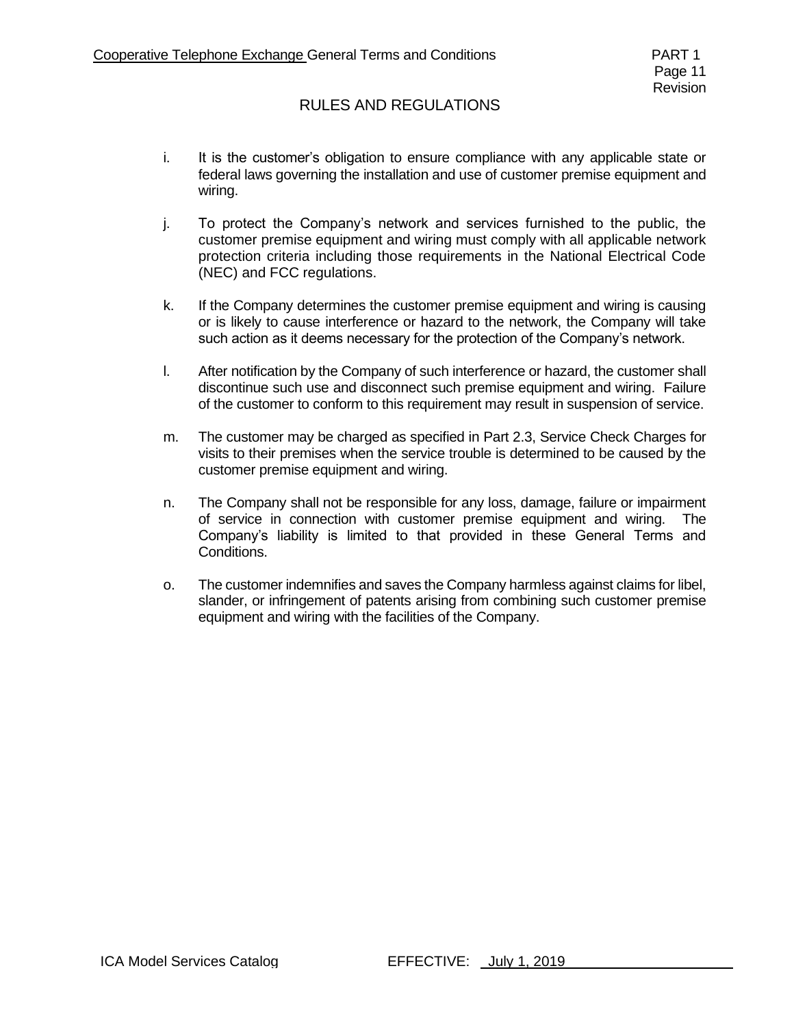## RULES AND REGULATIONS

i. It is the customer's obligation to ensure compliance with any applicable state or federal laws governing the installation and use of customer premise equipment and wiring.

j. To protect the Company's network and services furnished to the public, the customer premise equipment and wiring must comply with all applicable network protection criteria including those requirements in the National Electrical Code (NEC) and FCC regulations.

k. If the Company determines the customer premise equipment and wiring is causing or is likely to cause interference or hazard to the network, the Company will take such action as it deems necessary for the protection of the Company's network.

l. After notification by the Company of such interference or hazard, the customer shall discontinue such use and disconnect such premise equipment and wiring. Failure of the customer to conform to this requirement may result in suspension of service.

m. The customer may be charged as specified in Part 2.3, Service Check Charges for visits to their premises when the service trouble is determined to be caused by the customer premise equipment and wiring.

n. The Company shall not be responsible for any loss, damage, failure or impairment of service in connection with customer premise equipment and wiring. The Company's liability is limited to that provided in these General Terms and Conditions.

o. The customer indemnifies and saves the Company harmless against claims for libel, slander, or infringement of patents arising from combining such customer premise equipment and wiring with the facilities of the Company.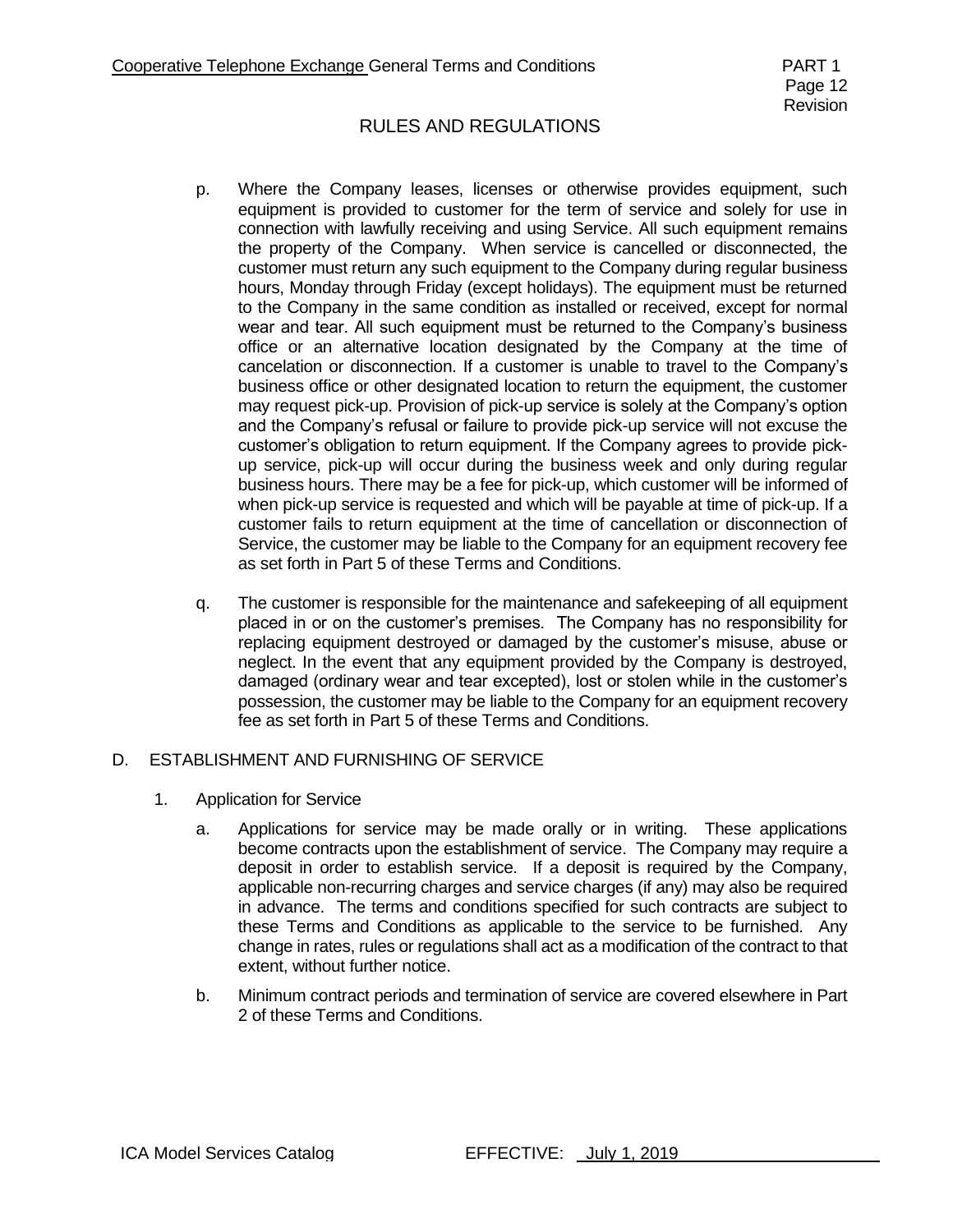## RULES AND REGULATIONS

p. Where the Company leases, licenses or otherwise provides equipment, such equipment is provided to customer for the term of service and solely for use in connection with lawfully receiving and using Service. All such equipment remains the property of the Company. When service is cancelled or disconnected, the customer must return any such equipment to the Company during regular business hours, Monday through Friday (except holidays). The equipment must be returned to the Company in the same condition as installed or received, except for normal wear and tear. All such equipment must be returned to the Company's business office or an alternative location designated by the Company at the time of cancelation or disconnection. If a customer is unable to travel to the Company's business office or other designated location to return the equipment, the customer may request pick-up. Provision of pick-up service is solely at the Company's option and the Company's refusal or failure to provide pick-up service will not excuse the customer's obligation to return equipment. If the Company agrees to provide pick-up service, pick-up will occur during the business week and only during regular business hours. There may be a fee for pick-up, which customer will be informed of when pick-up service is requested and which will be payable at time of pick-up. If a customer fails to return equipment at the time of cancellation or disconnection of Service, the customer may be liable to the Company for an equipment recovery fee as set forth in Part 5 of these Terms and Conditions.

q. The customer is responsible for the maintenance and safekeeping of all equipment placed in or on the customer's premises. The Company has no responsibility for replacing equipment destroyed or damaged by the customer's misuse, abuse or neglect. In the event that any equipment provided by the Company is destroyed, damaged (ordinary wear and tear excepted), lost or stolen while in the customer's possession, the customer may be liable to the Company for an equipment recovery fee as set forth in Part 5 of these Terms and Conditions.

### D. ESTABLISHMENT AND FURNISHING OF SERVICE

1. Application for Service

   a. Applications for service may be made orally or in writing. These applications become contracts upon the establishment of service. The Company may require a deposit in order to establish service. If a deposit is required by the Company, applicable non-recurring charges and service charges (if any) may also be required in advance. The terms and conditions specified for such contracts are subject to these Terms and Conditions as applicable to the service to be furnished. Any change in rates, rules or regulations shall act as a modification of the contract to that extent, without further notice.

   b. Minimum contract periods and termination of service are covered elsewhere in Part 2 of these Terms and Conditions.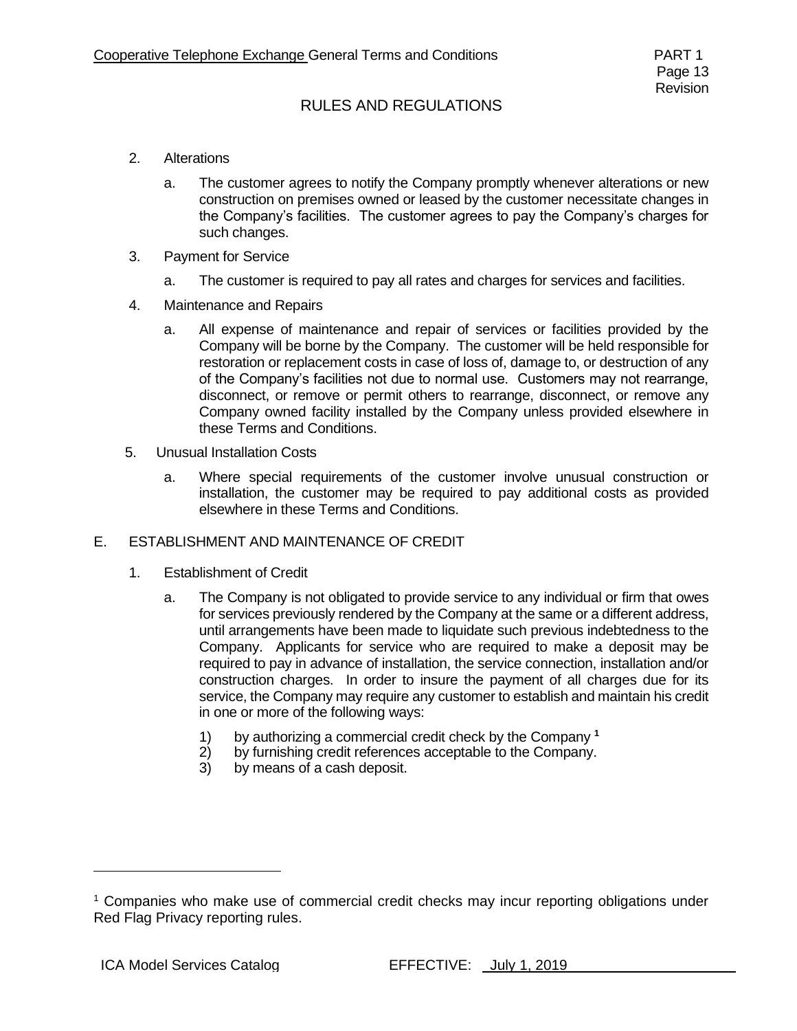## RULES AND REGULATIONS

2. Alterations

   a. The customer agrees to notify the Company promptly whenever alterations or new construction on premises owned or leased by the customer necessitate changes in the Company's facilities. The customer agrees to pay the Company's charges for such changes.

3. Payment for Service

   a. The customer is required to pay all rates and charges for services and facilities.

4. Maintenance and Repairs

   a. All expense of maintenance and repair of services or facilities provided by the Company will be borne by the Company. The customer will be held responsible for restoration or replacement costs in case of loss of, damage to, or destruction of any of the Company's facilities not due to normal use. Customers may not rearrange, disconnect, or remove or permit others to rearrange, disconnect, or remove any Company owned facility installed by the Company unless provided elsewhere in these Terms and Conditions.

5. Unusual Installation Costs

   a. Where special requirements of the customer involve unusual construction or installation, the customer may be required to pay additional costs as provided elsewhere in these Terms and Conditions.

## E. ESTABLISHMENT AND MAINTENANCE OF CREDIT

1. Establishment of Credit

   a. The Company is not obligated to provide service to any individual or firm that owes for services previously rendered by the Company at the same or a different address, until arrangements have been made to liquidate such previous indebtedness to the Company. Applicants for service who are required to make a deposit may be required to pay in advance of installation, the service connection, installation and/or construction charges. In order to insure the payment of all charges due for its service, the Company may require any customer to establish and maintain his credit in one or more of the following ways:

      1) by authorizing a commercial credit check by the Company [1]
      2) by furnishing credit references acceptable to the Company.
      3) by means of a cash deposit.

---

[1] Companies who make use of commercial credit checks may incur reporting obligations under Red Flag Privacy reporting rules.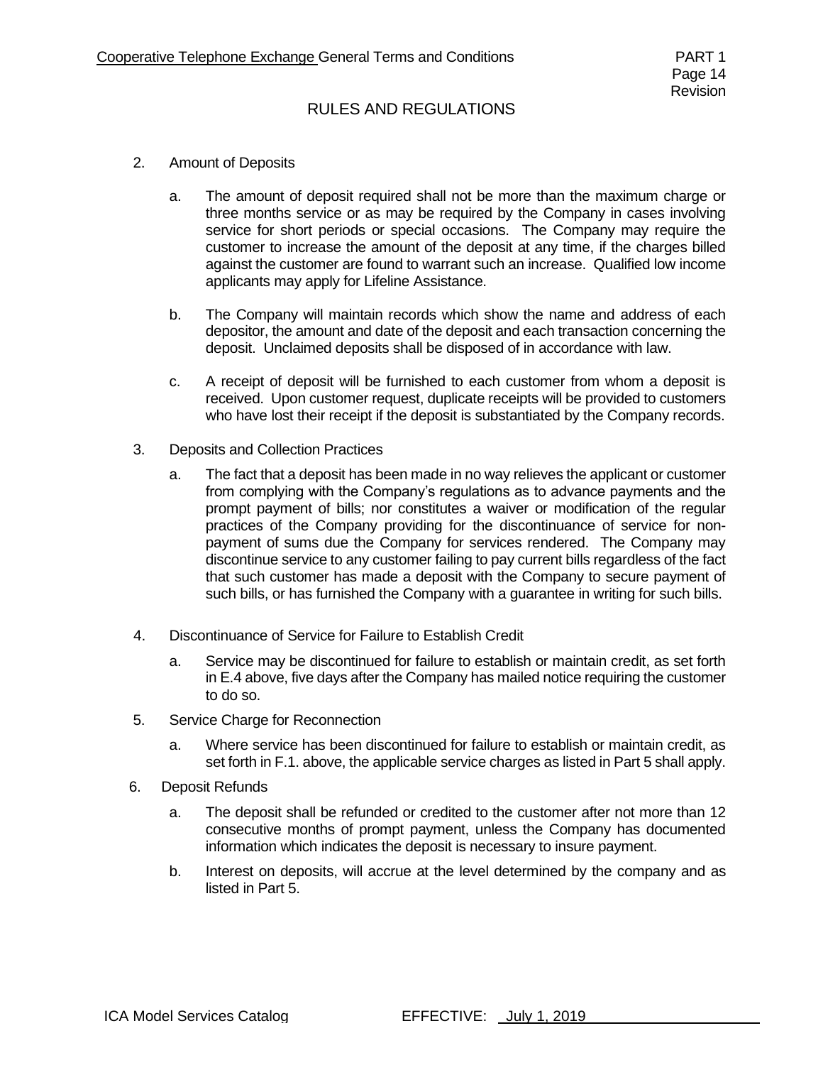## RULES AND REGULATIONS

2. Amount of Deposits

   a. The amount of deposit required shall not be more than the maximum charge or three months service or as may be required by the Company in cases involving service for short periods or special occasions. The Company may require the customer to increase the amount of the deposit at any time, if the charges billed against the customer are found to warrant such an increase. Qualified low income applicants may apply for Lifeline Assistance.

   b. The Company will maintain records which show the name and address of each depositor, the amount and date of the deposit and each transaction concerning the deposit. Unclaimed deposits shall be disposed of in accordance with law.

   c. A receipt of deposit will be furnished to each customer from whom a deposit is received. Upon customer request, duplicate receipts will be provided to customers who have lost their receipt if the deposit is substantiated by the Company records.

3. Deposits and Collection Practices

   a. The fact that a deposit has been made in no way relieves the applicant or customer from complying with the Company's regulations as to advance payments and the prompt payment of bills; nor constitutes a waiver or modification of the regular practices of the Company providing for the discontinuance of service for non-payment of sums due the Company for services rendered. The Company may discontinue service to any customer failing to pay current bills regardless of the fact that such customer has made a deposit with the Company to secure payment of such bills, or has furnished the Company with a guarantee in writing for such bills.

4. Discontinuance of Service for Failure to Establish Credit

   a. Service may be discontinued for failure to establish or maintain credit, as set forth in E.4 above, five days after the Company has mailed notice requiring the customer to do so.

5. Service Charge for Reconnection

   a. Where service has been discontinued for failure to establish or maintain credit, as set forth in F.1. above, the applicable service charges as listed in Part 5 shall apply.

6. Deposit Refunds

   a. The deposit shall be refunded or credited to the customer after not more than 12 consecutive months of prompt payment, unless the Company has documented information which indicates the deposit is necessary to insure payment.

   b. Interest on deposits, will accrue at the level determined by the company and as listed in Part 5.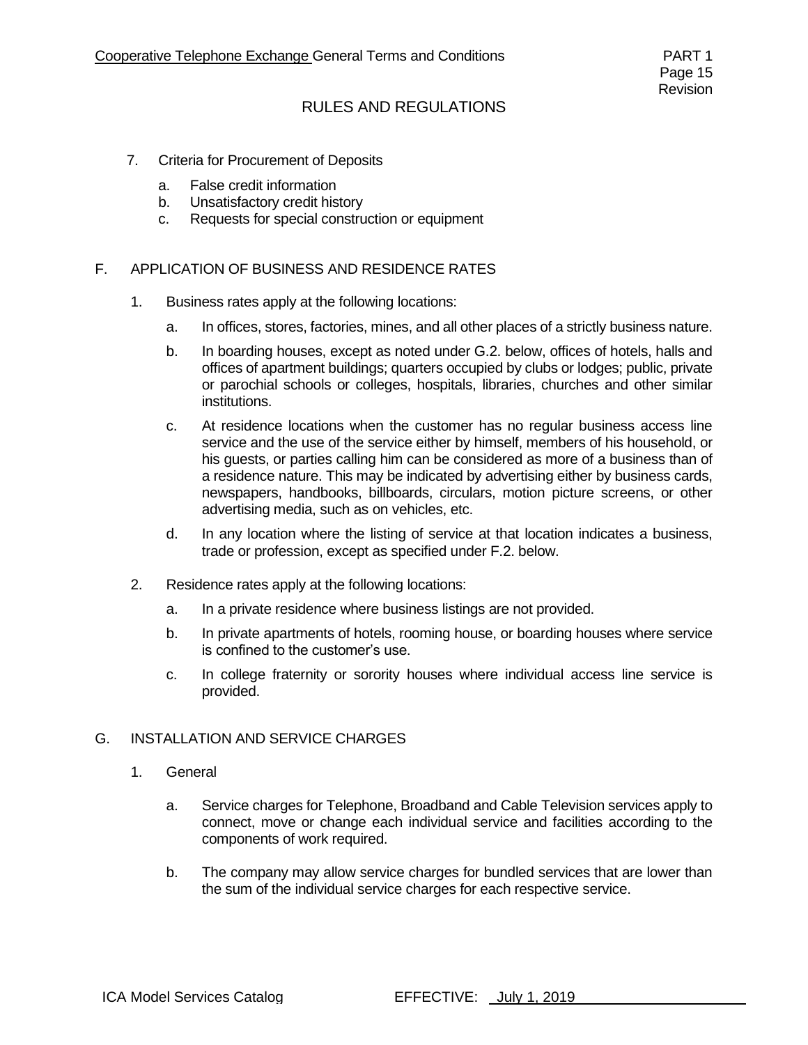## RULES AND REGULATIONS

7. Criteria for Procurement of Deposits

   a. False credit information
   b. Unsatisfactory credit history
   c. Requests for special construction or equipment

### F. APPLICATION OF BUSINESS AND RESIDENCE RATES

1. Business rates apply at the following locations:

   a. In offices, stores, factories, mines, and all other places of a strictly business nature.

   b. In boarding houses, except as noted under G.2. below, offices of hotels, halls and offices of apartment buildings; quarters occupied by clubs or lodges; public, private or parochial schools or colleges, hospitals, libraries, churches and other similar institutions.

   c. At residence locations when the customer has no regular business access line service and the use of the service either by himself, members of his household, or his guests, or parties calling him can be considered as more of a business than of a residence nature. This may be indicated by advertising either by business cards, newspapers, handbooks, billboards, circulars, motion picture screens, or other advertising media, such as on vehicles, etc.

   d. In any location where the listing of service at that location indicates a business, trade or profession, except as specified under F.2. below.

2. Residence rates apply at the following locations:

   a. In a private residence where business listings are not provided.

   b. In private apartments of hotels, rooming house, or boarding houses where service is confined to the customer's use.

   c. In college fraternity or sorority houses where individual access line service is provided.

### G. INSTALLATION AND SERVICE CHARGES

1. General

   a. Service charges for Telephone, Broadband and Cable Television services apply to connect, move or change each individual service and facilities according to the components of work required.

   b. The company may allow service charges for bundled services that are lower than the sum of the individual service charges for each respective service.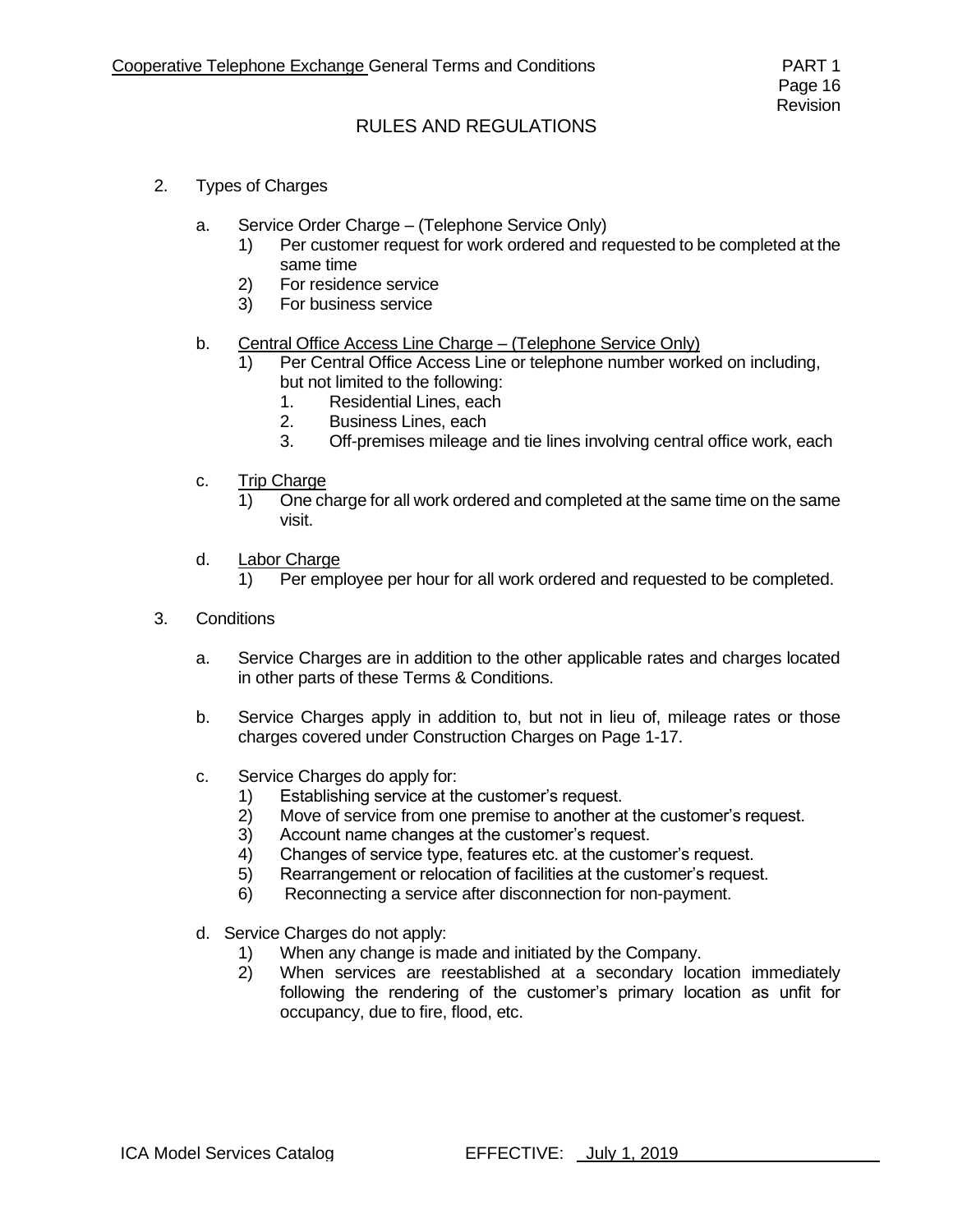## RULES AND REGULATIONS

2. Types of Charges

   a. Service Order Charge – (Telephone Service Only)
      1) Per customer request for work ordered and requested to be completed at the same time
      2) For residence service
      3) For business service

   b. Central Office Access Line Charge – (Telephone Service Only)
      1) Per Central Office Access Line or telephone number worked on including, but not limited to the following:
         1. Residential Lines, each
         2. Business Lines, each
         3. Off-premises mileage and tie lines involving central office work, each

   c. Trip Charge
      1) One charge for all work ordered and completed at the same time on the same visit.

   d. Labor Charge
      1) Per employee per hour for all work ordered and requested to be completed.

3. Conditions

   a. Service Charges are in addition to the other applicable rates and charges located in other parts of these Terms & Conditions.

   b. Service Charges apply in addition to, but not in lieu of, mileage rates or those charges covered under Construction Charges on Page 1-17.

   c. Service Charges do apply for:
      1) Establishing service at the customer's request.
      2) Move of service from one premise to another at the customer's request.
      3) Account name changes at the customer's request.
      4) Changes of service type, features etc. at the customer's request.
      5) Rearrangement or relocation of facilities at the customer's request.
      6) Reconnecting a service after disconnection for non-payment.

   d. Service Charges do not apply:
      1) When any change is made and initiated by the Company.
      2) When services are reestablished at a secondary location immediately following the rendering of the customer's primary location as unfit for occupancy, due to fire, flood, etc.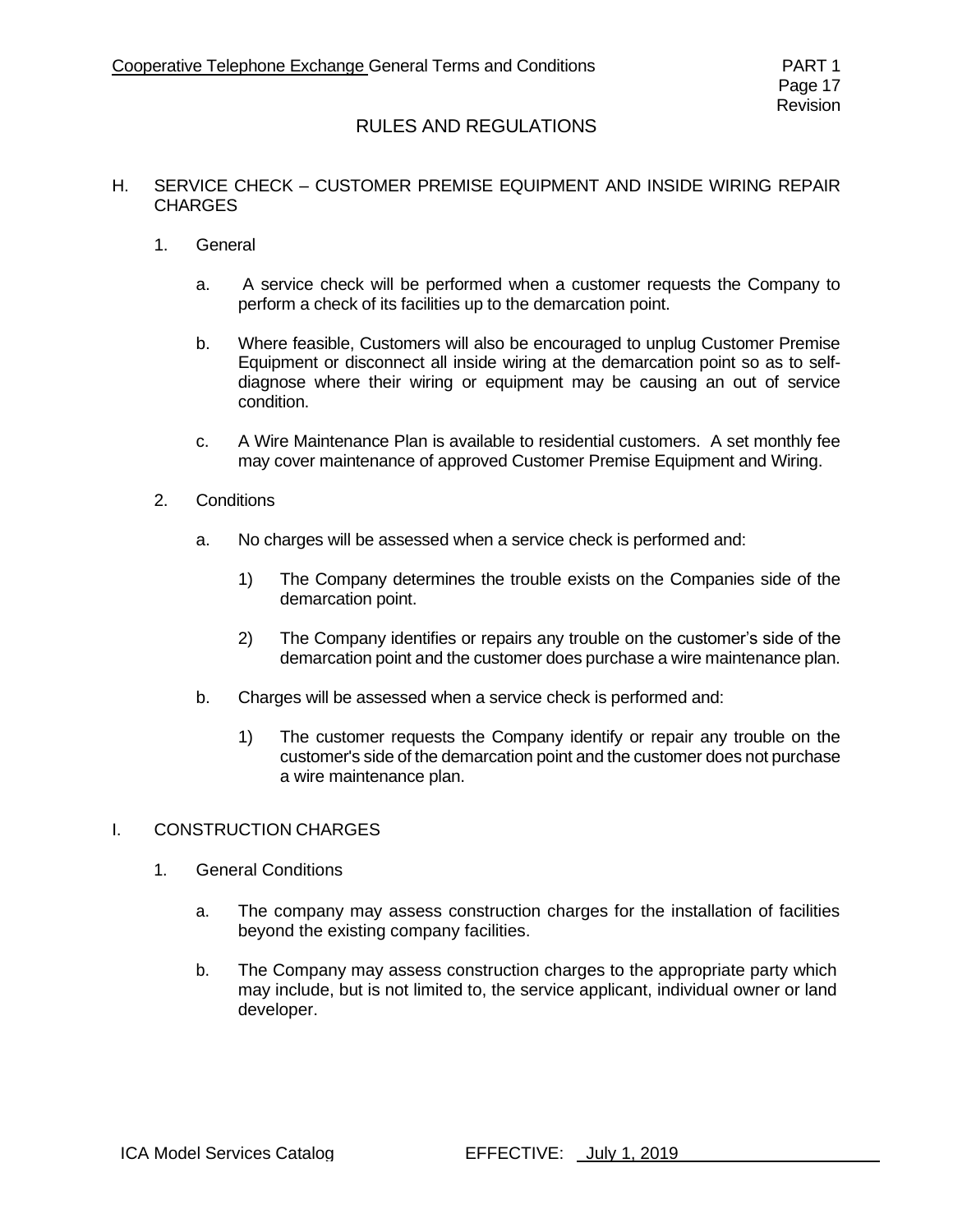## RULES AND REGULATIONS

### H. SERVICE CHECK – CUSTOMER PREMISE EQUIPMENT AND INSIDE WIRING REPAIR CHARGES

1. General

   a. A service check will be performed when a customer requests the Company to perform a check of its facilities up to the demarcation point.

   b. Where feasible, Customers will also be encouraged to unplug Customer Premise Equipment or disconnect all inside wiring at the demarcation point so as to self-diagnose where their wiring or equipment may be causing an out of service condition.

   c. A Wire Maintenance Plan is available to residential customers. A set monthly fee may cover maintenance of approved Customer Premise Equipment and Wiring.

2. Conditions

   a. No charges will be assessed when a service check is performed and:

      1) The Company determines the trouble exists on the Companies side of the demarcation point.

      2) The Company identifies or repairs any trouble on the customer's side of the demarcation point and the customer does purchase a wire maintenance plan.

   b. Charges will be assessed when a service check is performed and:

      1) The customer requests the Company identify or repair any trouble on the customer's side of the demarcation point and the customer does not purchase a wire maintenance plan.

### I. CONSTRUCTION CHARGES

1. General Conditions

   a. The company may assess construction charges for the installation of facilities beyond the existing company facilities.

   b. The Company may assess construction charges to the appropriate party which may include, but is not limited to, the service applicant, individual owner or land developer.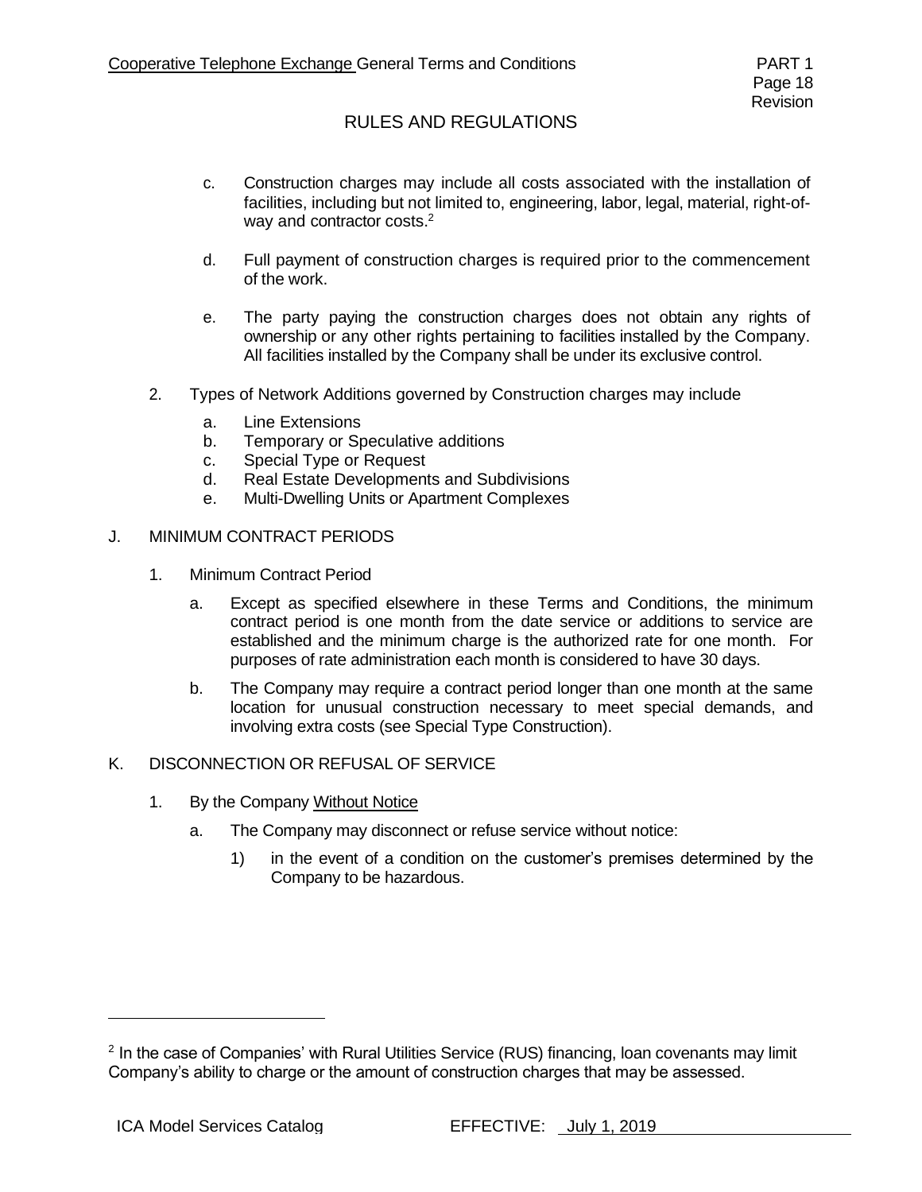## RULES AND REGULATIONS

c. Construction charges may include all costs associated with the installation of facilities, including but not limited to, engineering, labor, legal, material, right-of-way and contractor costs.[2]

d. Full payment of construction charges is required prior to the commencement of the work.

e. The party paying the construction charges does not obtain any rights of ownership or any other rights pertaining to facilities installed by the Company. All facilities installed by the Company shall be under its exclusive control.

2. Types of Network Additions governed by Construction charges may include

   a. Line Extensions
   b. Temporary or Speculative additions
   c. Special Type or Request
   d. Real Estate Developments and Subdivisions
   e. Multi-Dwelling Units or Apartment Complexes

J. MINIMUM CONTRACT PERIODS

1. Minimum Contract Period

   a. Except as specified elsewhere in these Terms and Conditions, the minimum contract period is one month from the date service or additions to service are established and the minimum charge is the authorized rate for one month. For purposes of rate administration each month is considered to have 30 days.

   b. The Company may require a contract period longer than one month at the same location for unusual construction necessary to meet special demands, and involving extra costs (see Special Type Construction).

K. DISCONNECTION OR REFUSAL OF SERVICE

1. By the Company Without Notice

   a. The Company may disconnect or refuse service without notice:

      1) in the event of a condition on the customer's premises determined by the Company to be hazardous.

[2] In the case of Companies' with Rural Utilities Service (RUS) financing, loan covenants may limit Company's ability to charge or the amount of construction charges that may be assessed.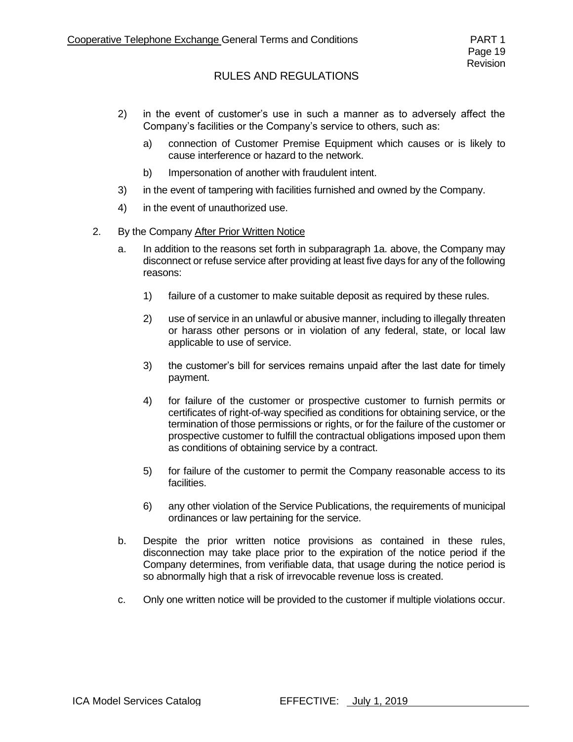2) in the event of customer's use in such a manner as to adversely affect the Company's facilities or the Company's service to others, such as:

   a) connection of Customer Premise Equipment which causes or is likely to cause interference or hazard to the network.

   b) Impersonation of another with fraudulent intent.

3) in the event of tampering with facilities furnished and owned by the Company.

4) in the event of unauthorized use.

2. By the Company After Prior Written Notice

   a. In addition to the reasons set forth in subparagraph 1a. above, the Company may disconnect or refuse service after providing at least five days for any of the following reasons:

      1) failure of a customer to make suitable deposit as required by these rules.

      2) use of service in an unlawful or abusive manner, including to illegally threaten or harass other persons or in violation of any federal, state, or local law applicable to use of service.

      3) the customer's bill for services remains unpaid after the last date for timely payment.

      4) for failure of the customer or prospective customer to furnish permits or certificates of right-of-way specified as conditions for obtaining service, or the termination of those permissions or rights, or for the failure of the customer or prospective customer to fulfill the contractual obligations imposed upon them as conditions of obtaining service by a contract.

      5) for failure of the customer to permit the Company reasonable access to its facilities.

      6) any other violation of the Service Publications, the requirements of municipal ordinances or law pertaining for the service.

   b. Despite the prior written notice provisions as contained in these rules, disconnection may take place prior to the expiration of the notice period if the Company determines, from verifiable data, that usage during the notice period is so abnormally high that a risk of irrevocable revenue loss is created.

   c. Only one written notice will be provided to the customer if multiple violations occur.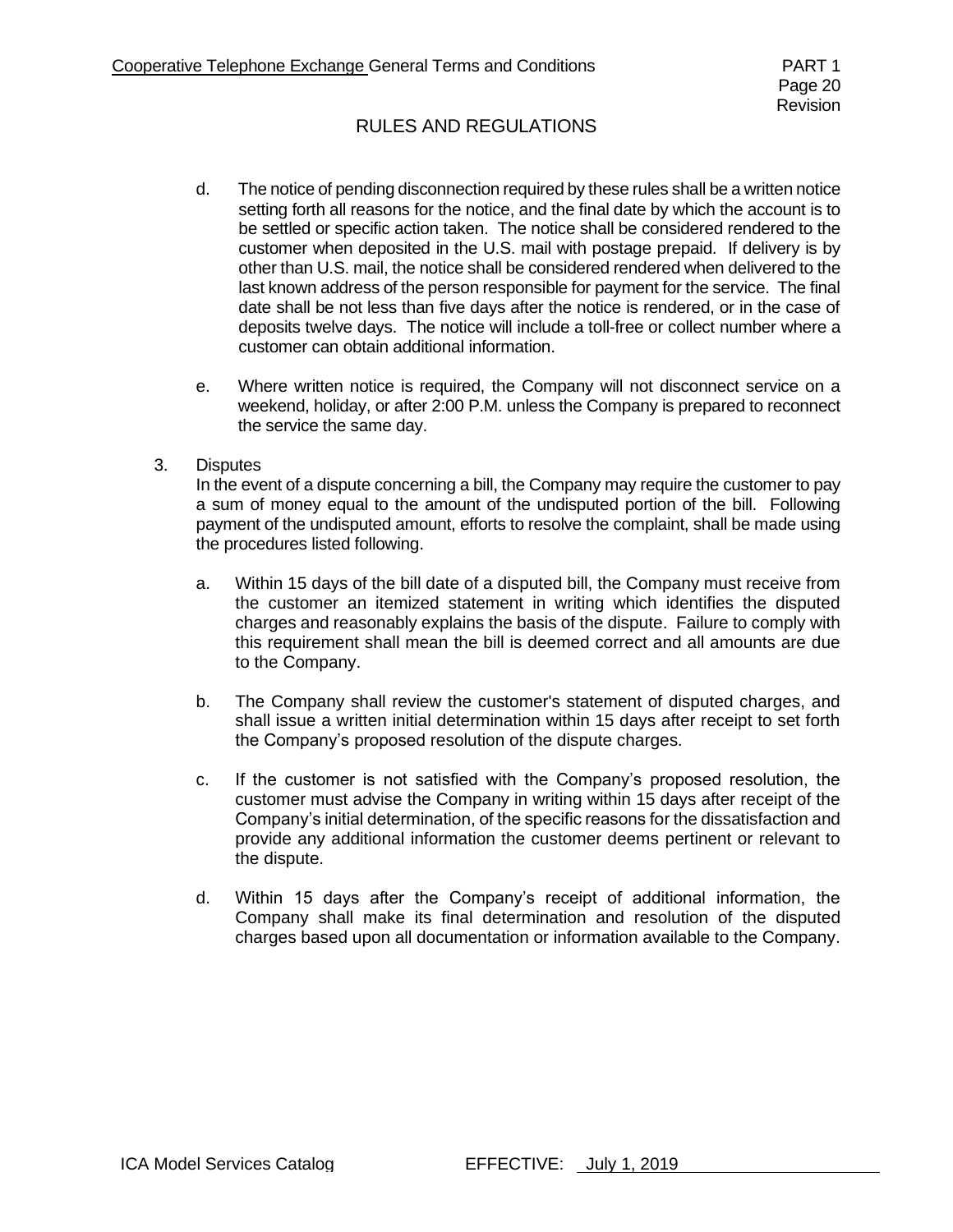## RULES AND REGULATIONS

d. The notice of pending disconnection required by these rules shall be a written notice setting forth all reasons for the notice, and the final date by which the account is to be settled or specific action taken. The notice shall be considered rendered to the customer when deposited in the U.S. mail with postage prepaid. If delivery is by other than U.S. mail, the notice shall be considered rendered when delivered to the last known address of the person responsible for payment for the service. The final date shall be not less than five days after the notice is rendered, or in the case of deposits twelve days. The notice will include a toll-free or collect number where a customer can obtain additional information.

e. Where written notice is required, the Company will not disconnect service on a weekend, holiday, or after 2:00 P.M. unless the Company is prepared to reconnect the service the same day.

3. Disputes

In the event of a dispute concerning a bill, the Company may require the customer to pay a sum of money equal to the amount of the undisputed portion of the bill. Following payment of the undisputed amount, efforts to resolve the complaint, shall be made using the procedures listed following.

a. Within 15 days of the bill date of a disputed bill, the Company must receive from the customer an itemized statement in writing which identifies the disputed charges and reasonably explains the basis of the dispute. Failure to comply with this requirement shall mean the bill is deemed correct and all amounts are due to the Company.

b. The Company shall review the customer's statement of disputed charges, and shall issue a written initial determination within 15 days after receipt to set forth the Company's proposed resolution of the dispute charges.

c. If the customer is not satisfied with the Company's proposed resolution, the customer must advise the Company in writing within 15 days after receipt of the Company's initial determination, of the specific reasons for the dissatisfaction and provide any additional information the customer deems pertinent or relevant to the dispute.

d. Within 15 days after the Company's receipt of additional information, the Company shall make its final determination and resolution of the disputed charges based upon all documentation or information available to the Company.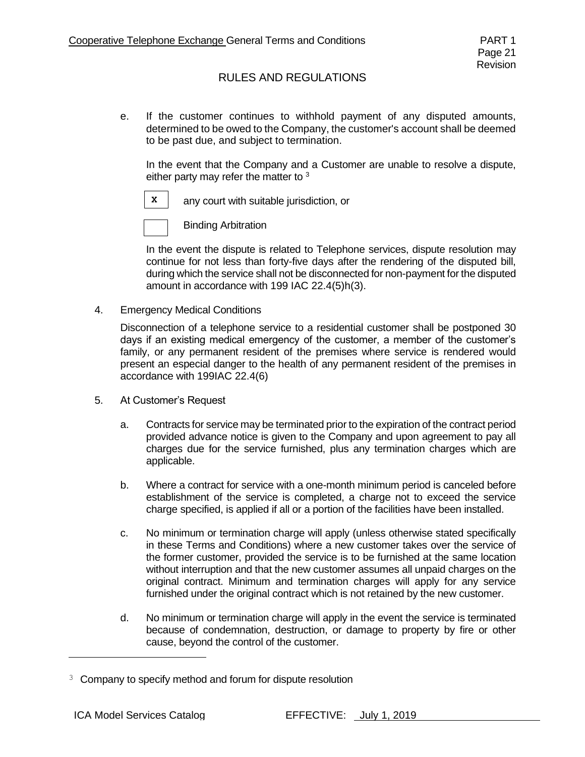e. If the customer continues to withhold payment of any disputed amounts, determined to be owed to the Company, the customer's account shall be deemed to be past due, and subject to termination.

In the event that the Company and a Customer are unable to resolve a dispute, either party may refer the matter to [3]

- [x] any court with suitable jurisdiction, or
- [ ] Binding Arbitration

In the event the dispute is related to Telephone services, dispute resolution may continue for not less than forty-five days after the rendering of the disputed bill, during which the service shall not be disconnected for non-payment for the disputed amount in accordance with 199 IAC 22.4(5)h(3).

4. Emergency Medical Conditions

Disconnection of a telephone service to a residential customer shall be postponed 30 days if an existing medical emergency of the customer, a member of the customer's family, or any permanent resident of the premises where service is rendered would present an especial danger to the health of any permanent resident of the premises in accordance with 199IAC 22.4(6)

5. At Customer's Request

a. Contracts for service may be terminated prior to the expiration of the contract period provided advance notice is given to the Company and upon agreement to pay all charges due for the service furnished, plus any termination charges which are applicable.

b. Where a contract for service with a one-month minimum period is canceled before establishment of the service is completed, a charge not to exceed the service charge specified, is applied if all or a portion of the facilities have been installed.

c. No minimum or termination charge will apply (unless otherwise stated specifically in these Terms and Conditions) where a new customer takes over the service of the former customer, provided the service is to be furnished at the same location without interruption and that the new customer assumes all unpaid charges on the original contract. Minimum and termination charges will apply for any service furnished under the original contract which is not retained by the new customer.

d. No minimum or termination charge will apply in the event the service is terminated because of condemnation, destruction, or damage to property by fire or other cause, beyond the control of the customer.

---

[3] Company to specify method and forum for dispute resolution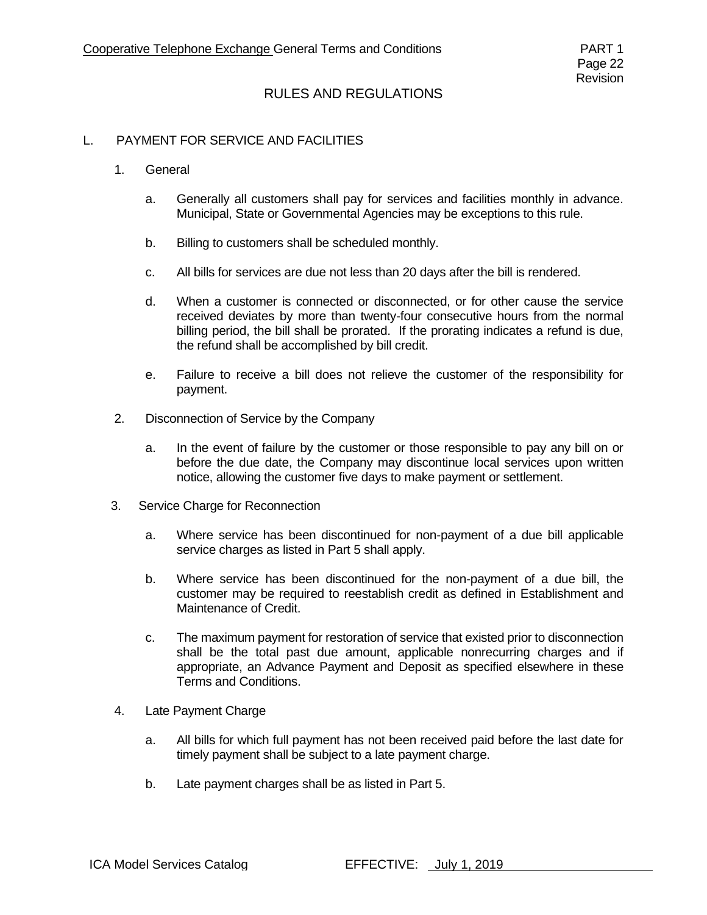## RULES AND REGULATIONS

### L. PAYMENT FOR SERVICE AND FACILITIES

1. General

   a. Generally all customers shall pay for services and facilities monthly in advance. Municipal, State or Governmental Agencies may be exceptions to this rule.

   b. Billing to customers shall be scheduled monthly.

   c. All bills for services are due not less than 20 days after the bill is rendered.

   d. When a customer is connected or disconnected, or for other cause the service received deviates by more than twenty-four consecutive hours from the normal billing period, the bill shall be prorated. If the prorating indicates a refund is due, the refund shall be accomplished by bill credit.

   e. Failure to receive a bill does not relieve the customer of the responsibility for payment.

2. Disconnection of Service by the Company

   a. In the event of failure by the customer or those responsible to pay any bill on or before the due date, the Company may discontinue local services upon written notice, allowing the customer five days to make payment or settlement.

3. Service Charge for Reconnection

   a. Where service has been discontinued for non-payment of a due bill applicable service charges as listed in Part 5 shall apply.

   b. Where service has been discontinued for the non-payment of a due bill, the customer may be required to reestablish credit as defined in Establishment and Maintenance of Credit.

   c. The maximum payment for restoration of service that existed prior to disconnection shall be the total past due amount, applicable nonrecurring charges and if appropriate, an Advance Payment and Deposit as specified elsewhere in these Terms and Conditions.

4. Late Payment Charge

   a. All bills for which full payment has not been received paid before the last date for timely payment shall be subject to a late payment charge.

   b. Late payment charges shall be as listed in Part 5.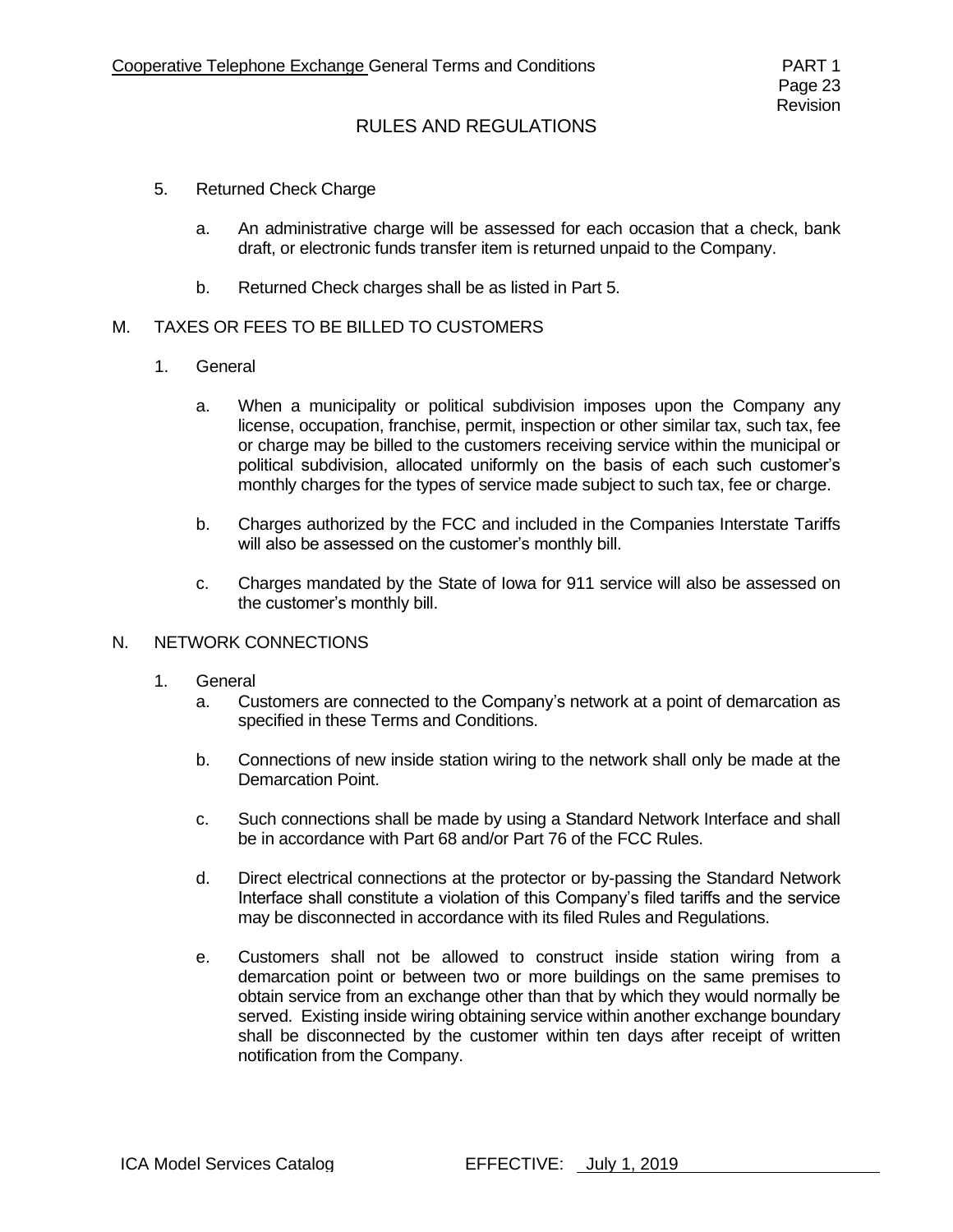## RULES AND REGULATIONS

5. Returned Check Charge

   a. An administrative charge will be assessed for each occasion that a check, bank draft, or electronic funds transfer item is returned unpaid to the Company.

   b. Returned Check charges shall be as listed in Part 5.

### M. TAXES OR FEES TO BE BILLED TO CUSTOMERS

1. General

   a. When a municipality or political subdivision imposes upon the Company any license, occupation, franchise, permit, inspection or other similar tax, such tax, fee or charge may be billed to the customers receiving service within the municipal or political subdivision, allocated uniformly on the basis of each such customer's monthly charges for the types of service made subject to such tax, fee or charge.

   b. Charges authorized by the FCC and included in the Companies Interstate Tariffs will also be assessed on the customer's monthly bill.

   c. Charges mandated by the State of Iowa for 911 service will also be assessed on the customer's monthly bill.

### N. NETWORK CONNECTIONS

1. General

   a. Customers are connected to the Company's network at a point of demarcation as specified in these Terms and Conditions.

   b. Connections of new inside station wiring to the network shall only be made at the Demarcation Point.

   c. Such connections shall be made by using a Standard Network Interface and shall be in accordance with Part 68 and/or Part 76 of the FCC Rules.

   d. Direct electrical connections at the protector or by-passing the Standard Network Interface shall constitute a violation of this Company's filed tariffs and the service may be disconnected in accordance with its filed Rules and Regulations.

   e. Customers shall not be allowed to construct inside station wiring from a demarcation point or between two or more buildings on the same premises to obtain service from an exchange other than that by which they would normally be served. Existing inside wiring obtaining service within another exchange boundary shall be disconnected by the customer within ten days after receipt of written notification from the Company.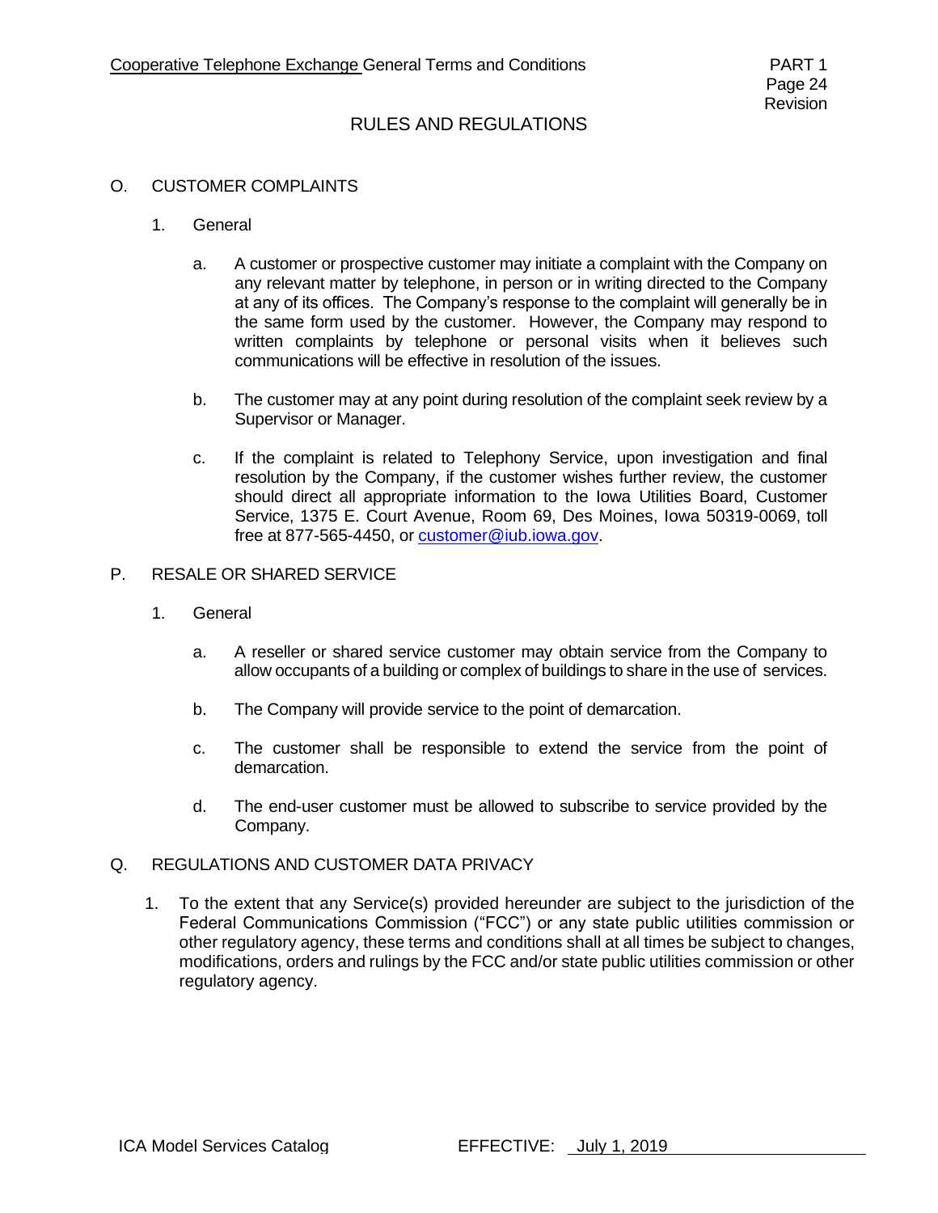## RULES AND REGULATIONS

### O. CUSTOMER COMPLAINTS

1. General

   a. A customer or prospective customer may initiate a complaint with the Company on any relevant matter by telephone, in person or in writing directed to the Company at any of its offices. The Company's response to the complaint will generally be in the same form used by the customer. However, the Company may respond to written complaints by telephone or personal visits when it believes such communications will be effective in resolution of the issues.

   b. The customer may at any point during resolution of the complaint seek review by a Supervisor or Manager.

   c. If the complaint is related to Telephony Service, upon investigation and final resolution by the Company, if the customer wishes further review, the customer should direct all appropriate information to the Iowa Utilities Board, Customer Service, 1375 E. Court Avenue, Room 69, Des Moines, Iowa 50319-0069, toll free at 877-565-4450, or customer@iub.iowa.gov.

### P. RESALE OR SHARED SERVICE

1. General

   a. A reseller or shared service customer may obtain service from the Company to allow occupants of a building or complex of buildings to share in the use of services.

   b. The Company will provide service to the point of demarcation.

   c. The customer shall be responsible to extend the service from the point of demarcation.

   d. The end-user customer must be allowed to subscribe to service provided by the Company.

### Q. REGULATIONS AND CUSTOMER DATA PRIVACY

1. To the extent that any Service(s) provided hereunder are subject to the jurisdiction of the Federal Communications Commission ("FCC") or any state public utilities commission or other regulatory agency, these terms and conditions shall at all times be subject to changes, modifications, orders and rulings by the FCC and/or state public utilities commission or other regulatory agency.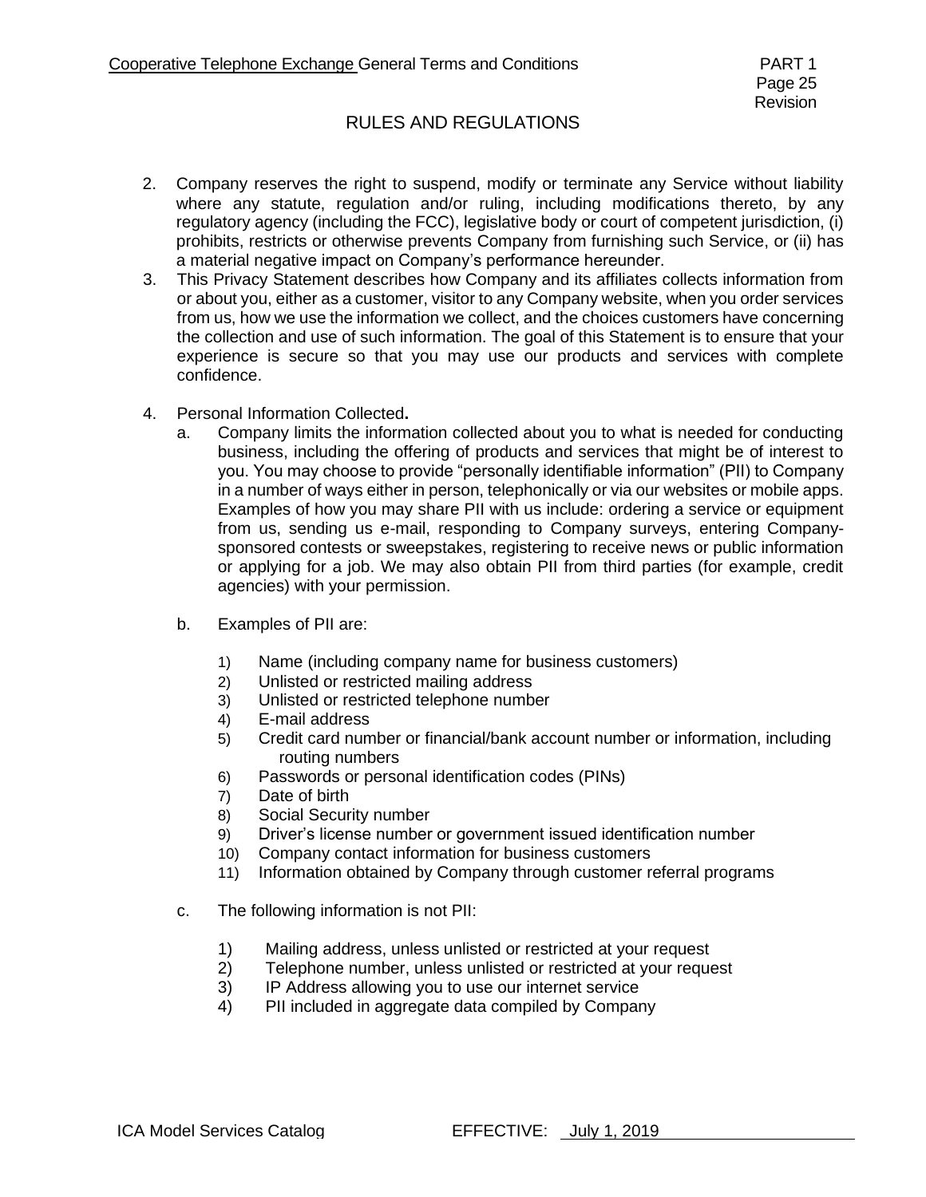## RULES AND REGULATIONS

2. Company reserves the right to suspend, modify or terminate any Service without liability where any statute, regulation and/or ruling, including modifications thereto, by any regulatory agency (including the FCC), legislative body or court of competent jurisdiction, (i) prohibits, restricts or otherwise prevents Company from furnishing such Service, or (ii) has a material negative impact on Company's performance hereunder.
3. This Privacy Statement describes how Company and its affiliates collects information from or about you, either as a customer, visitor to any Company website, when you order services from us, how we use the information we collect, and the choices customers have concerning the collection and use of such information. The goal of this Statement is to ensure that your experience is secure so that you may use our products and services with complete confidence.
4. Personal Information Collected**.**
   a. Company limits the information collected about you to what is needed for conducting business, including the offering of products and services that might be of interest to you. You may choose to provide "personally identifiable information" (PII) to Company in a number of ways either in person, telephonically or via our websites or mobile apps. Examples of how you may share PII with us include: ordering a service or equipment from us, sending us e-mail, responding to Company surveys, entering Company-sponsored contests or sweepstakes, registering to receive news or public information or applying for a job. We may also obtain PII from third parties (for example, credit agencies) with your permission.

   b. Examples of PII are:

      1) Name (including company name for business customers)
      2) Unlisted or restricted mailing address
      3) Unlisted or restricted telephone number
      4) E-mail address
      5) Credit card number or financial/bank account number or information, including routing numbers
      6) Passwords or personal identification codes (PINs)
      7) Date of birth
      8) Social Security number
      9) Driver's license number or government issued identification number
      10) Company contact information for business customers
      11) Information obtained by Company through customer referral programs

   c. The following information is not PII:

      1) Mailing address, unless unlisted or restricted at your request
      2) Telephone number, unless unlisted or restricted at your request
      3) IP Address allowing you to use our internet service
      4) PII included in aggregate data compiled by Company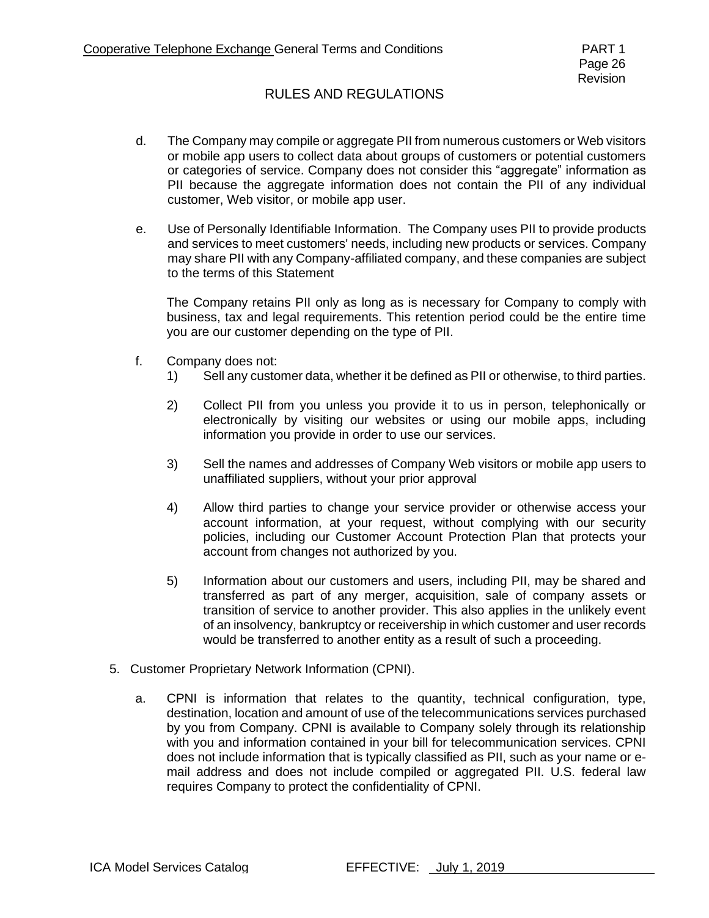## RULES AND REGULATIONS

d. The Company may compile or aggregate PII from numerous customers or Web visitors or mobile app users to collect data about groups of customers or potential customers or categories of service. Company does not consider this "aggregate" information as PII because the aggregate information does not contain the PII of any individual customer, Web visitor, or mobile app user.

e. Use of Personally Identifiable Information. The Company uses PII to provide products and services to meet customers' needs, including new products or services. Company may share PII with any Company-affiliated company, and these companies are subject to the terms of this Statement

The Company retains PII only as long as is necessary for Company to comply with business, tax and legal requirements. This retention period could be the entire time you are our customer depending on the type of PII.

f. Company does not:

1) Sell any customer data, whether it be defined as PII or otherwise, to third parties.

2) Collect PII from you unless you provide it to us in person, telephonically or electronically by visiting our websites or using our mobile apps, including information you provide in order to use our services.

3) Sell the names and addresses of Company Web visitors or mobile app users to unaffiliated suppliers, without your prior approval

4) Allow third parties to change your service provider or otherwise access your account information, at your request, without complying with our security policies, including our Customer Account Protection Plan that protects your account from changes not authorized by you.

5) Information about our customers and users, including PII, may be shared and transferred as part of any merger, acquisition, sale of company assets or transition of service to another provider. This also applies in the unlikely event of an insolvency, bankruptcy or receivership in which customer and user records would be transferred to another entity as a result of such a proceeding.

5. Customer Proprietary Network Information (CPNI).

a. CPNI is information that relates to the quantity, technical configuration, type, destination, location and amount of use of the telecommunications services purchased by you from Company. CPNI is available to Company solely through its relationship with you and information contained in your bill for telecommunication services. CPNI does not include information that is typically classified as PII, such as your name or e-mail address and does not include compiled or aggregated PII. U.S. federal law requires Company to protect the confidentiality of CPNI.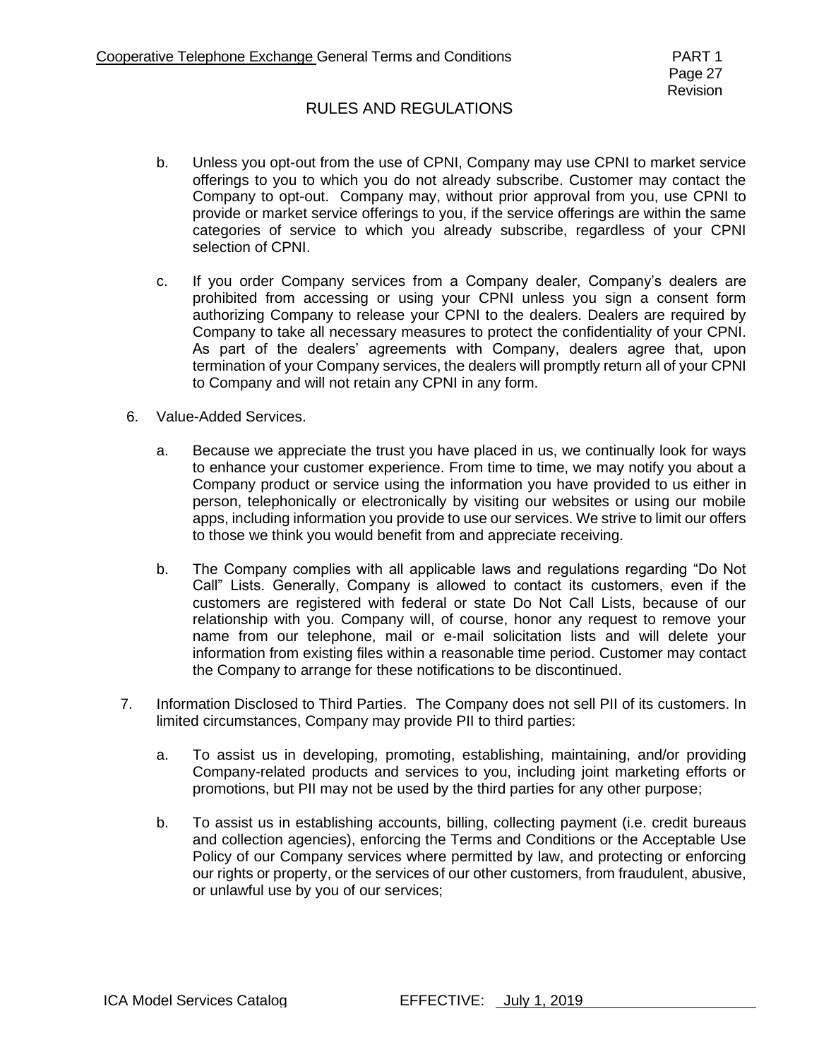## RULES AND REGULATIONS

b. Unless you opt-out from the use of CPNI, Company may use CPNI to market service offerings to you to which you do not already subscribe. Customer may contact the Company to opt-out. Company may, without prior approval from you, use CPNI to provide or market service offerings to you, if the service offerings are within the same categories of service to which you already subscribe, regardless of your CPNI selection of CPNI.

c. If you order Company services from a Company dealer, Company's dealers are prohibited from accessing or using your CPNI unless you sign a consent form authorizing Company to release your CPNI to the dealers. Dealers are required by Company to take all necessary measures to protect the confidentiality of your CPNI. As part of the dealers' agreements with Company, dealers agree that, upon termination of your Company services, the dealers will promptly return all of your CPNI to Company and will not retain any CPNI in any form.

6. Value-Added Services.

   a. Because we appreciate the trust you have placed in us, we continually look for ways to enhance your customer experience. From time to time, we may notify you about a Company product or service using the information you have provided to us either in person, telephonically or electronically by visiting our websites or using our mobile apps, including information you provide to use our services. We strive to limit our offers to those we think you would benefit from and appreciate receiving.

   b. The Company complies with all applicable laws and regulations regarding "Do Not Call" Lists. Generally, Company is allowed to contact its customers, even if the customers are registered with federal or state Do Not Call Lists, because of our relationship with you. Company will, of course, honor any request to remove your name from our telephone, mail or e-mail solicitation lists and will delete your information from existing files within a reasonable time period. Customer may contact the Company to arrange for these notifications to be discontinued.

7. Information Disclosed to Third Parties. The Company does not sell PII of its customers. In limited circumstances, Company may provide PII to third parties:

   a. To assist us in developing, promoting, establishing, maintaining, and/or providing Company-related products and services to you, including joint marketing efforts or promotions, but PII may not be used by the third parties for any other purpose;

   b. To assist us in establishing accounts, billing, collecting payment (i.e. credit bureaus and collection agencies), enforcing the Terms and Conditions or the Acceptable Use Policy of our Company services where permitted by law, and protecting or enforcing our rights or property, or the services of our other customers, from fraudulent, abusive, or unlawful use by you of our services;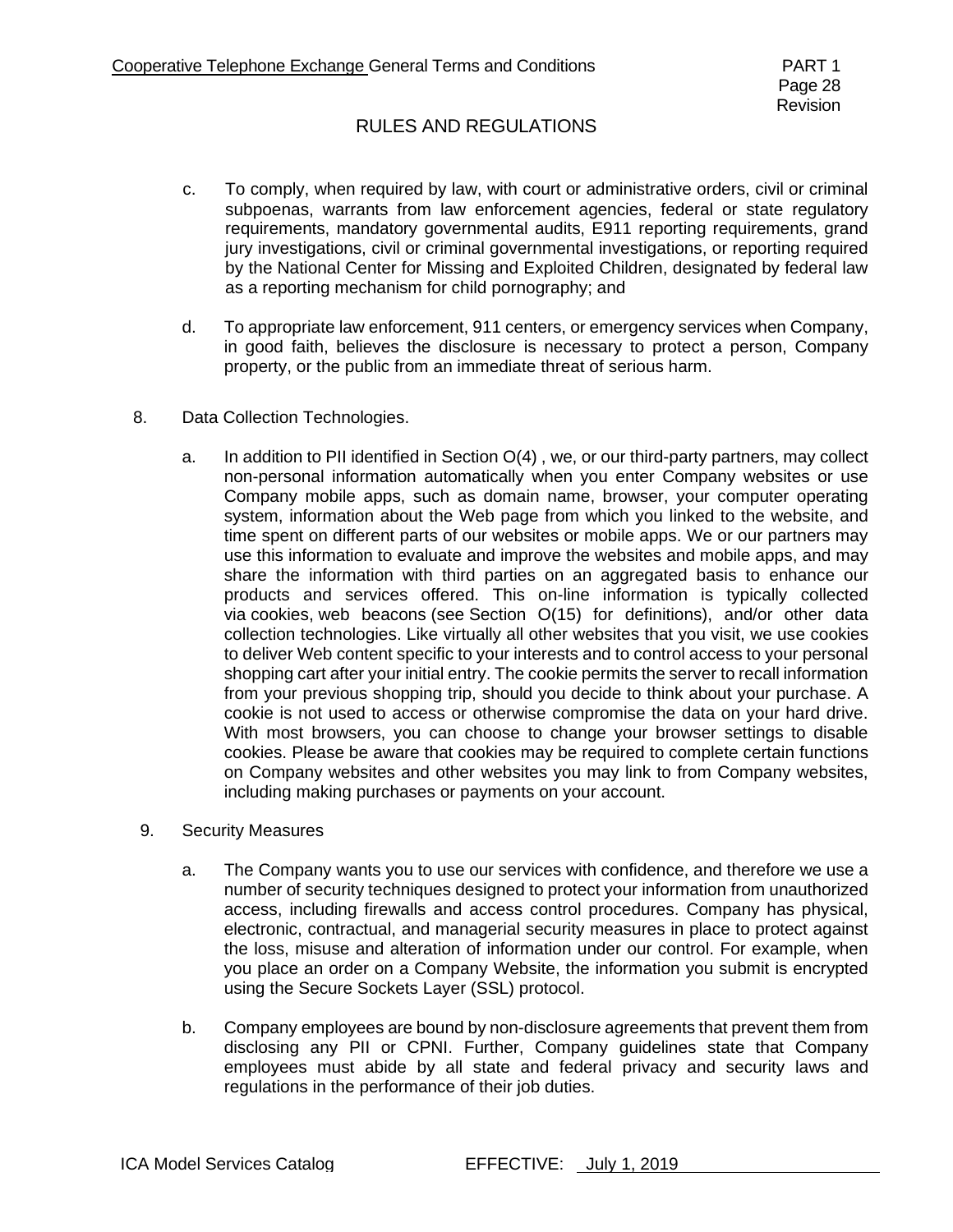c. To comply, when required by law, with court or administrative orders, civil or criminal subpoenas, warrants from law enforcement agencies, federal or state regulatory requirements, mandatory governmental audits, E911 reporting requirements, grand jury investigations, civil or criminal governmental investigations, or reporting required by the National Center for Missing and Exploited Children, designated by federal law as a reporting mechanism for child pornography; and

d. To appropriate law enforcement, 911 centers, or emergency services when Company, in good faith, believes the disclosure is necessary to protect a person, Company property, or the public from an immediate threat of serious harm.

8. Data Collection Technologies.

a. In addition to PII identified in Section O(4) , we, or our third-party partners, may collect non-personal information automatically when you enter Company websites or use Company mobile apps, such as domain name, browser, your computer operating system, information about the Web page from which you linked to the website, and time spent on different parts of our websites or mobile apps. We or our partners may use this information to evaluate and improve the websites and mobile apps, and may share the information with third parties on an aggregated basis to enhance our products and services offered. This on-line information is typically collected via cookies, web beacons (see Section O(15) for definitions), and/or other data collection technologies. Like virtually all other websites that you visit, we use cookies to deliver Web content specific to your interests and to control access to your personal shopping cart after your initial entry. The cookie permits the server to recall information from your previous shopping trip, should you decide to think about your purchase. A cookie is not used to access or otherwise compromise the data on your hard drive. With most browsers, you can choose to change your browser settings to disable cookies. Please be aware that cookies may be required to complete certain functions on Company websites and other websites you may link to from Company websites, including making purchases or payments on your account.

9. Security Measures

a. The Company wants you to use our services with confidence, and therefore we use a number of security techniques designed to protect your information from unauthorized access, including firewalls and access control procedures. Company has physical, electronic, contractual, and managerial security measures in place to protect against the loss, misuse and alteration of information under our control. For example, when you place an order on a Company Website, the information you submit is encrypted using the Secure Sockets Layer (SSL) protocol.

b. Company employees are bound by non-disclosure agreements that prevent them from disclosing any PII or CPNI. Further, Company guidelines state that Company employees must abide by all state and federal privacy and security laws and regulations in the performance of their job duties.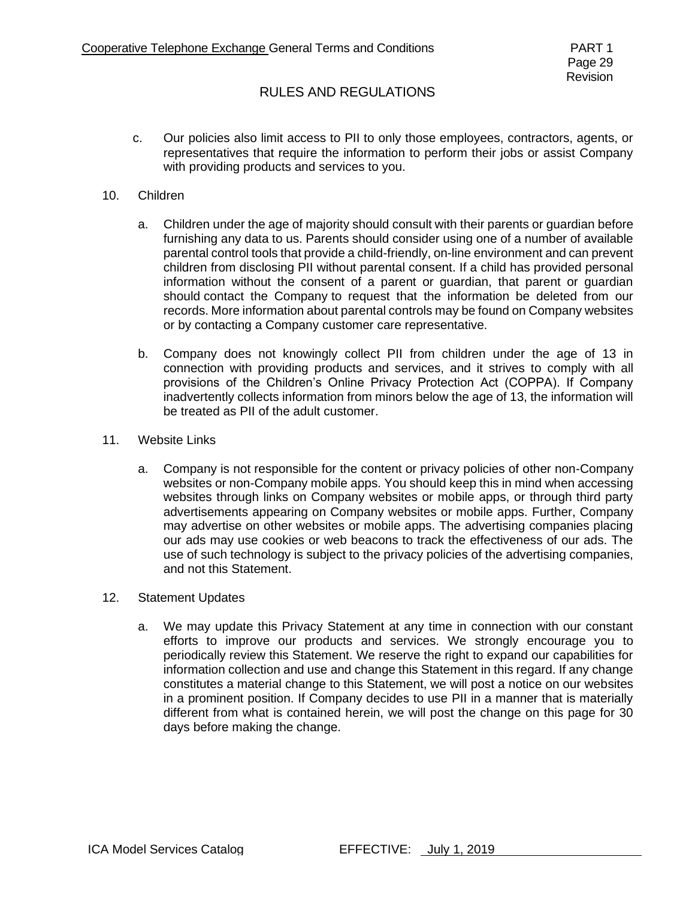c. Our policies also limit access to PII to only those employees, contractors, agents, or representatives that require the information to perform their jobs or assist Company with providing products and services to you.

10. Children

   a. Children under the age of majority should consult with their parents or guardian before furnishing any data to us. Parents should consider using one of a number of available parental control tools that provide a child-friendly, on-line environment and can prevent children from disclosing PII without parental consent. If a child has provided personal information without the consent of a parent or guardian, that parent or guardian should contact the Company to request that the information be deleted from our records. More information about parental controls may be found on Company websites or by contacting a Company customer care representative.

   b. Company does not knowingly collect PII from children under the age of 13 in connection with providing products and services, and it strives to comply with all provisions of the Children's Online Privacy Protection Act (COPPA). If Company inadvertently collects information from minors below the age of 13, the information will be treated as PII of the adult customer.

11. Website Links

   a. Company is not responsible for the content or privacy policies of other non-Company websites or non-Company mobile apps. You should keep this in mind when accessing websites through links on Company websites or mobile apps, or through third party advertisements appearing on Company websites or mobile apps. Further, Company may advertise on other websites or mobile apps. The advertising companies placing our ads may use cookies or web beacons to track the effectiveness of our ads. The use of such technology is subject to the privacy policies of the advertising companies, and not this Statement.

12. Statement Updates

   a. We may update this Privacy Statement at any time in connection with our constant efforts to improve our products and services. We strongly encourage you to periodically review this Statement. We reserve the right to expand our capabilities for information collection and use and change this Statement in this regard. If any change constitutes a material change to this Statement, we will post a notice on our websites in a prominent position. If Company decides to use PII in a manner that is materially different from what is contained herein, we will post the change on this page for 30 days before making the change.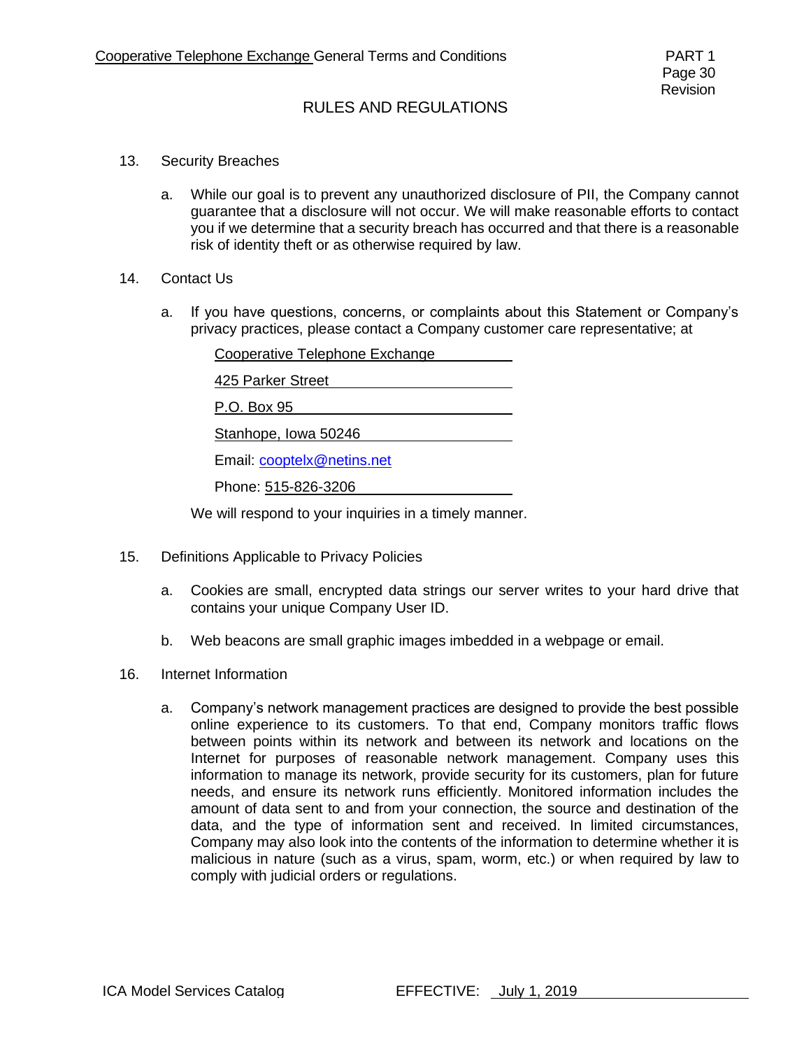## RULES AND REGULATIONS

13. Security Breaches

    a. While our goal is to prevent any unauthorized disclosure of PII, the Company cannot guarantee that a disclosure will not occur. We will make reasonable efforts to contact you if we determine that a security breach has occurred and that there is a reasonable risk of identity theft or as otherwise required by law.

14. Contact Us

    a. If you have questions, concerns, or complaints about this Statement or Company's privacy practices, please contact a Company customer care representative; at

       Cooperative Telephone Exchange

       425 Parker Street

       P.O. Box 95

       Stanhope, Iowa 50246

       Email: cooptelx@netins.net

       Phone: 515-826-3206

       We will respond to your inquiries in a timely manner.

15. Definitions Applicable to Privacy Policies

    a. Cookies are small, encrypted data strings our server writes to your hard drive that contains your unique Company User ID.

    b. Web beacons are small graphic images imbedded in a webpage or email.

16. Internet Information

    a. Company's network management practices are designed to provide the best possible online experience to its customers. To that end, Company monitors traffic flows between points within its network and between its network and locations on the Internet for purposes of reasonable network management. Company uses this information to manage its network, provide security for its customers, plan for future needs, and ensure its network runs efficiently. Monitored information includes the amount of data sent to and from your connection, the source and destination of the data, and the type of information sent and received. In limited circumstances, Company may also look into the contents of the information to determine whether it is malicious in nature (such as a virus, spam, worm, etc.) or when required by law to comply with judicial orders or regulations.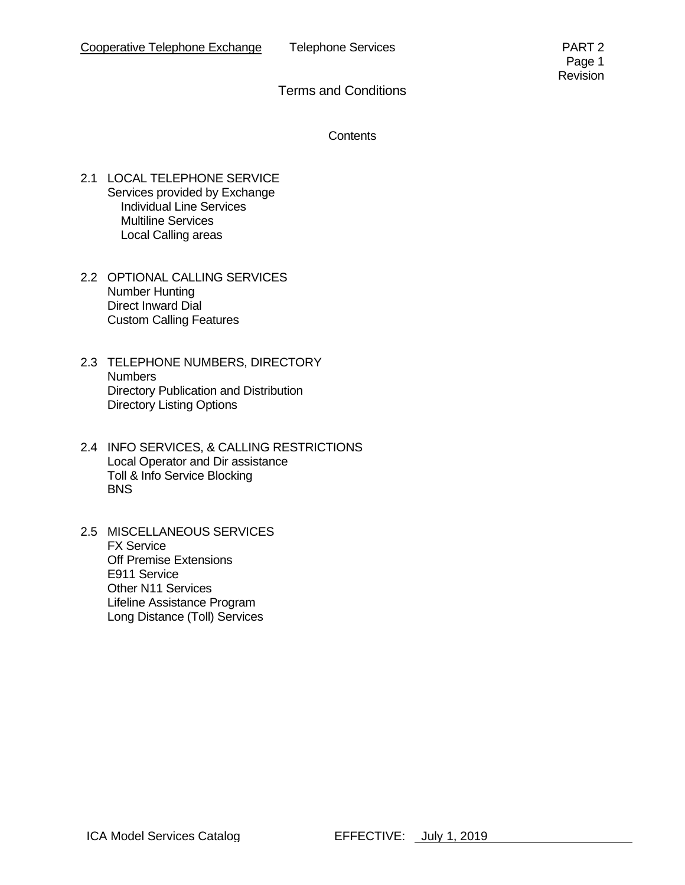# Terms and Conditions

## Contents

2.1 LOCAL TELEPHONE SERVICE
- Services provided by Exchange
  - Individual Line Services
  - Multiline Services
  - Local Calling areas

2.2 OPTIONAL CALLING SERVICES
- Number Hunting
- Direct Inward Dial
- Custom Calling Features

2.3 TELEPHONE NUMBERS, DIRECTORY
- Numbers
- Directory Publication and Distribution
- Directory Listing Options

2.4 INFO SERVICES, & CALLING RESTRICTIONS
- Local Operator and Dir assistance
- Toll & Info Service Blocking
- BNS

2.5 MISCELLANEOUS SERVICES
- FX Service
- Off Premise Extensions
- E911 Service
- Other N11 Services
- Lifeline Assistance Program
- Long Distance (Toll) Services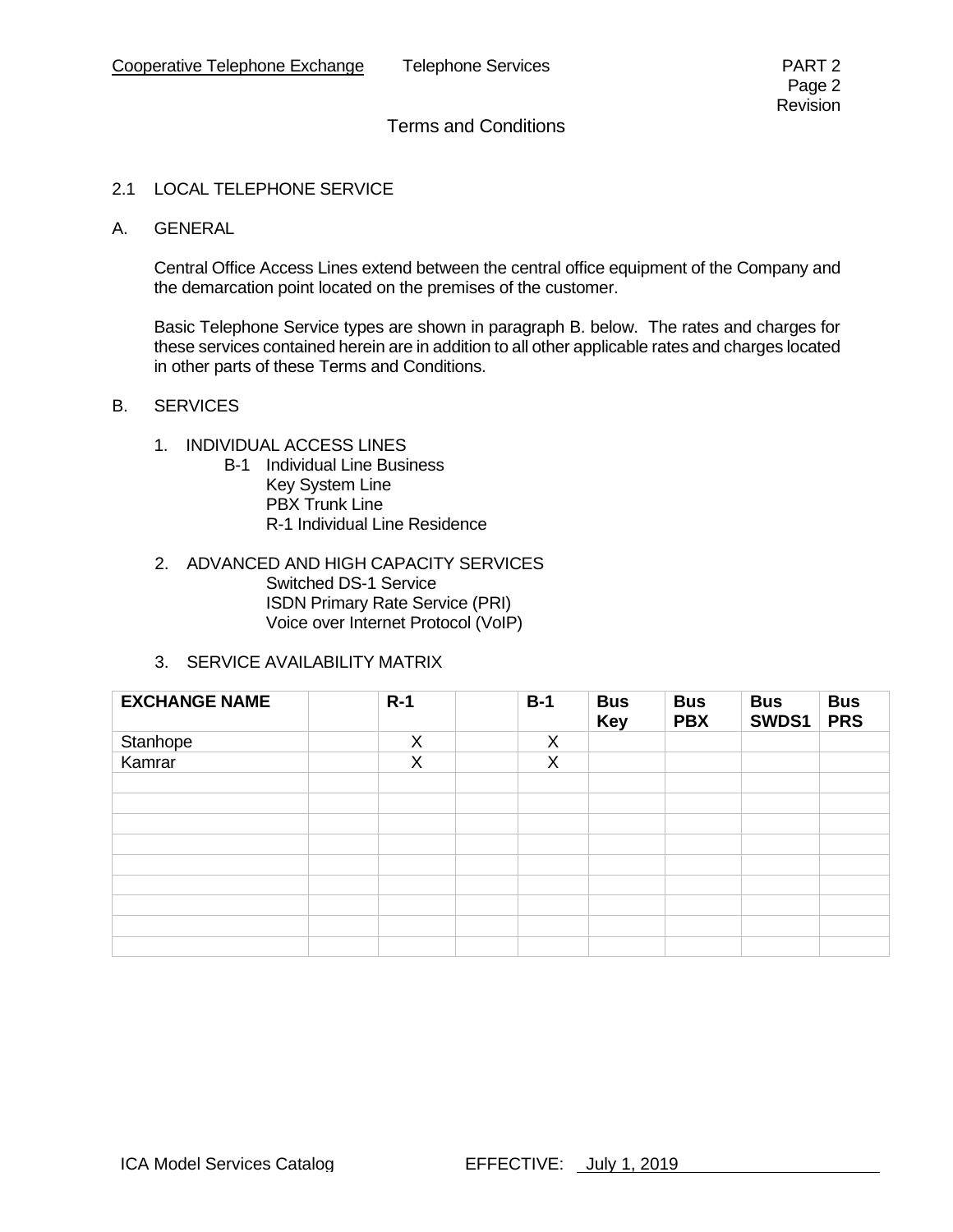## Terms and Conditions

### 2.1 LOCAL TELEPHONE SERVICE

A. GENERAL

Central Office Access Lines extend between the central office equipment of the Company and the demarcation point located on the premises of the customer.

Basic Telephone Service types are shown in paragraph B. below. The rates and charges for these services contained herein are in addition to all other applicable rates and charges located in other parts of these Terms and Conditions.

B. SERVICES

1. INDIVIDUAL ACCESS LINES
   - B-1 Individual Line Business
   - Key System Line
   - PBX Trunk Line
   - R-1 Individual Line Residence

2. ADVANCED AND HIGH CAPACITY SERVICES
   - Switched DS-1 Service
   - ISDN Primary Rate Service (PRI)
   - Voice over Internet Protocol (VoIP)

3. SERVICE AVAILABILITY MATRIX

| EXCHANGE NAME | | R-1 | | B-1 | Bus Key | Bus PBX | Bus SWDS1 | Bus PRS |
|---|---|---|---|---|---|---|---|---|
| Stanhope | | X | | X | | | | |
| Kamrar | | X | | X | | | | |
| | | | | | | | | |
| | | | | | | | | |
| | | | | | | | | |
| | | | | | | | | |
| | | | | | | | | |
| | | | | | | | | |
| | | | | | | | | |
| | | | | | | | | |
| | | | | | | | | |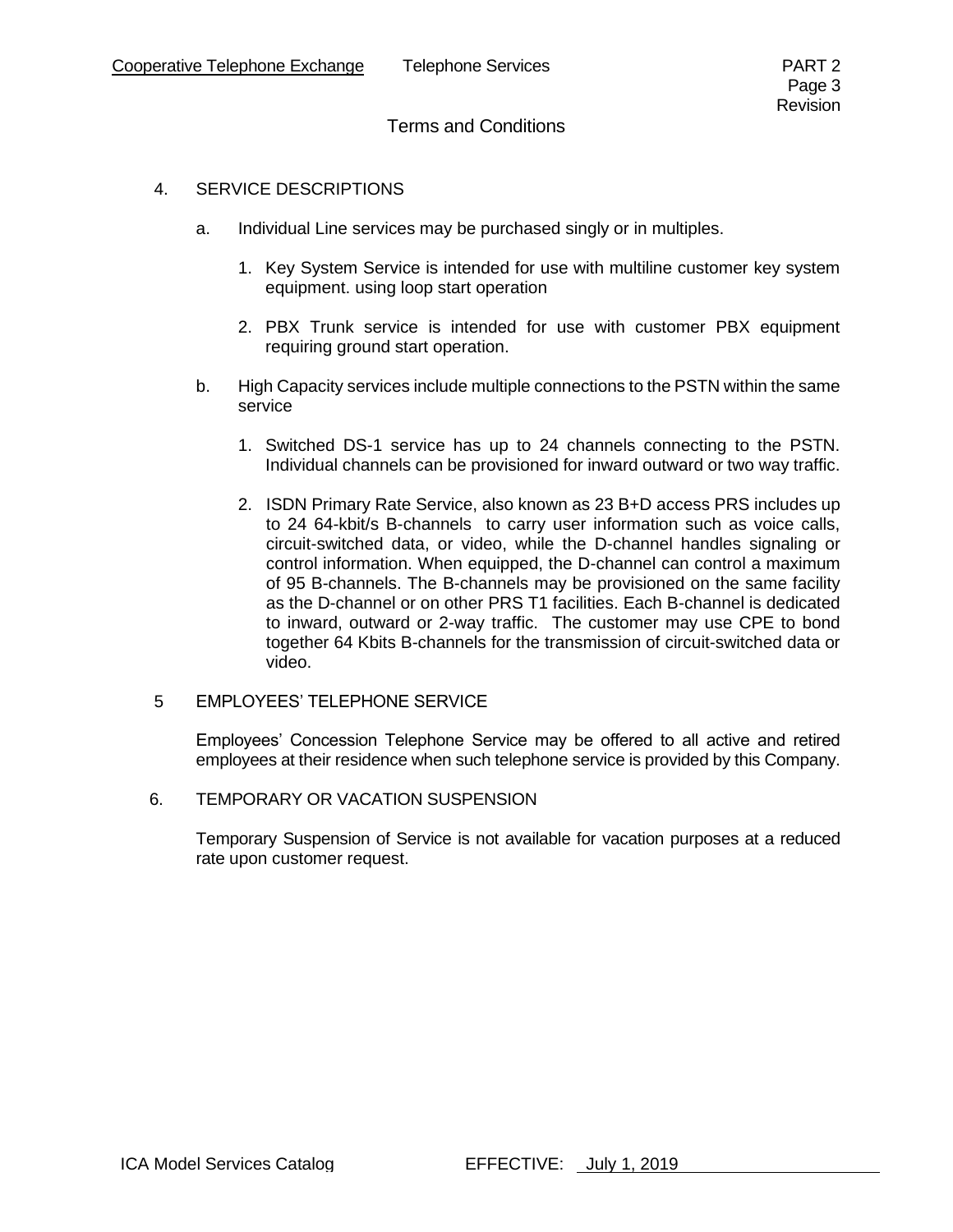Terms and Conditions

4. SERVICE DESCRIPTIONS

   a. Individual Line services may be purchased singly or in multiples.

      1. Key System Service is intended for use with multiline customer key system equipment. using loop start operation

      2. PBX Trunk service is intended for use with customer PBX equipment requiring ground start operation.

   b. High Capacity services include multiple connections to the PSTN within the same service

      1. Switched DS-1 service has up to 24 channels connecting to the PSTN. Individual channels can be provisioned for inward outward or two way traffic.

      2. ISDN Primary Rate Service, also known as 23 B+D access PRS includes up to 24 64-kbit/s B-channels to carry user information such as voice calls, circuit-switched data, or video, while the D-channel handles signaling or control information. When equipped, the D-channel can control a maximum of 95 B-channels. The B-channels may be provisioned on the same facility as the D-channel or on other PRS T1 facilities. Each B-channel is dedicated to inward, outward or 2-way traffic. The customer may use CPE to bond together 64 Kbits B-channels for the transmission of circuit-switched data or video.

5 EMPLOYEES' TELEPHONE SERVICE

Employees' Concession Telephone Service may be offered to all active and retired employees at their residence when such telephone service is provided by this Company.

6. TEMPORARY OR VACATION SUSPENSION

Temporary Suspension of Service is not available for vacation purposes at a reduced rate upon customer request.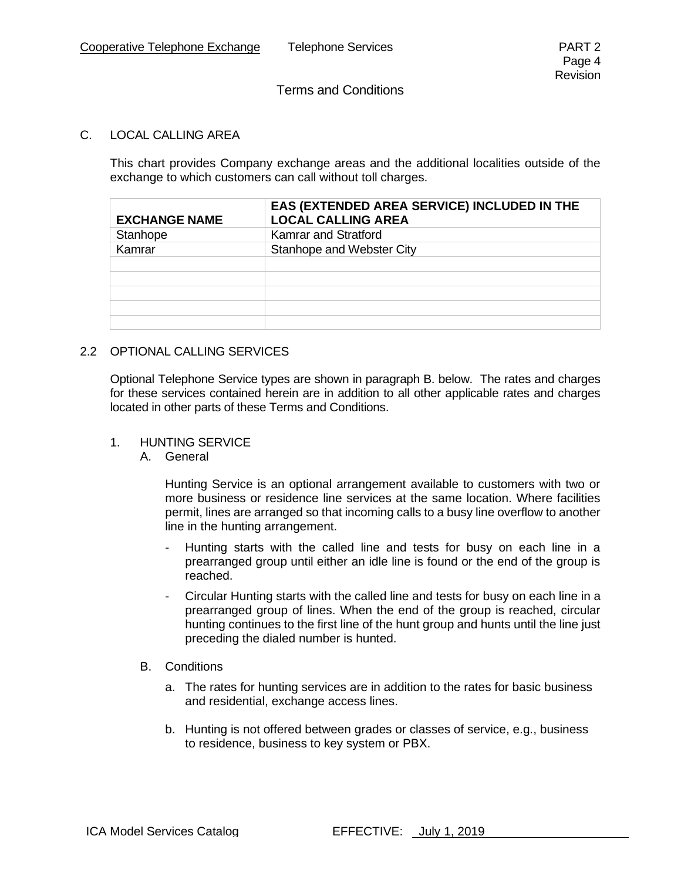## C. LOCAL CALLING AREA

This chart provides Company exchange areas and the additional localities outside of the exchange to which customers can call without toll charges.

| EXCHANGE NAME | EAS (EXTENDED AREA SERVICE) INCLUDED IN THE LOCAL CALLING AREA |
|---|---|
| Stanhope | Kamrar and Stratford |
| Kamrar | Stanhope and Webster City |
| | |
| | |
| | |
| | |
| | |

## 2.2 OPTIONAL CALLING SERVICES

Optional Telephone Service types are shown in paragraph B. below. The rates and charges for these services contained herein are in addition to all other applicable rates and charges located in other parts of these Terms and Conditions.

### 1. HUNTING SERVICE

#### A. General

Hunting Service is an optional arrangement available to customers with two or more business or residence line services at the same location. Where facilities permit, lines are arranged so that incoming calls to a busy line overflow to another line in the hunting arrangement.

- Hunting starts with the called line and tests for busy on each line in a prearranged group until either an idle line is found or the end of the group is reached.
- Circular Hunting starts with the called line and tests for busy on each line in a prearranged group of lines. When the end of the group is reached, circular hunting continues to the first line of the hunt group and hunts until the line just preceding the dialed number is hunted.

#### B. Conditions

a. The rates for hunting services are in addition to the rates for basic business and residential, exchange access lines.

b. Hunting is not offered between grades or classes of service, e.g., business to residence, business to key system or PBX.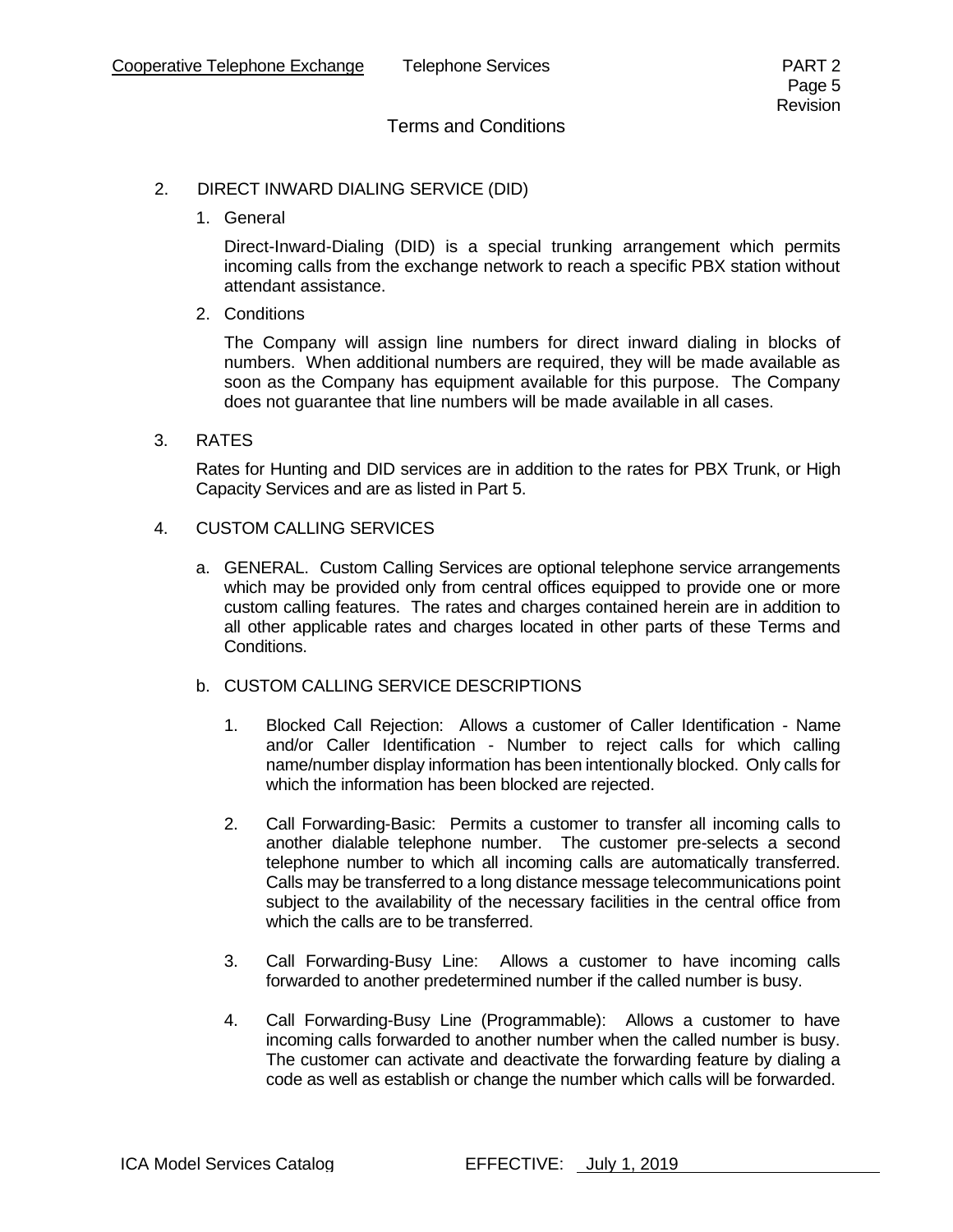## Terms and Conditions

2. DIRECT INWARD DIALING SERVICE (DID)

   1. General

      Direct-Inward-Dialing (DID) is a special trunking arrangement which permits incoming calls from the exchange network to reach a specific PBX station without attendant assistance.

   2. Conditions

      The Company will assign line numbers for direct inward dialing in blocks of numbers. When additional numbers are required, they will be made available as soon as the Company has equipment available for this purpose. The Company does not guarantee that line numbers will be made available in all cases.

3. RATES

   Rates for Hunting and DID services are in addition to the rates for PBX Trunk, or High Capacity Services and are as listed in Part 5.

4. CUSTOM CALLING SERVICES

   a. GENERAL. Custom Calling Services are optional telephone service arrangements which may be provided only from central offices equipped to provide one or more custom calling features. The rates and charges contained herein are in addition to all other applicable rates and charges located in other parts of these Terms and Conditions.

   b. CUSTOM CALLING SERVICE DESCRIPTIONS

      1. Blocked Call Rejection: Allows a customer of Caller Identification - Name and/or Caller Identification - Number to reject calls for which calling name/number display information has been intentionally blocked. Only calls for which the information has been blocked are rejected.

      2. Call Forwarding-Basic: Permits a customer to transfer all incoming calls to another dialable telephone number. The customer pre-selects a second telephone number to which all incoming calls are automatically transferred. Calls may be transferred to a long distance message telecommunications point subject to the availability of the necessary facilities in the central office from which the calls are to be transferred.

      3. Call Forwarding-Busy Line: Allows a customer to have incoming calls forwarded to another predetermined number if the called number is busy.

      4. Call Forwarding-Busy Line (Programmable): Allows a customer to have incoming calls forwarded to another number when the called number is busy. The customer can activate and deactivate the forwarding feature by dialing a code as well as establish or change the number which calls will be forwarded.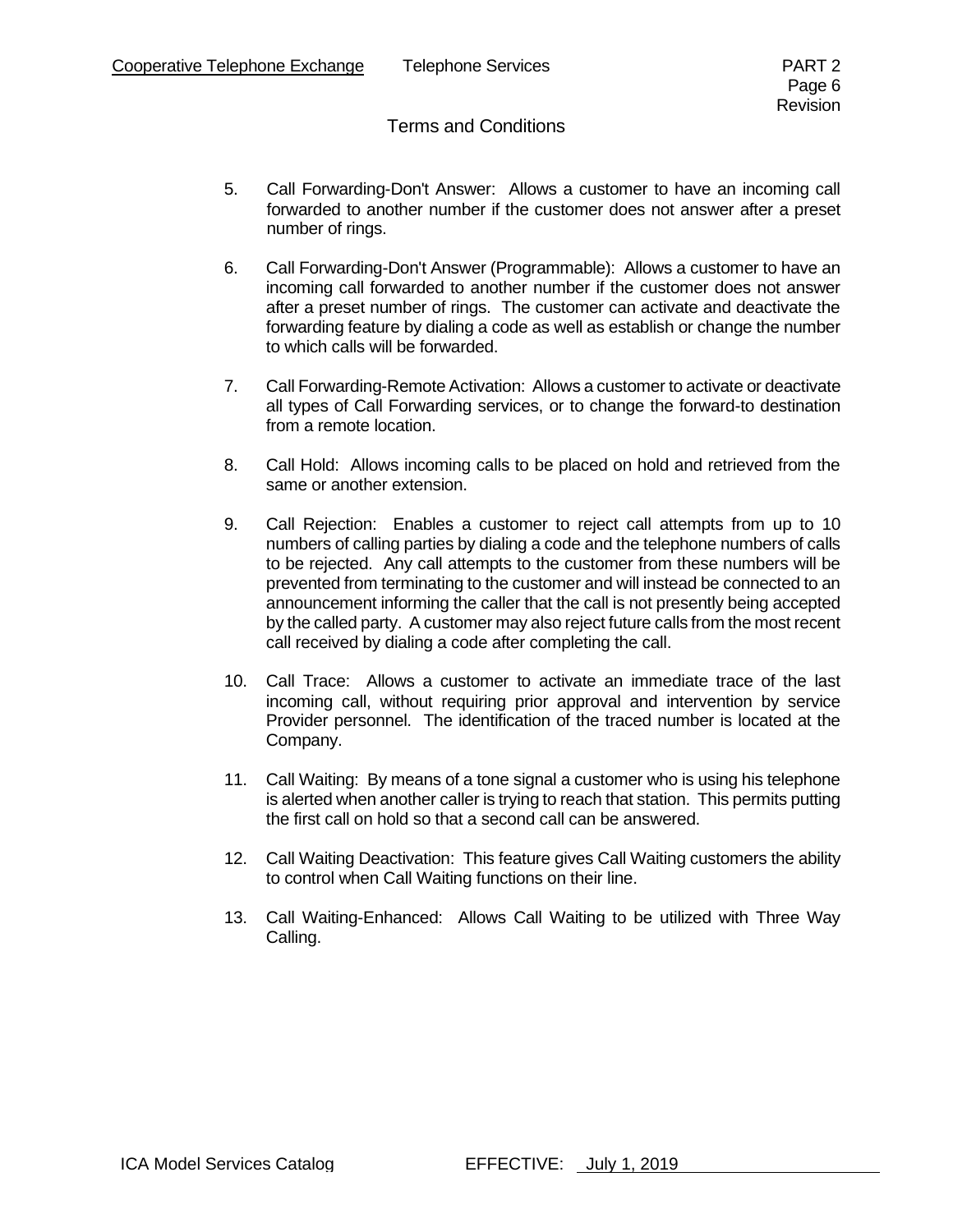## Terms and Conditions

5. Call Forwarding-Don't Answer: Allows a customer to have an incoming call forwarded to another number if the customer does not answer after a preset number of rings.

6. Call Forwarding-Don't Answer (Programmable): Allows a customer to have an incoming call forwarded to another number if the customer does not answer after a preset number of rings. The customer can activate and deactivate the forwarding feature by dialing a code as well as establish or change the number to which calls will be forwarded.

7. Call Forwarding-Remote Activation: Allows a customer to activate or deactivate all types of Call Forwarding services, or to change the forward-to destination from a remote location.

8. Call Hold: Allows incoming calls to be placed on hold and retrieved from the same or another extension.

9. Call Rejection: Enables a customer to reject call attempts from up to 10 numbers of calling parties by dialing a code and the telephone numbers of calls to be rejected. Any call attempts to the customer from these numbers will be prevented from terminating to the customer and will instead be connected to an announcement informing the caller that the call is not presently being accepted by the called party. A customer may also reject future calls from the most recent call received by dialing a code after completing the call.

10. Call Trace: Allows a customer to activate an immediate trace of the last incoming call, without requiring prior approval and intervention by service Provider personnel. The identification of the traced number is located at the Company.

11. Call Waiting: By means of a tone signal a customer who is using his telephone is alerted when another caller is trying to reach that station. This permits putting the first call on hold so that a second call can be answered.

12. Call Waiting Deactivation: This feature gives Call Waiting customers the ability to control when Call Waiting functions on their line.

13. Call Waiting-Enhanced: Allows Call Waiting to be utilized with Three Way Calling.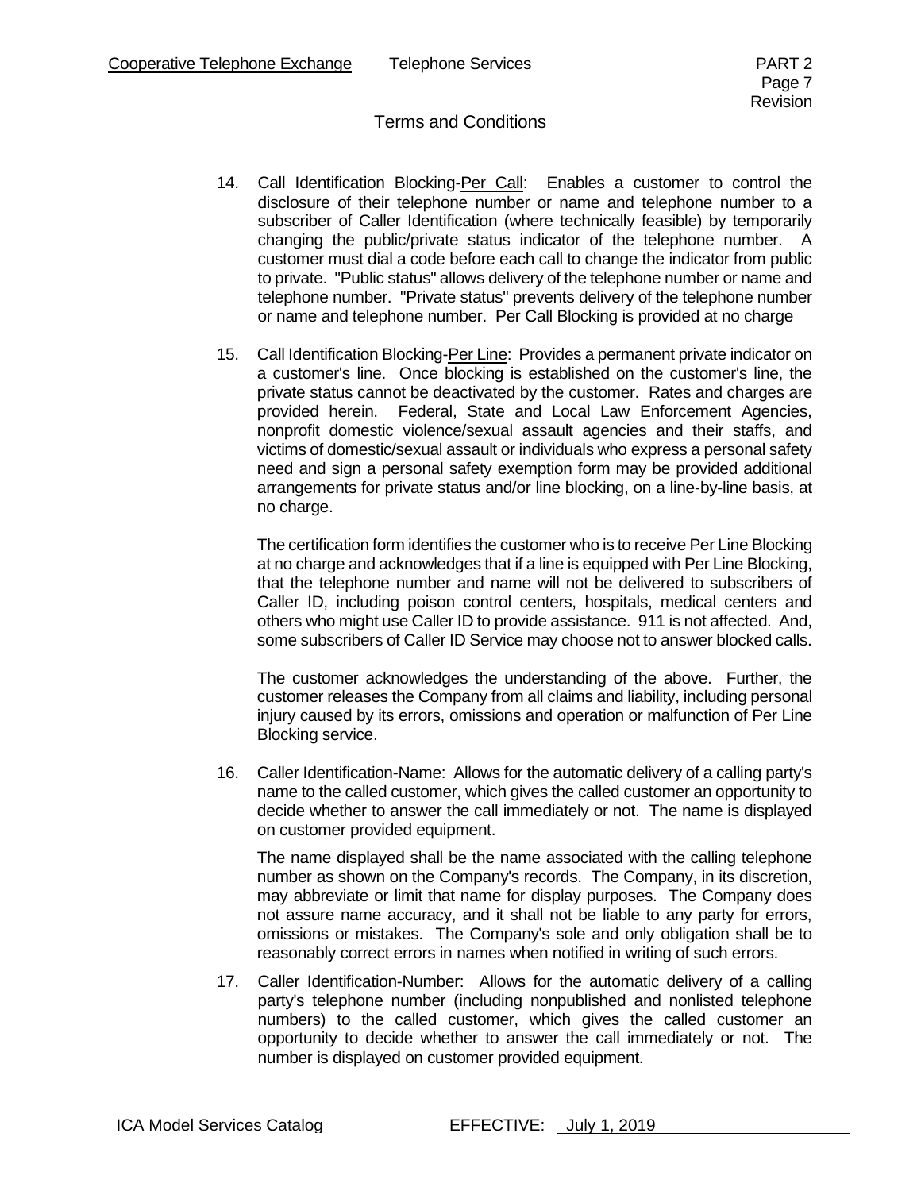## Terms and Conditions

14. Call Identification Blocking-Per Call: Enables a customer to control the disclosure of their telephone number or name and telephone number to a subscriber of Caller Identification (where technically feasible) by temporarily changing the public/private status indicator of the telephone number. A customer must dial a code before each call to change the indicator from public to private. "Public status" allows delivery of the telephone number or name and telephone number. "Private status" prevents delivery of the telephone number or name and telephone number. Per Call Blocking is provided at no charge

15. Call Identification Blocking-Per Line: Provides a permanent private indicator on a customer's line. Once blocking is established on the customer's line, the private status cannot be deactivated by the customer. Rates and charges are provided herein. Federal, State and Local Law Enforcement Agencies, nonprofit domestic violence/sexual assault agencies and their staffs, and victims of domestic/sexual assault or individuals who express a personal safety need and sign a personal safety exemption form may be provided additional arrangements for private status and/or line blocking, on a line-by-line basis, at no charge.

    The certification form identifies the customer who is to receive Per Line Blocking at no charge and acknowledges that if a line is equipped with Per Line Blocking, that the telephone number and name will not be delivered to subscribers of Caller ID, including poison control centers, hospitals, medical centers and others who might use Caller ID to provide assistance. 911 is not affected. And, some subscribers of Caller ID Service may choose not to answer blocked calls.

    The customer acknowledges the understanding of the above. Further, the customer releases the Company from all claims and liability, including personal injury caused by its errors, omissions and operation or malfunction of Per Line Blocking service.

16. Caller Identification-Name: Allows for the automatic delivery of a calling party's name to the called customer, which gives the called customer an opportunity to decide whether to answer the call immediately or not. The name is displayed on customer provided equipment.

    The name displayed shall be the name associated with the calling telephone number as shown on the Company's records. The Company, in its discretion, may abbreviate or limit that name for display purposes. The Company does not assure name accuracy, and it shall not be liable to any party for errors, omissions or mistakes. The Company's sole and only obligation shall be to reasonably correct errors in names when notified in writing of such errors.

17. Caller Identification-Number: Allows for the automatic delivery of a calling party's telephone number (including nonpublished and nonlisted telephone numbers) to the called customer, which gives the called customer an opportunity to decide whether to answer the call immediately or not. The number is displayed on customer provided equipment.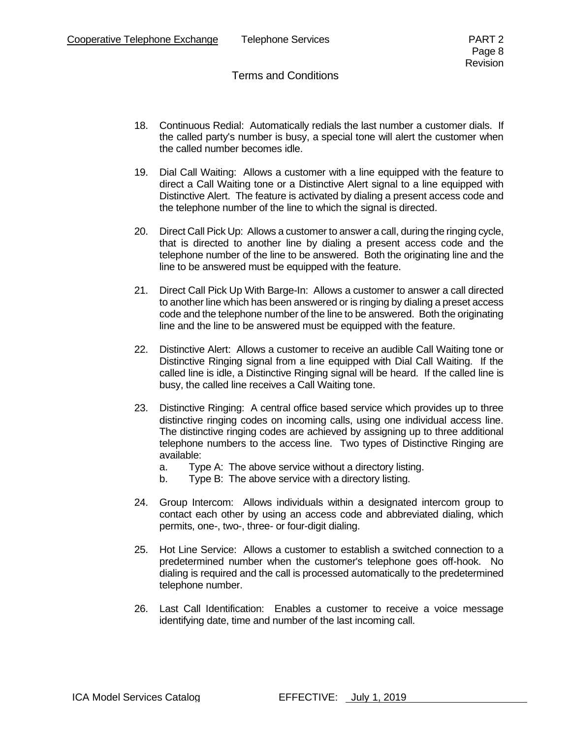## Terms and Conditions

18. Continuous Redial: Automatically redials the last number a customer dials. If the called party's number is busy, a special tone will alert the customer when the called number becomes idle.

19. Dial Call Waiting: Allows a customer with a line equipped with the feature to direct a Call Waiting tone or a Distinctive Alert signal to a line equipped with Distinctive Alert. The feature is activated by dialing a present access code and the telephone number of the line to which the signal is directed.

20. Direct Call Pick Up: Allows a customer to answer a call, during the ringing cycle, that is directed to another line by dialing a present access code and the telephone number of the line to be answered. Both the originating line and the line to be answered must be equipped with the feature.

21. Direct Call Pick Up With Barge-In: Allows a customer to answer a call directed to another line which has been answered or is ringing by dialing a preset access code and the telephone number of the line to be answered. Both the originating line and the line to be answered must be equipped with the feature.

22. Distinctive Alert: Allows a customer to receive an audible Call Waiting tone or Distinctive Ringing signal from a line equipped with Dial Call Waiting. If the called line is idle, a Distinctive Ringing signal will be heard. If the called line is busy, the called line receives a Call Waiting tone.

23. Distinctive Ringing: A central office based service which provides up to three distinctive ringing codes on incoming calls, using one individual access line. The distinctive ringing codes are achieved by assigning up to three additional telephone numbers to the access line. Two types of Distinctive Ringing are available:
    a. Type A: The above service without a directory listing.
    b. Type B: The above service with a directory listing.

24. Group Intercom: Allows individuals within a designated intercom group to contact each other by using an access code and abbreviated dialing, which permits, one-, two-, three- or four-digit dialing.

25. Hot Line Service: Allows a customer to establish a switched connection to a predetermined number when the customer's telephone goes off-hook. No dialing is required and the call is processed automatically to the predetermined telephone number.

26. Last Call Identification: Enables a customer to receive a voice message identifying date, time and number of the last incoming call.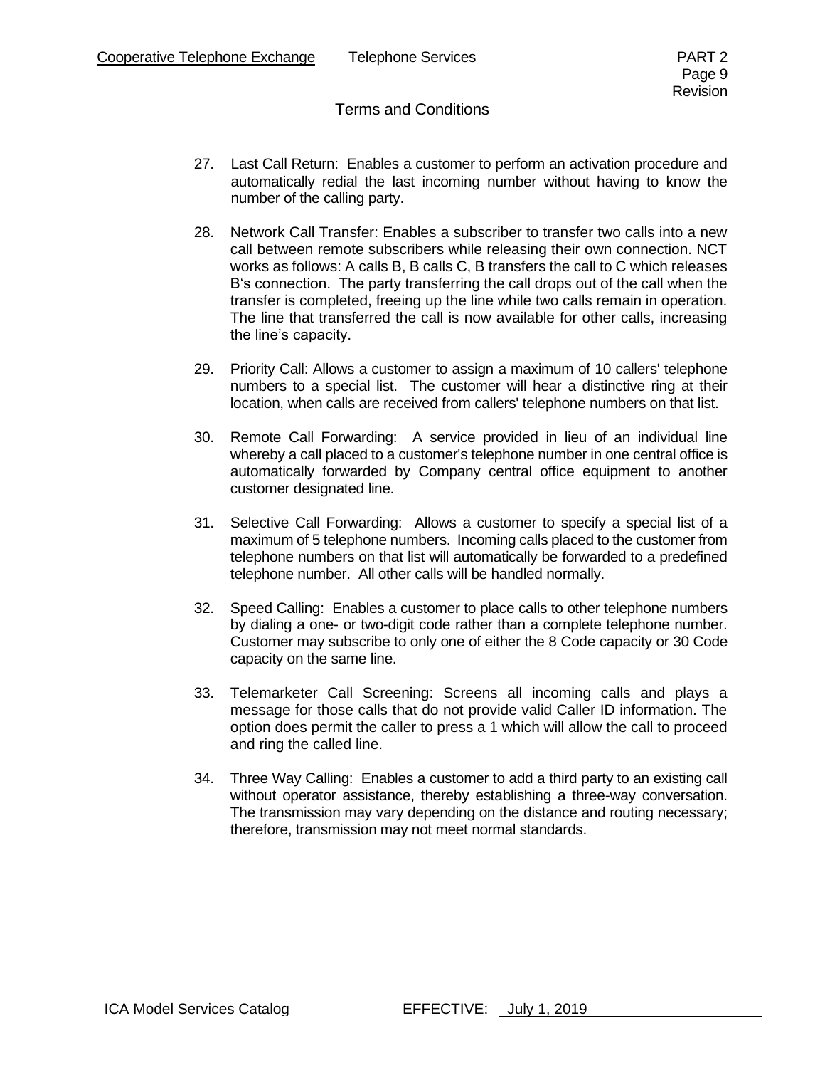## Terms and Conditions

27. Last Call Return: Enables a customer to perform an activation procedure and automatically redial the last incoming number without having to know the number of the calling party.

28. Network Call Transfer: Enables a subscriber to transfer two calls into a new call between remote subscribers while releasing their own connection. NCT works as follows: A calls B, B calls C, B transfers the call to C which releases B's connection. The party transferring the call drops out of the call when the transfer is completed, freeing up the line while two calls remain in operation. The line that transferred the call is now available for other calls, increasing the line's capacity.

29. Priority Call: Allows a customer to assign a maximum of 10 callers' telephone numbers to a special list. The customer will hear a distinctive ring at their location, when calls are received from callers' telephone numbers on that list.

30. Remote Call Forwarding: A service provided in lieu of an individual line whereby a call placed to a customer's telephone number in one central office is automatically forwarded by Company central office equipment to another customer designated line.

31. Selective Call Forwarding: Allows a customer to specify a special list of a maximum of 5 telephone numbers. Incoming calls placed to the customer from telephone numbers on that list will automatically be forwarded to a predefined telephone number. All other calls will be handled normally.

32. Speed Calling: Enables a customer to place calls to other telephone numbers by dialing a one- or two-digit code rather than a complete telephone number. Customer may subscribe to only one of either the 8 Code capacity or 30 Code capacity on the same line.

33. Telemarketer Call Screening: Screens all incoming calls and plays a message for those calls that do not provide valid Caller ID information. The option does permit the caller to press a 1 which will allow the call to proceed and ring the called line.

34. Three Way Calling: Enables a customer to add a third party to an existing call without operator assistance, thereby establishing a three-way conversation. The transmission may vary depending on the distance and routing necessary; therefore, transmission may not meet normal standards.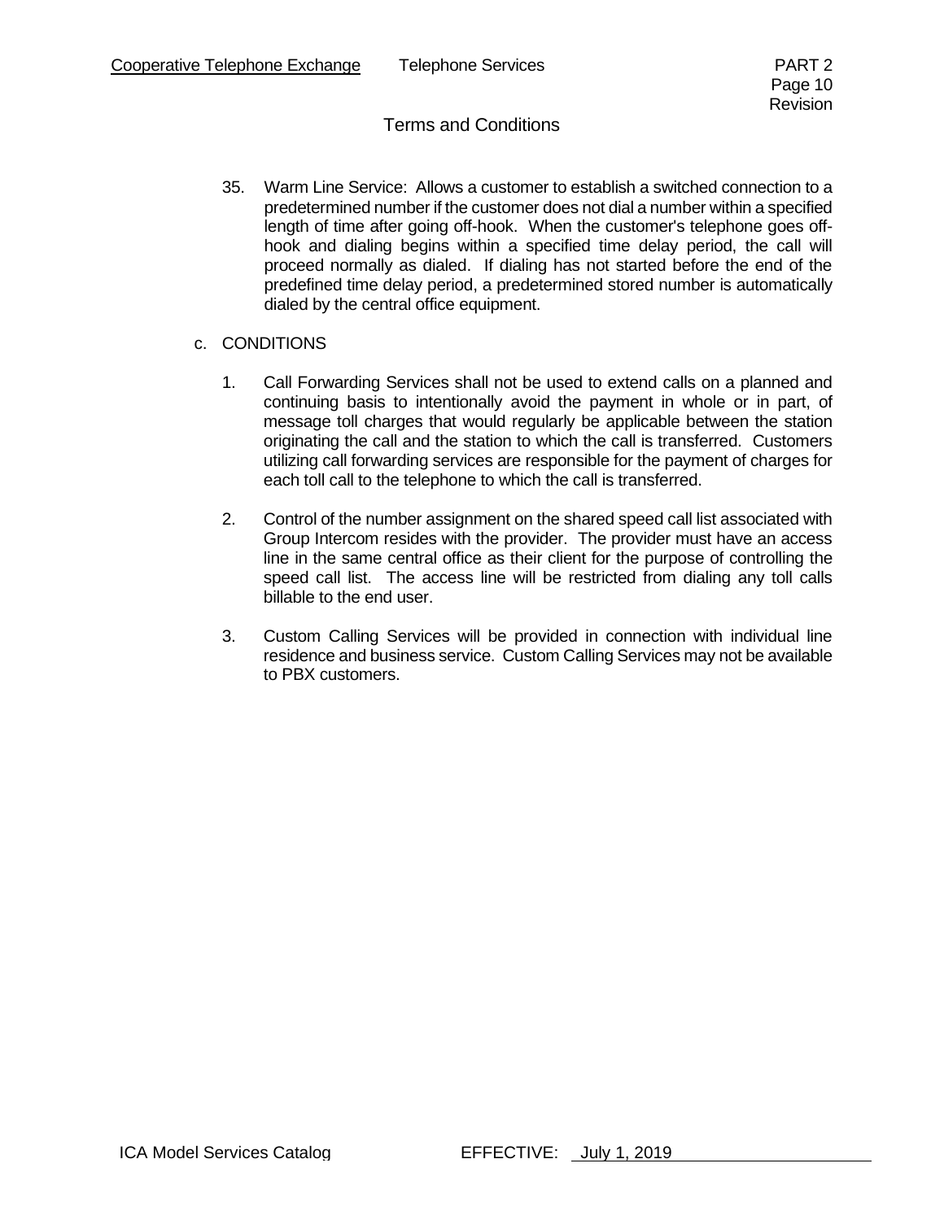## Terms and Conditions

35. Warm Line Service: Allows a customer to establish a switched connection to a predetermined number if the customer does not dial a number within a specified length of time after going off-hook. When the customer's telephone goes off-hook and dialing begins within a specified time delay period, the call will proceed normally as dialed. If dialing has not started before the end of the predefined time delay period, a predetermined stored number is automatically dialed by the central office equipment.

c. CONDITIONS

1. Call Forwarding Services shall not be used to extend calls on a planned and continuing basis to intentionally avoid the payment in whole or in part, of message toll charges that would regularly be applicable between the station originating the call and the station to which the call is transferred. Customers utilizing call forwarding services are responsible for the payment of charges for each toll call to the telephone to which the call is transferred.

2. Control of the number assignment on the shared speed call list associated with Group Intercom resides with the provider. The provider must have an access line in the same central office as their client for the purpose of controlling the speed call list. The access line will be restricted from dialing any toll calls billable to the end user.

3. Custom Calling Services will be provided in connection with individual line residence and business service. Custom Calling Services may not be available to PBX customers.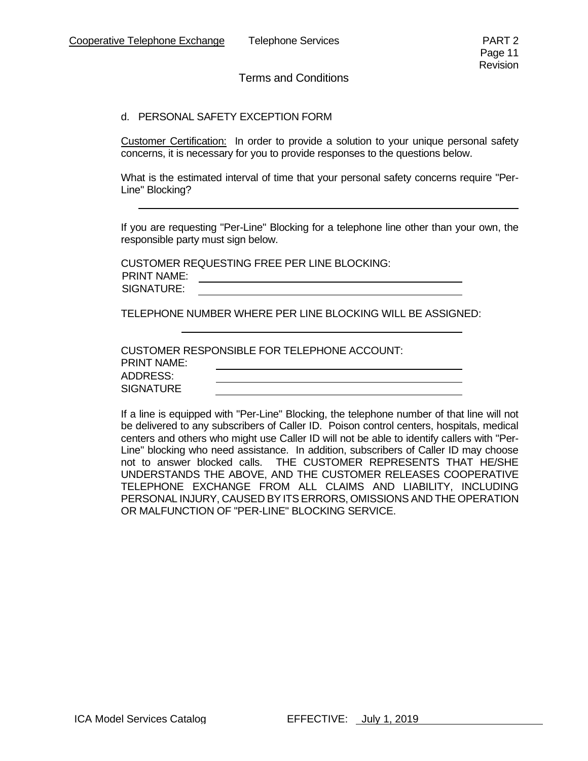Terms and Conditions

d. PERSONAL SAFETY EXCEPTION FORM

Customer Certification: In order to provide a solution to your unique personal safety concerns, it is necessary for you to provide responses to the questions below.

What is the estimated interval of time that your personal safety concerns require "Per-Line" Blocking?

\_\_\_\_\_\_\_\_\_\_\_\_\_\_\_\_\_\_\_\_\_\_\_\_\_\_\_\_\_\_\_\_\_\_\_\_\_\_\_\_\_\_\_\_\_\_\_\_\_\_\_\_

If you are requesting "Per-Line" Blocking for a telephone line other than your own, the responsible party must sign below.

CUSTOMER REQUESTING FREE PER LINE BLOCKING:
PRINT NAME: \_\_\_\_\_\_\_\_\_\_\_\_\_\_\_\_\_\_\_\_\_\_\_\_\_\_\_\_\_\_\_\_\_\_\_\_\_\_\_\_
SIGNATURE: \_\_\_\_\_\_\_\_\_\_\_\_\_\_\_\_\_\_\_\_\_\_\_\_\_\_\_\_\_\_\_\_\_\_\_\_\_\_\_\_

TELEPHONE NUMBER WHERE PER LINE BLOCKING WILL BE ASSIGNED:

\_\_\_\_\_\_\_\_\_\_\_\_\_\_\_\_\_\_\_\_\_\_\_\_\_\_\_\_\_\_\_\_\_\_\_\_\_\_\_\_

CUSTOMER RESPONSIBLE FOR TELEPHONE ACCOUNT:
PRINT NAME: \_\_\_\_\_\_\_\_\_\_\_\_\_\_\_\_\_\_\_\_\_\_\_\_\_\_\_\_\_\_\_\_\_\_\_\_\_\_\_\_
ADDRESS: \_\_\_\_\_\_\_\_\_\_\_\_\_\_\_\_\_\_\_\_\_\_\_\_\_\_\_\_\_\_\_\_\_\_\_\_\_\_\_\_
SIGNATURE \_\_\_\_\_\_\_\_\_\_\_\_\_\_\_\_\_\_\_\_\_\_\_\_\_\_\_\_\_\_\_\_\_\_\_\_\_\_\_\_

If a line is equipped with "Per-Line" Blocking, the telephone number of that line will not be delivered to any subscribers of Caller ID. Poison control centers, hospitals, medical centers and others who might use Caller ID will not be able to identify callers with "Per-Line" blocking who need assistance. In addition, subscribers of Caller ID may choose not to answer blocked calls. THE CUSTOMER REPRESENTS THAT HE/SHE UNDERSTANDS THE ABOVE, AND THE CUSTOMER RELEASES COOPERATIVE TELEPHONE EXCHANGE FROM ALL CLAIMS AND LIABILITY, INCLUDING PERSONAL INJURY, CAUSED BY ITS ERRORS, OMISSIONS AND THE OPERATION OR MALFUNCTION OF "PER-LINE" BLOCKING SERVICE.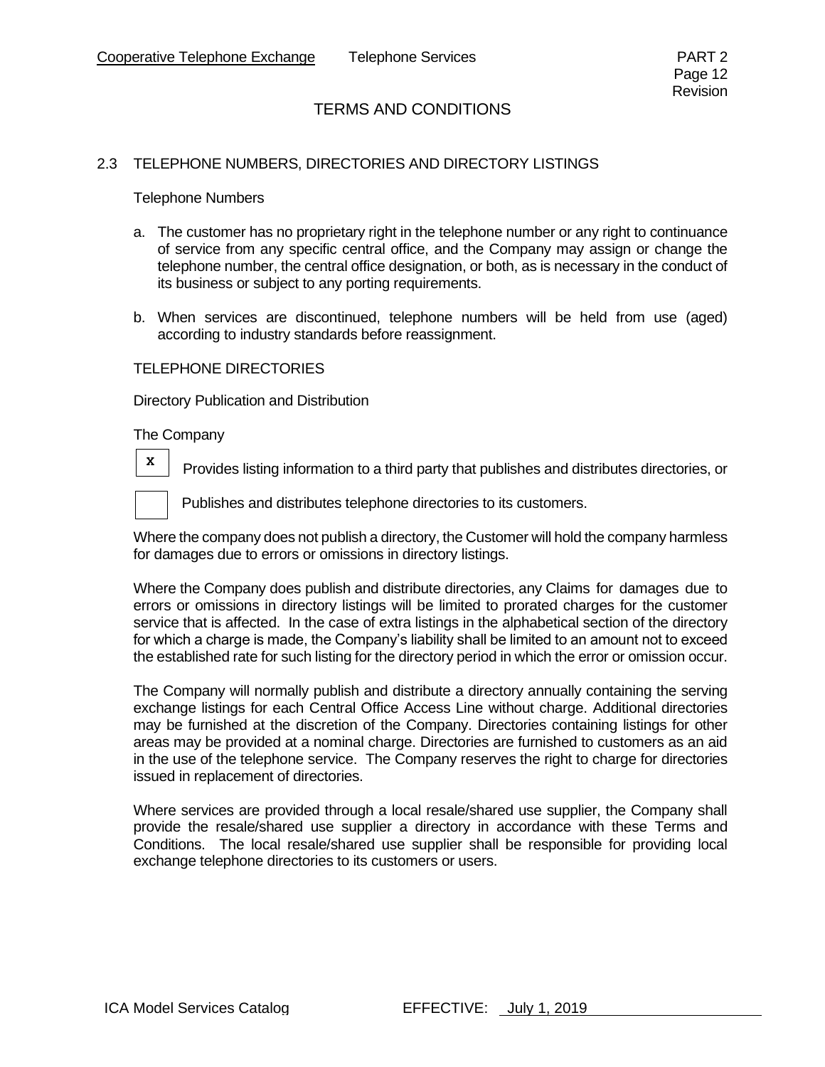## TERMS AND CONDITIONS

### 2.3 TELEPHONE NUMBERS, DIRECTORIES AND DIRECTORY LISTINGS

Telephone Numbers

a. The customer has no proprietary right in the telephone number or any right to continuance of service from any specific central office, and the Company may assign or change the telephone number, the central office designation, or both, as is necessary in the conduct of its business or subject to any porting requirements.

b. When services are discontinued, telephone numbers will be held from use (aged) according to industry standards before reassignment.

TELEPHONE DIRECTORIES

Directory Publication and Distribution

The Company

- [x] Provides listing information to a third party that publishes and distributes directories, or
- [ ] Publishes and distributes telephone directories to its customers.

Where the company does not publish a directory, the Customer will hold the company harmless for damages due to errors or omissions in directory listings.

Where the Company does publish and distribute directories, any Claims for damages due to errors or omissions in directory listings will be limited to prorated charges for the customer service that is affected. In the case of extra listings in the alphabetical section of the directory for which a charge is made, the Company's liability shall be limited to an amount not to exceed the established rate for such listing for the directory period in which the error or omission occur.

The Company will normally publish and distribute a directory annually containing the serving exchange listings for each Central Office Access Line without charge. Additional directories may be furnished at the discretion of the Company. Directories containing listings for other areas may be provided at a nominal charge. Directories are furnished to customers as an aid in the use of the telephone service. The Company reserves the right to charge for directories issued in replacement of directories.

Where services are provided through a local resale/shared use supplier, the Company shall provide the resale/shared use supplier a directory in accordance with these Terms and Conditions. The local resale/shared use supplier shall be responsible for providing local exchange telephone directories to its customers or users.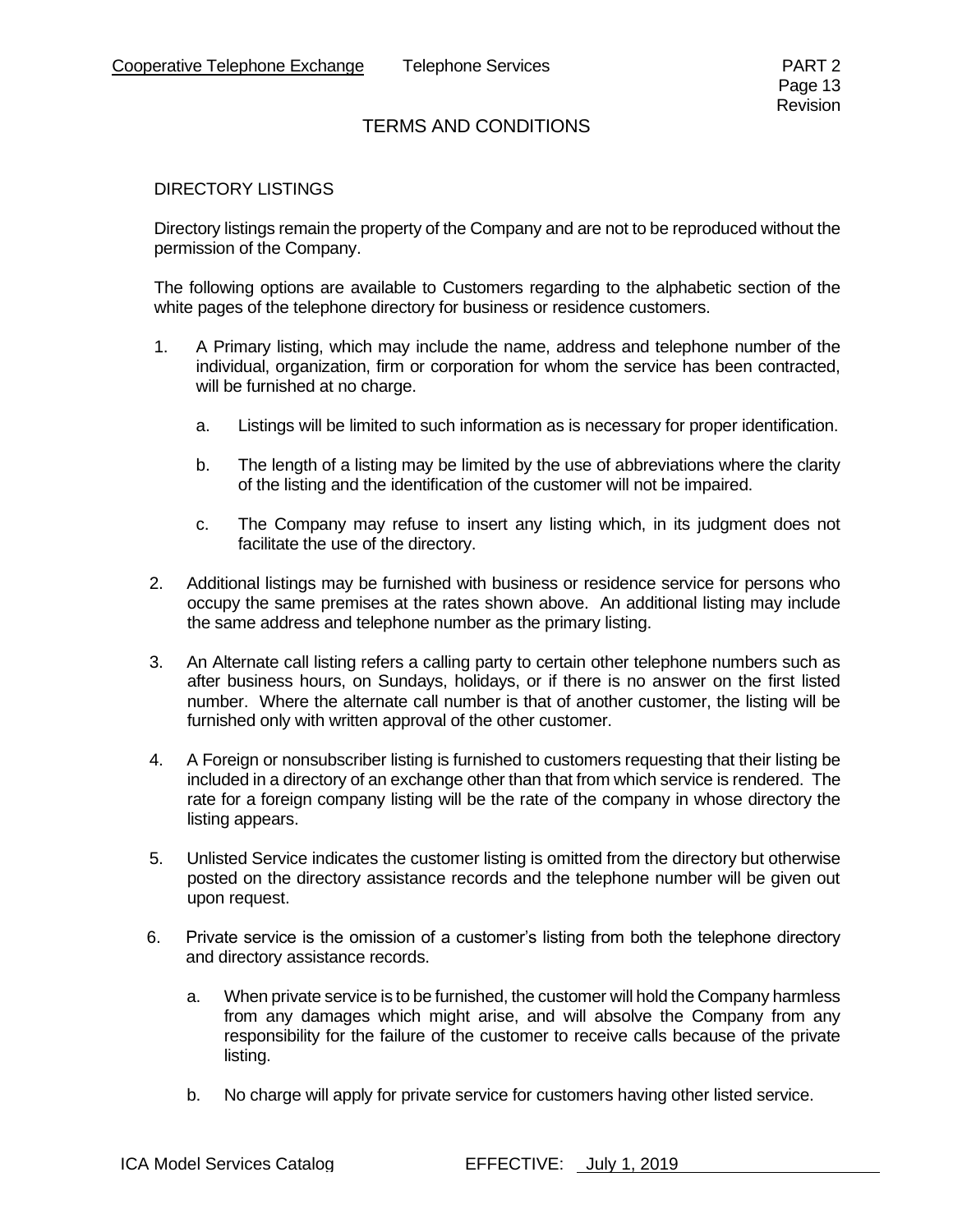# TERMS AND CONDITIONS

## DIRECTORY LISTINGS

Directory listings remain the property of the Company and are not to be reproduced without the permission of the Company.

The following options are available to Customers regarding to the alphabetic section of the white pages of the telephone directory for business or residence customers.

1. A Primary listing, which may include the name, address and telephone number of the individual, organization, firm or corporation for whom the service has been contracted, will be furnished at no charge.

   a. Listings will be limited to such information as is necessary for proper identification.

   b. The length of a listing may be limited by the use of abbreviations where the clarity of the listing and the identification of the customer will not be impaired.

   c. The Company may refuse to insert any listing which, in its judgment does not facilitate the use of the directory.

2. Additional listings may be furnished with business or residence service for persons who occupy the same premises at the rates shown above. An additional listing may include the same address and telephone number as the primary listing.

3. An Alternate call listing refers a calling party to certain other telephone numbers such as after business hours, on Sundays, holidays, or if there is no answer on the first listed number. Where the alternate call number is that of another customer, the listing will be furnished only with written approval of the other customer.

4. A Foreign or nonsubscriber listing is furnished to customers requesting that their listing be included in a directory of an exchange other than that from which service is rendered. The rate for a foreign company listing will be the rate of the company in whose directory the listing appears.

5. Unlisted Service indicates the customer listing is omitted from the directory but otherwise posted on the directory assistance records and the telephone number will be given out upon request.

6. Private service is the omission of a customer's listing from both the telephone directory and directory assistance records.

   a. When private service is to be furnished, the customer will hold the Company harmless from any damages which might arise, and will absolve the Company from any responsibility for the failure of the customer to receive calls because of the private listing.

   b. No charge will apply for private service for customers having other listed service.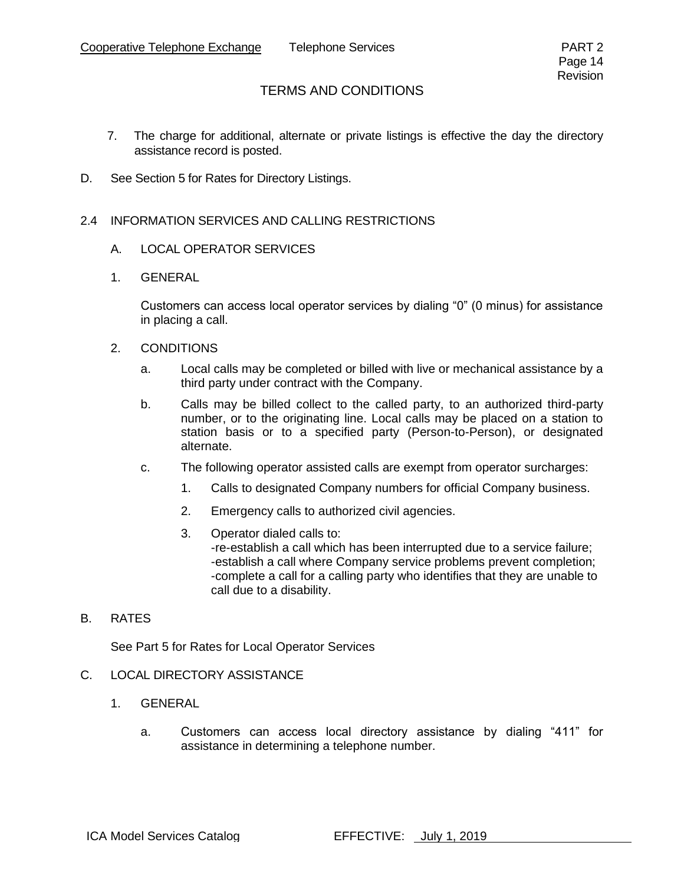## TERMS AND CONDITIONS

7. The charge for additional, alternate or private listings is effective the day the directory assistance record is posted.

D. See Section 5 for Rates for Directory Listings.

### 2.4 INFORMATION SERVICES AND CALLING RESTRICTIONS

A. LOCAL OPERATOR SERVICES

1. GENERAL

   Customers can access local operator services by dialing "0" (0 minus) for assistance in placing a call.

2. CONDITIONS

   a. Local calls may be completed or billed with live or mechanical assistance by a third party under contract with the Company.

   b. Calls may be billed collect to the called party, to an authorized third-party number, or to the originating line. Local calls may be placed on a station to station basis or to a specified party (Person-to-Person), or designated alternate.

   c. The following operator assisted calls are exempt from operator surcharges:

      1. Calls to designated Company numbers for official Company business.

      2. Emergency calls to authorized civil agencies.

      3. Operator dialed calls to:
         -re-establish a call which has been interrupted due to a service failure;
         -establish a call where Company service problems prevent completion;
         -complete a call for a calling party who identifies that they are unable to call due to a disability.

B. RATES

See Part 5 for Rates for Local Operator Services

C. LOCAL DIRECTORY ASSISTANCE

1. GENERAL

   a. Customers can access local directory assistance by dialing "411" for assistance in determining a telephone number.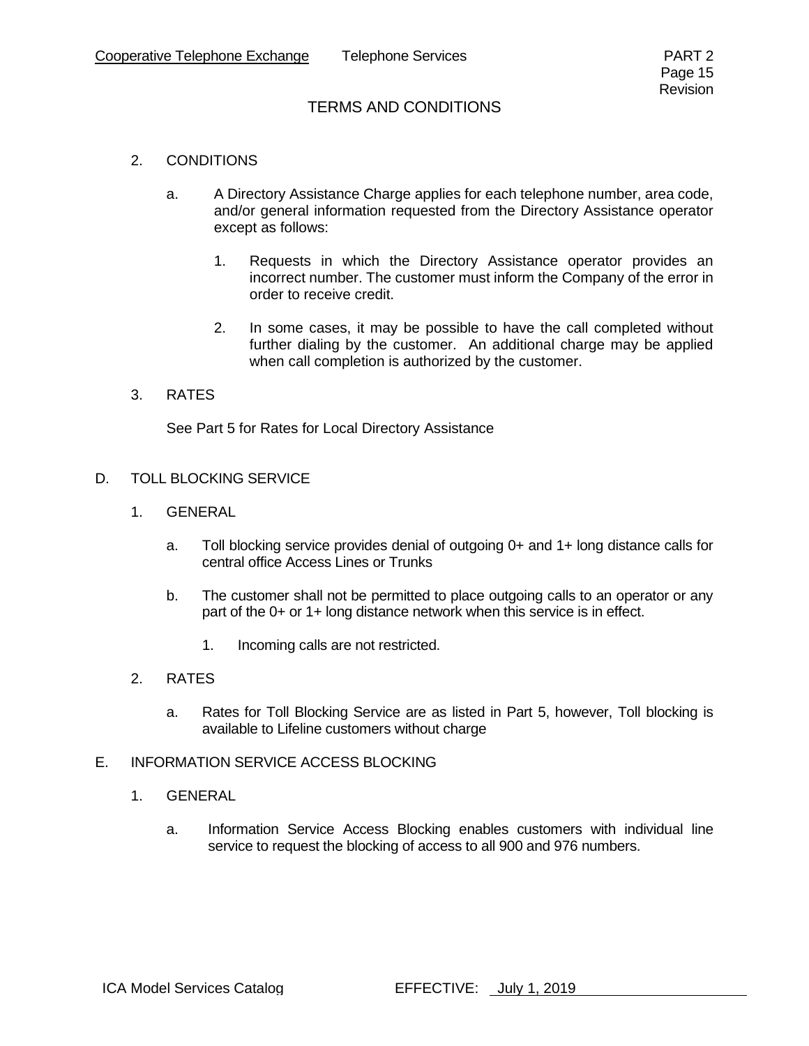## TERMS AND CONDITIONS

2. CONDITIONS

   a. A Directory Assistance Charge applies for each telephone number, area code, and/or general information requested from the Directory Assistance operator except as follows:

      1. Requests in which the Directory Assistance operator provides an incorrect number. The customer must inform the Company of the error in order to receive credit.

      2. In some cases, it may be possible to have the call completed without further dialing by the customer. An additional charge may be applied when call completion is authorized by the customer.

3. RATES

   See Part 5 for Rates for Local Directory Assistance

## D. TOLL BLOCKING SERVICE

1. GENERAL

   a. Toll blocking service provides denial of outgoing 0+ and 1+ long distance calls for central office Access Lines or Trunks

   b. The customer shall not be permitted to place outgoing calls to an operator or any part of the 0+ or 1+ long distance network when this service is in effect.

      1. Incoming calls are not restricted.

2. RATES

   a. Rates for Toll Blocking Service are as listed in Part 5, however, Toll blocking is available to Lifeline customers without charge

## E. INFORMATION SERVICE ACCESS BLOCKING

1. GENERAL

   a. Information Service Access Blocking enables customers with individual line service to request the blocking of access to all 900 and 976 numbers.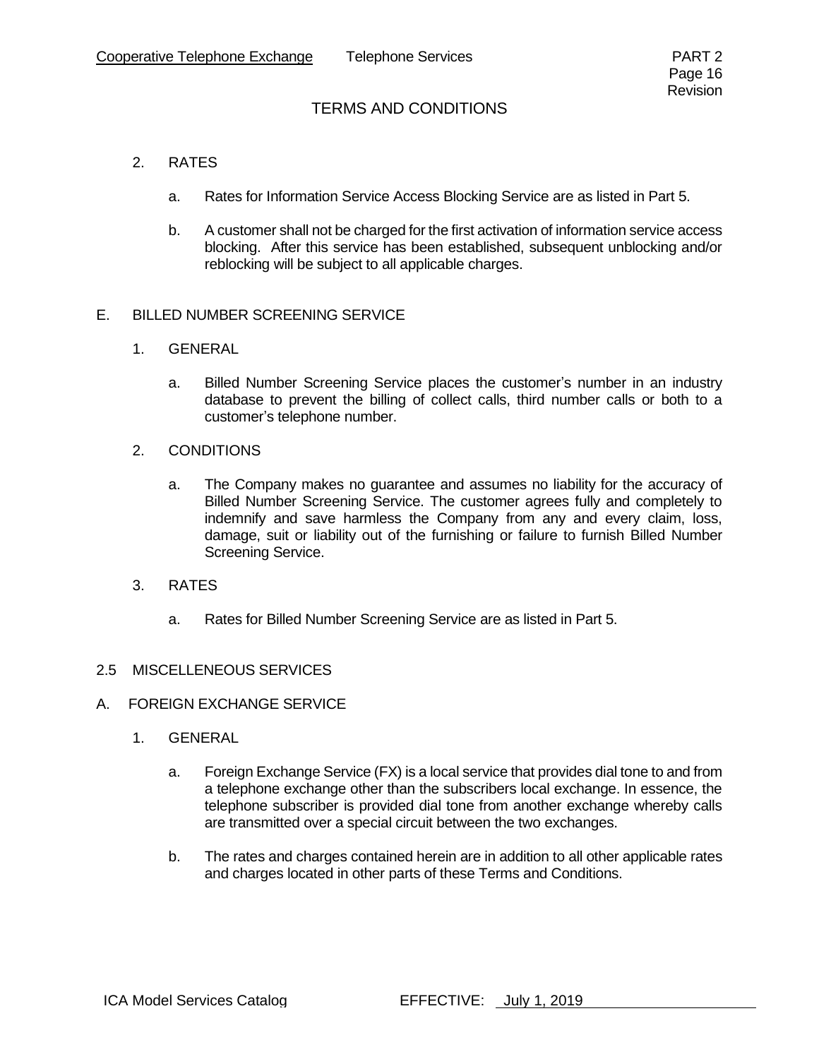2. RATES

   a. Rates for Information Service Access Blocking Service are as listed in Part 5.

   b. A customer shall not be charged for the first activation of information service access blocking. After this service has been established, subsequent unblocking and/or reblocking will be subject to all applicable charges.

E. BILLED NUMBER SCREENING SERVICE

1. GENERAL

   a. Billed Number Screening Service places the customer's number in an industry database to prevent the billing of collect calls, third number calls or both to a customer's telephone number.

2. CONDITIONS

   a. The Company makes no guarantee and assumes no liability for the accuracy of Billed Number Screening Service. The customer agrees fully and completely to indemnify and save harmless the Company from any and every claim, loss, damage, suit or liability out of the furnishing or failure to furnish Billed Number Screening Service.

3. RATES

   a. Rates for Billed Number Screening Service are as listed in Part 5.

## 2.5 MISCELLENEOUS SERVICES

A. FOREIGN EXCHANGE SERVICE

1. GENERAL

   a. Foreign Exchange Service (FX) is a local service that provides dial tone to and from a telephone exchange other than the subscribers local exchange. In essence, the telephone subscriber is provided dial tone from another exchange whereby calls are transmitted over a special circuit between the two exchanges.

   b. The rates and charges contained herein are in addition to all other applicable rates and charges located in other parts of these Terms and Conditions.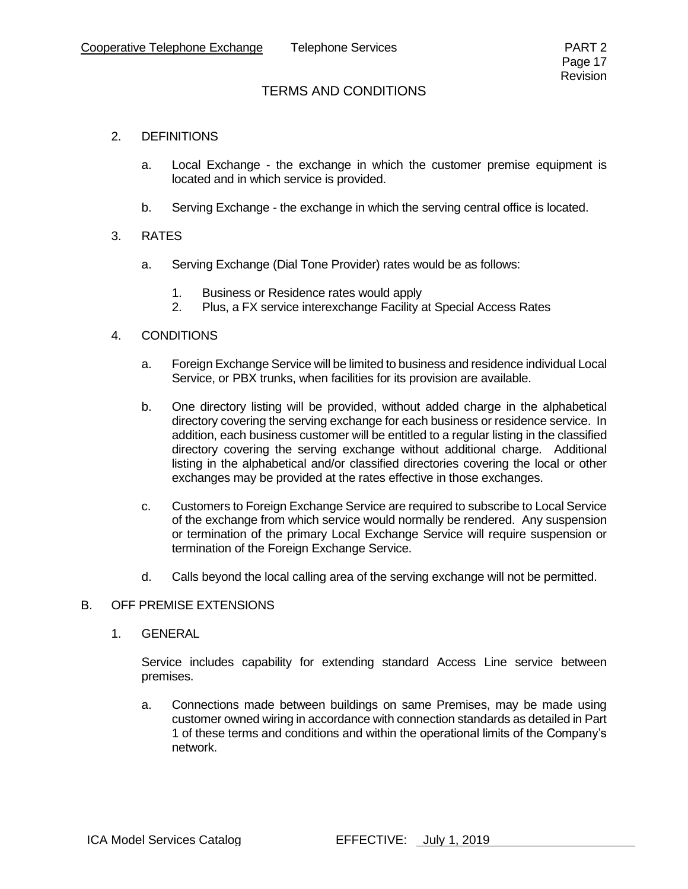## TERMS AND CONDITIONS

2. DEFINITIONS

   a. Local Exchange - the exchange in which the customer premise equipment is located and in which service is provided.

   b. Serving Exchange - the exchange in which the serving central office is located.

3. RATES

   a. Serving Exchange (Dial Tone Provider) rates would be as follows:

      1. Business or Residence rates would apply
      2. Plus, a FX service interexchange Facility at Special Access Rates

4. CONDITIONS

   a. Foreign Exchange Service will be limited to business and residence individual Local Service, or PBX trunks, when facilities for its provision are available.

   b. One directory listing will be provided, without added charge in the alphabetical directory covering the serving exchange for each business or residence service. In addition, each business customer will be entitled to a regular listing in the classified directory covering the serving exchange without additional charge. Additional listing in the alphabetical and/or classified directories covering the local or other exchanges may be provided at the rates effective in those exchanges.

   c. Customers to Foreign Exchange Service are required to subscribe to Local Service of the exchange from which service would normally be rendered. Any suspension or termination of the primary Local Exchange Service will require suspension or termination of the Foreign Exchange Service.

   d. Calls beyond the local calling area of the serving exchange will not be permitted.

## B. OFF PREMISE EXTENSIONS

1. GENERAL

   Service includes capability for extending standard Access Line service between premises.

   a. Connections made between buildings on same Premises, may be made using customer owned wiring in accordance with connection standards as detailed in Part 1 of these terms and conditions and within the operational limits of the Company's network.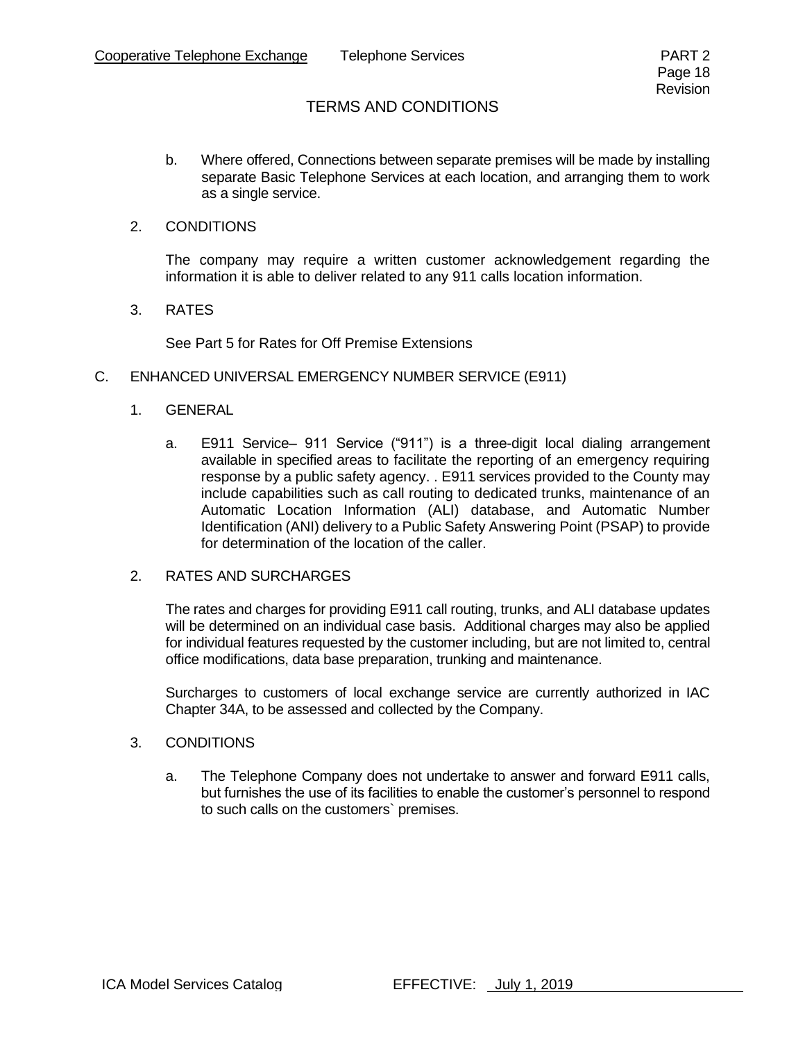## TERMS AND CONDITIONS

b. Where offered, Connections between separate premises will be made by installing separate Basic Telephone Services at each location, and arranging them to work as a single service.

2. CONDITIONS

The company may require a written customer acknowledgement regarding the information it is able to deliver related to any 911 calls location information.

3. RATES

See Part 5 for Rates for Off Premise Extensions

C. ENHANCED UNIVERSAL EMERGENCY NUMBER SERVICE (E911)

1. GENERAL

a. E911 Service– 911 Service ("911") is a three-digit local dialing arrangement available in specified areas to facilitate the reporting of an emergency requiring response by a public safety agency. . E911 services provided to the County may include capabilities such as call routing to dedicated trunks, maintenance of an Automatic Location Information (ALI) database, and Automatic Number Identification (ANI) delivery to a Public Safety Answering Point (PSAP) to provide for determination of the location of the caller.

2. RATES AND SURCHARGES

The rates and charges for providing E911 call routing, trunks, and ALI database updates will be determined on an individual case basis. Additional charges may also be applied for individual features requested by the customer including, but are not limited to, central office modifications, data base preparation, trunking and maintenance.

Surcharges to customers of local exchange service are currently authorized in IAC Chapter 34A, to be assessed and collected by the Company.

3. CONDITIONS

a. The Telephone Company does not undertake to answer and forward E911 calls, but furnishes the use of its facilities to enable the customer's personnel to respond to such calls on the customers` premises.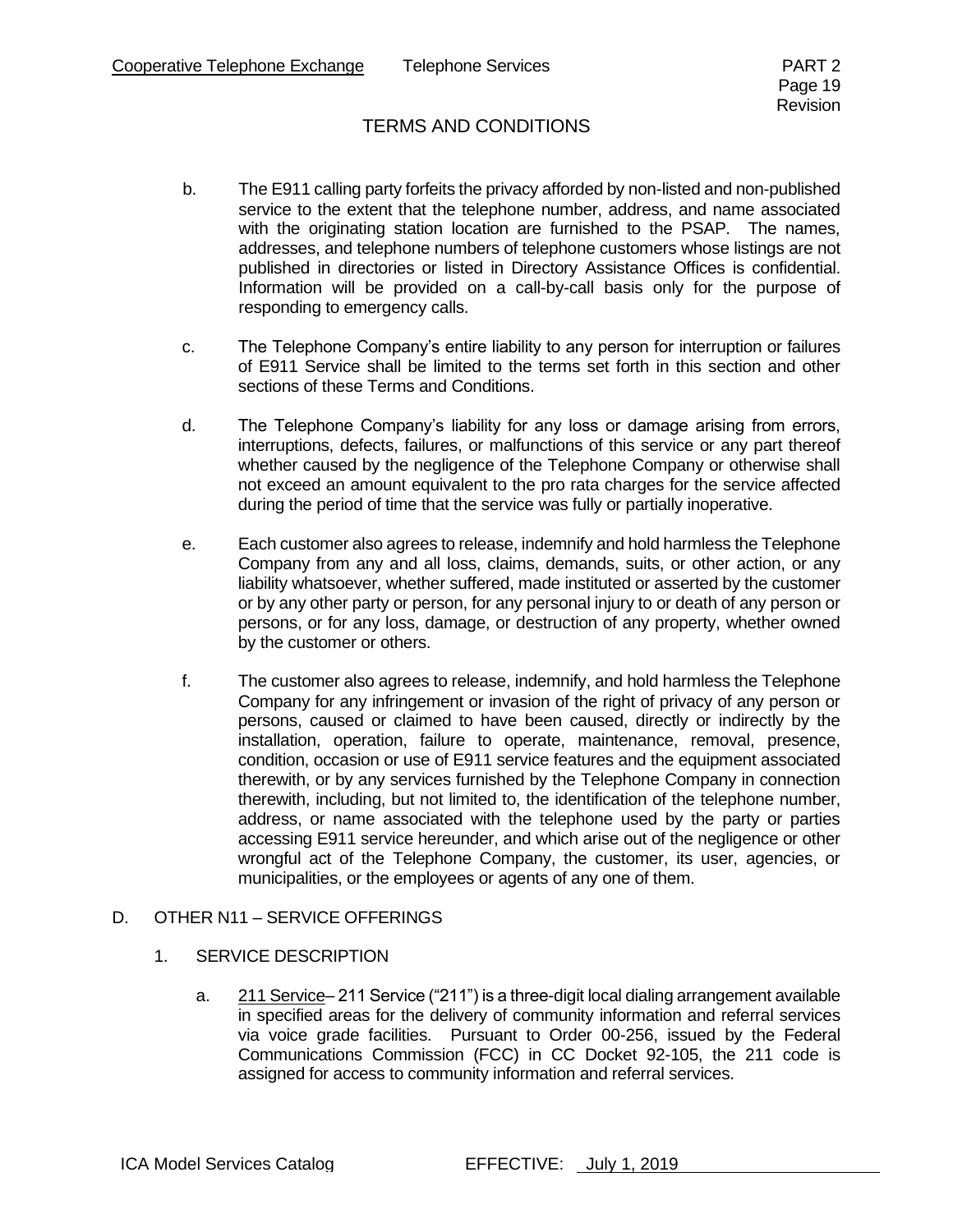## TERMS AND CONDITIONS

b. The E911 calling party forfeits the privacy afforded by non-listed and non-published service to the extent that the telephone number, address, and name associated with the originating station location are furnished to the PSAP. The names, addresses, and telephone numbers of telephone customers whose listings are not published in directories or listed in Directory Assistance Offices is confidential. Information will be provided on a call-by-call basis only for the purpose of responding to emergency calls.

c. The Telephone Company's entire liability to any person for interruption or failures of E911 Service shall be limited to the terms set forth in this section and other sections of these Terms and Conditions.

d. The Telephone Company's liability for any loss or damage arising from errors, interruptions, defects, failures, or malfunctions of this service or any part thereof whether caused by the negligence of the Telephone Company or otherwise shall not exceed an amount equivalent to the pro rata charges for the service affected during the period of time that the service was fully or partially inoperative.

e. Each customer also agrees to release, indemnify and hold harmless the Telephone Company from any and all loss, claims, demands, suits, or other action, or any liability whatsoever, whether suffered, made instituted or asserted by the customer or by any other party or person, for any personal injury to or death of any person or persons, or for any loss, damage, or destruction of any property, whether owned by the customer or others.

f. The customer also agrees to release, indemnify, and hold harmless the Telephone Company for any infringement or invasion of the right of privacy of any person or persons, caused or claimed to have been caused, directly or indirectly by the installation, operation, failure to operate, maintenance, removal, presence, condition, occasion or use of E911 service features and the equipment associated therewith, or by any services furnished by the Telephone Company in connection therewith, including, but not limited to, the identification of the telephone number, address, or name associated with the telephone used by the party or parties accessing E911 service hereunder, and which arise out of the negligence or other wrongful act of the Telephone Company, the customer, its user, agencies, or municipalities, or the employees or agents of any one of them.

### D. OTHER N11 – SERVICE OFFERINGS

#### 1. SERVICE DESCRIPTION

a. 211 Service– 211 Service ("211") is a three-digit local dialing arrangement available in specified areas for the delivery of community information and referral services via voice grade facilities. Pursuant to Order 00-256, issued by the Federal Communications Commission (FCC) in CC Docket 92-105, the 211 code is assigned for access to community information and referral services.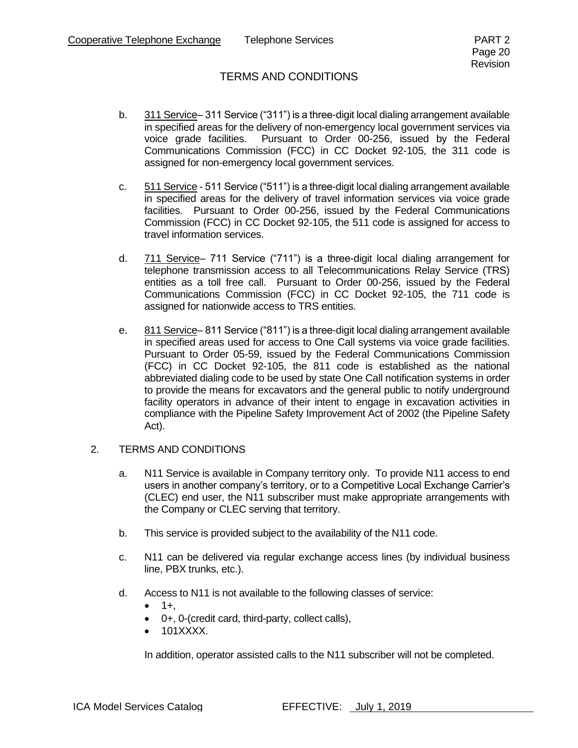## TERMS AND CONDITIONS

b. 311 Service– 311 Service ("311") is a three-digit local dialing arrangement available in specified areas for the delivery of non-emergency local government services via voice grade facilities. Pursuant to Order 00-256, issued by the Federal Communications Commission (FCC) in CC Docket 92-105, the 311 code is assigned for non-emergency local government services.

c. 511 Service - 511 Service ("511") is a three-digit local dialing arrangement available in specified areas for the delivery of travel information services via voice grade facilities. Pursuant to Order 00-256, issued by the Federal Communications Commission (FCC) in CC Docket 92-105, the 511 code is assigned for access to travel information services.

d. 711 Service– 711 Service ("711") is a three-digit local dialing arrangement for telephone transmission access to all Telecommunications Relay Service (TRS) entities as a toll free call. Pursuant to Order 00-256, issued by the Federal Communications Commission (FCC) in CC Docket 92-105, the 711 code is assigned for nationwide access to TRS entities.

e. 811 Service– 811 Service ("811") is a three-digit local dialing arrangement available in specified areas used for access to One Call systems via voice grade facilities. Pursuant to Order 05-59, issued by the Federal Communications Commission (FCC) in CC Docket 92-105, the 811 code is established as the national abbreviated dialing code to be used by state One Call notification systems in order to provide the means for excavators and the general public to notify underground facility operators in advance of their intent to engage in excavation activities in compliance with the Pipeline Safety Improvement Act of 2002 (the Pipeline Safety Act).

2. TERMS AND CONDITIONS

a. N11 Service is available in Company territory only. To provide N11 access to end users in another company's territory, or to a Competitive Local Exchange Carrier's (CLEC) end user, the N11 subscriber must make appropriate arrangements with the Company or CLEC serving that territory.

b. This service is provided subject to the availability of the N11 code.

c. N11 can be delivered via regular exchange access lines (by individual business line, PBX trunks, etc.).

d. Access to N11 is not available to the following classes of service:
   - 1+,
   - 0+, 0-(credit card, third-party, collect calls),
   - 101XXXX.

   In addition, operator assisted calls to the N11 subscriber will not be completed.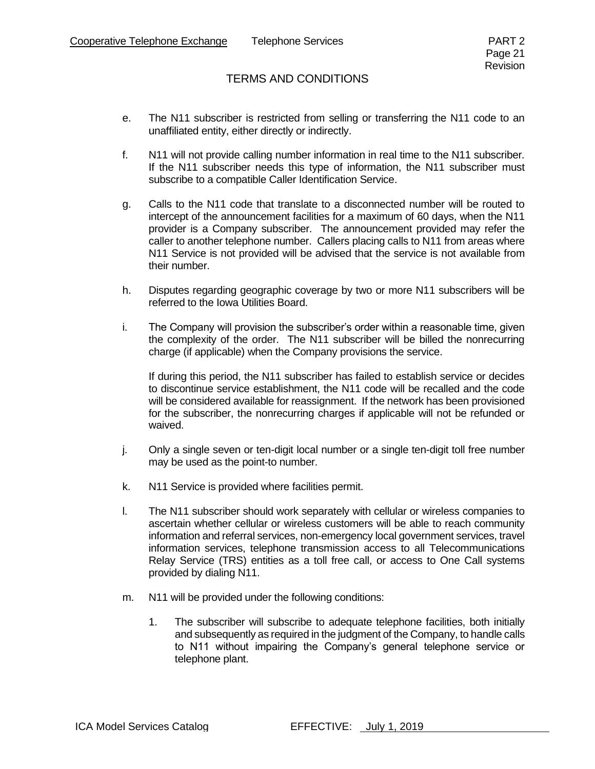## TERMS AND CONDITIONS

e. The N11 subscriber is restricted from selling or transferring the N11 code to an unaffiliated entity, either directly or indirectly.

f. N11 will not provide calling number information in real time to the N11 subscriber. If the N11 subscriber needs this type of information, the N11 subscriber must subscribe to a compatible Caller Identification Service.

g. Calls to the N11 code that translate to a disconnected number will be routed to intercept of the announcement facilities for a maximum of 60 days, when the N11 provider is a Company subscriber. The announcement provided may refer the caller to another telephone number. Callers placing calls to N11 from areas where N11 Service is not provided will be advised that the service is not available from their number.

h. Disputes regarding geographic coverage by two or more N11 subscribers will be referred to the Iowa Utilities Board.

i. The Company will provision the subscriber's order within a reasonable time, given the complexity of the order. The N11 subscriber will be billed the nonrecurring charge (if applicable) when the Company provisions the service.

   If during this period, the N11 subscriber has failed to establish service or decides to discontinue service establishment, the N11 code will be recalled and the code will be considered available for reassignment. If the network has been provisioned for the subscriber, the nonrecurring charges if applicable will not be refunded or waived.

j. Only a single seven or ten-digit local number or a single ten-digit toll free number may be used as the point-to number.

k. N11 Service is provided where facilities permit.

l. The N11 subscriber should work separately with cellular or wireless companies to ascertain whether cellular or wireless customers will be able to reach community information and referral services, non-emergency local government services, travel information services, telephone transmission access to all Telecommunications Relay Service (TRS) entities as a toll free call, or access to One Call systems provided by dialing N11.

m. N11 will be provided under the following conditions:

   1. The subscriber will subscribe to adequate telephone facilities, both initially and subsequently as required in the judgment of the Company, to handle calls to N11 without impairing the Company's general telephone service or telephone plant.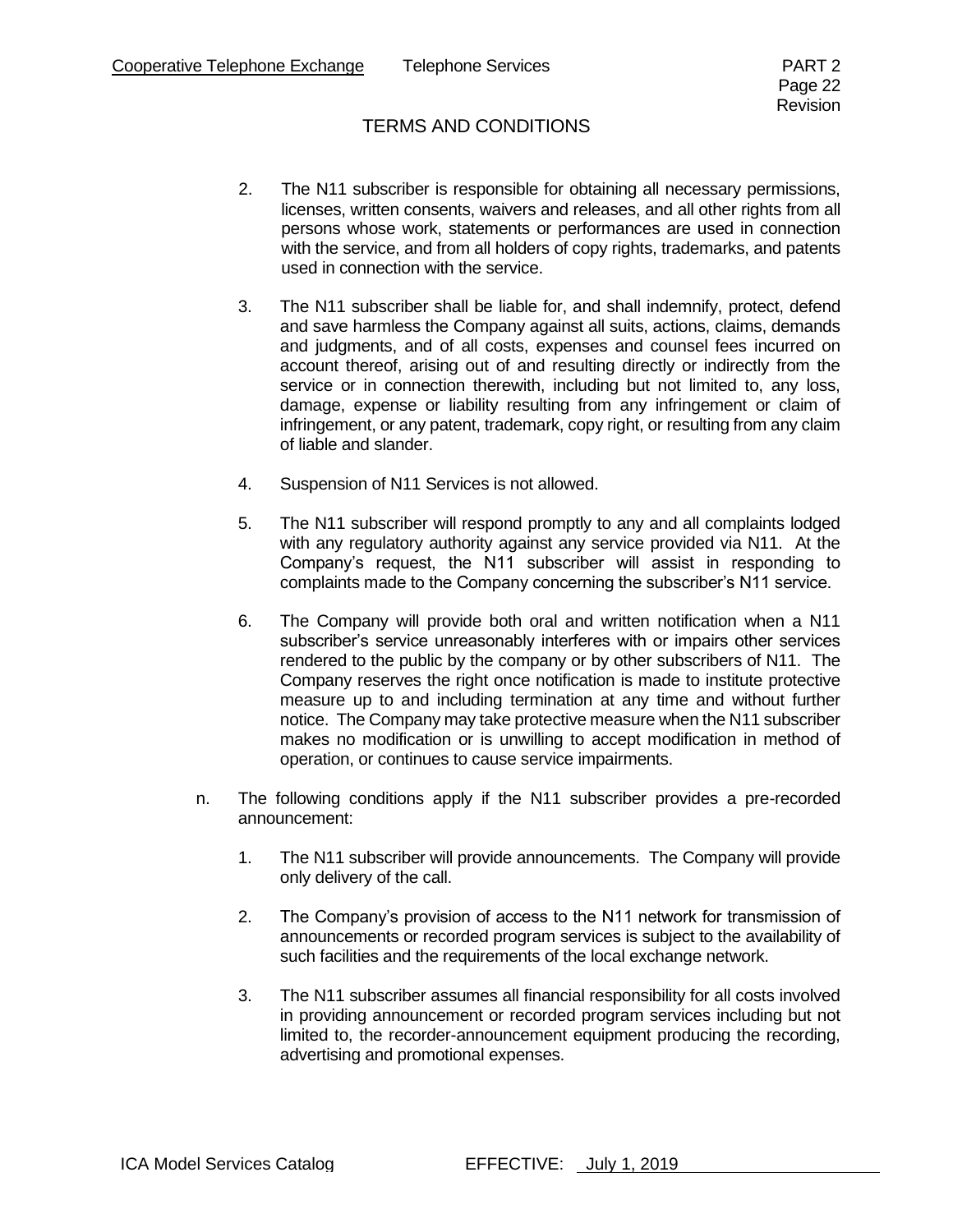## TERMS AND CONDITIONS

2. The N11 subscriber is responsible for obtaining all necessary permissions, licenses, written consents, waivers and releases, and all other rights from all persons whose work, statements or performances are used in connection with the service, and from all holders of copy rights, trademarks, and patents used in connection with the service.

3. The N11 subscriber shall be liable for, and shall indemnify, protect, defend and save harmless the Company against all suits, actions, claims, demands and judgments, and of all costs, expenses and counsel fees incurred on account thereof, arising out of and resulting directly or indirectly from the service or in connection therewith, including but not limited to, any loss, damage, expense or liability resulting from any infringement or claim of infringement, or any patent, trademark, copy right, or resulting from any claim of liable and slander.

4. Suspension of N11 Services is not allowed.

5. The N11 subscriber will respond promptly to any and all complaints lodged with any regulatory authority against any service provided via N11. At the Company's request, the N11 subscriber will assist in responding to complaints made to the Company concerning the subscriber's N11 service.

6. The Company will provide both oral and written notification when a N11 subscriber's service unreasonably interferes with or impairs other services rendered to the public by the company or by other subscribers of N11. The Company reserves the right once notification is made to institute protective measure up to and including termination at any time and without further notice. The Company may take protective measure when the N11 subscriber makes no modification or is unwilling to accept modification in method of operation, or continues to cause service impairments.

n. The following conditions apply if the N11 subscriber provides a pre-recorded announcement:

1. The N11 subscriber will provide announcements. The Company will provide only delivery of the call.

2. The Company's provision of access to the N11 network for transmission of announcements or recorded program services is subject to the availability of such facilities and the requirements of the local exchange network.

3. The N11 subscriber assumes all financial responsibility for all costs involved in providing announcement or recorded program services including but not limited to, the recorder-announcement equipment producing the recording, advertising and promotional expenses.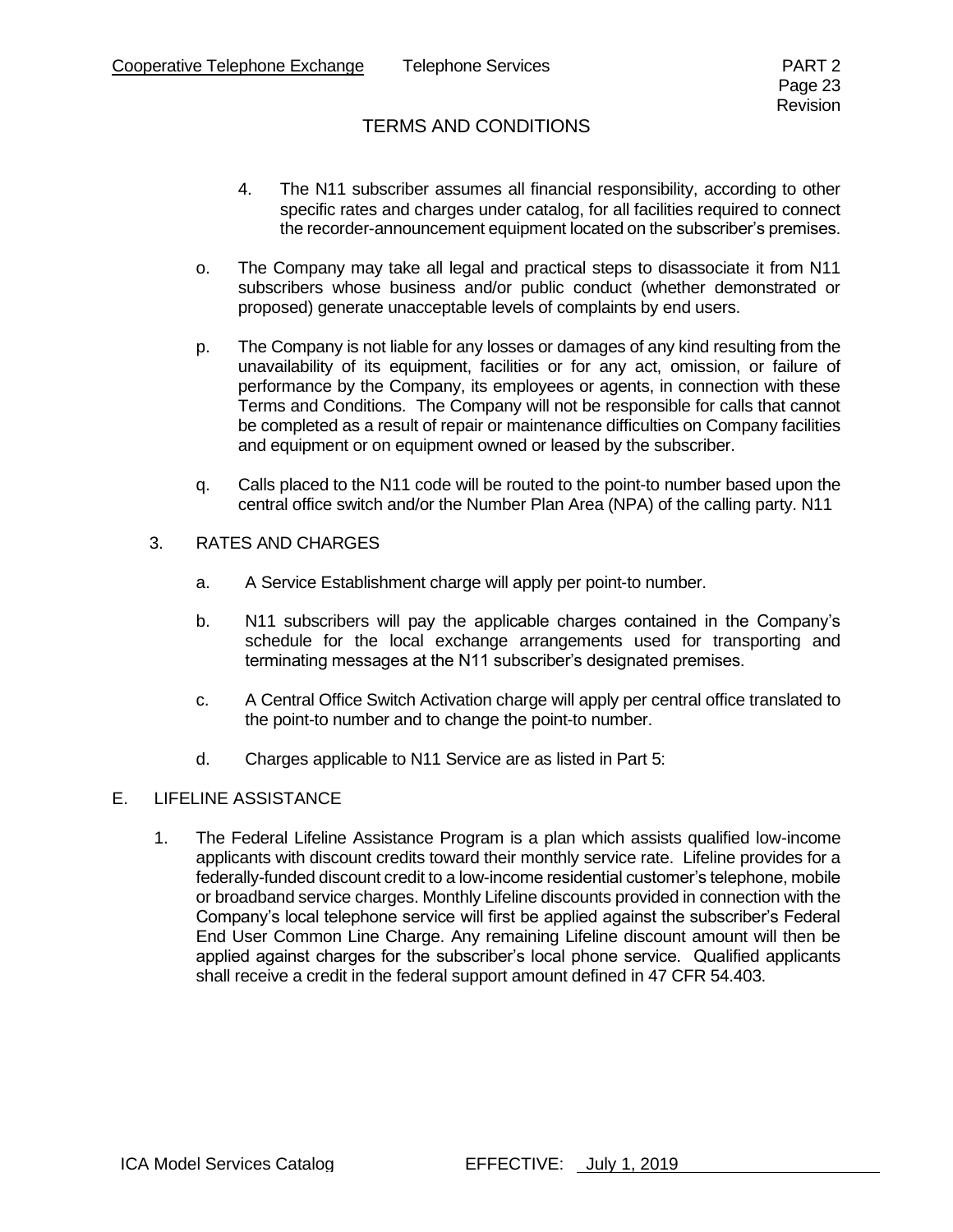4. The N11 subscriber assumes all financial responsibility, according to other specific rates and charges under catalog, for all facilities required to connect the recorder-announcement equipment located on the subscriber's premises.

o. The Company may take all legal and practical steps to disassociate it from N11 subscribers whose business and/or public conduct (whether demonstrated or proposed) generate unacceptable levels of complaints by end users.

p. The Company is not liable for any losses or damages of any kind resulting from the unavailability of its equipment, facilities or for any act, omission, or failure of performance by the Company, its employees or agents, in connection with these Terms and Conditions. The Company will not be responsible for calls that cannot be completed as a result of repair or maintenance difficulties on Company facilities and equipment or on equipment owned or leased by the subscriber.

q. Calls placed to the N11 code will be routed to the point-to number based upon the central office switch and/or the Number Plan Area (NPA) of the calling party. N11

3. RATES AND CHARGES

a. A Service Establishment charge will apply per point-to number.

b. N11 subscribers will pay the applicable charges contained in the Company's schedule for the local exchange arrangements used for transporting and terminating messages at the N11 subscriber's designated premises.

c. A Central Office Switch Activation charge will apply per central office translated to the point-to number and to change the point-to number.

d. Charges applicable to N11 Service are as listed in Part 5:

## E. LIFELINE ASSISTANCE

1. The Federal Lifeline Assistance Program is a plan which assists qualified low-income applicants with discount credits toward their monthly service rate. Lifeline provides for a federally-funded discount credit to a low-income residential customer's telephone, mobile or broadband service charges. Monthly Lifeline discounts provided in connection with the Company's local telephone service will first be applied against the subscriber's Federal End User Common Line Charge. Any remaining Lifeline discount amount will then be applied against charges for the subscriber's local phone service. Qualified applicants shall receive a credit in the federal support amount defined in 47 CFR 54.403.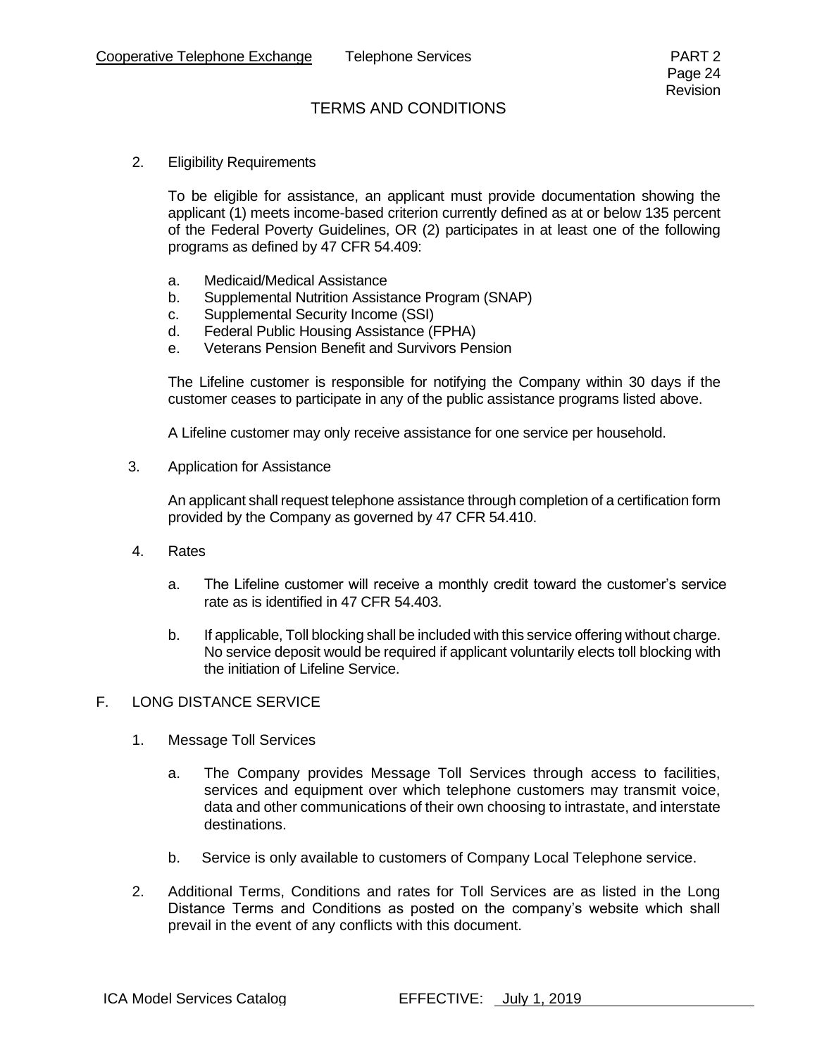## TERMS AND CONDITIONS

2. Eligibility Requirements

   To be eligible for assistance, an applicant must provide documentation showing the applicant (1) meets income-based criterion currently defined as at or below 135 percent of the Federal Poverty Guidelines, OR (2) participates in at least one of the following programs as defined by 47 CFR 54.409:

   a. Medicaid/Medical Assistance
   b. Supplemental Nutrition Assistance Program (SNAP)
   c. Supplemental Security Income (SSI)
   d. Federal Public Housing Assistance (FPHA)
   e. Veterans Pension Benefit and Survivors Pension

   The Lifeline customer is responsible for notifying the Company within 30 days if the customer ceases to participate in any of the public assistance programs listed above.

   A Lifeline customer may only receive assistance for one service per household.

3. Application for Assistance

   An applicant shall request telephone assistance through completion of a certification form provided by the Company as governed by 47 CFR 54.410.

4. Rates

   a. The Lifeline customer will receive a monthly credit toward the customer's service rate as is identified in 47 CFR 54.403.

   b. If applicable, Toll blocking shall be included with this service offering without charge. No service deposit would be required if applicant voluntarily elects toll blocking with the initiation of Lifeline Service.

### F. LONG DISTANCE SERVICE

1. Message Toll Services

   a. The Company provides Message Toll Services through access to facilities, services and equipment over which telephone customers may transmit voice, data and other communications of their own choosing to intrastate, and interstate destinations.

   b. Service is only available to customers of Company Local Telephone service.

2. Additional Terms, Conditions and rates for Toll Services are as listed in the Long Distance Terms and Conditions as posted on the company's website which shall prevail in the event of any conflicts with this document.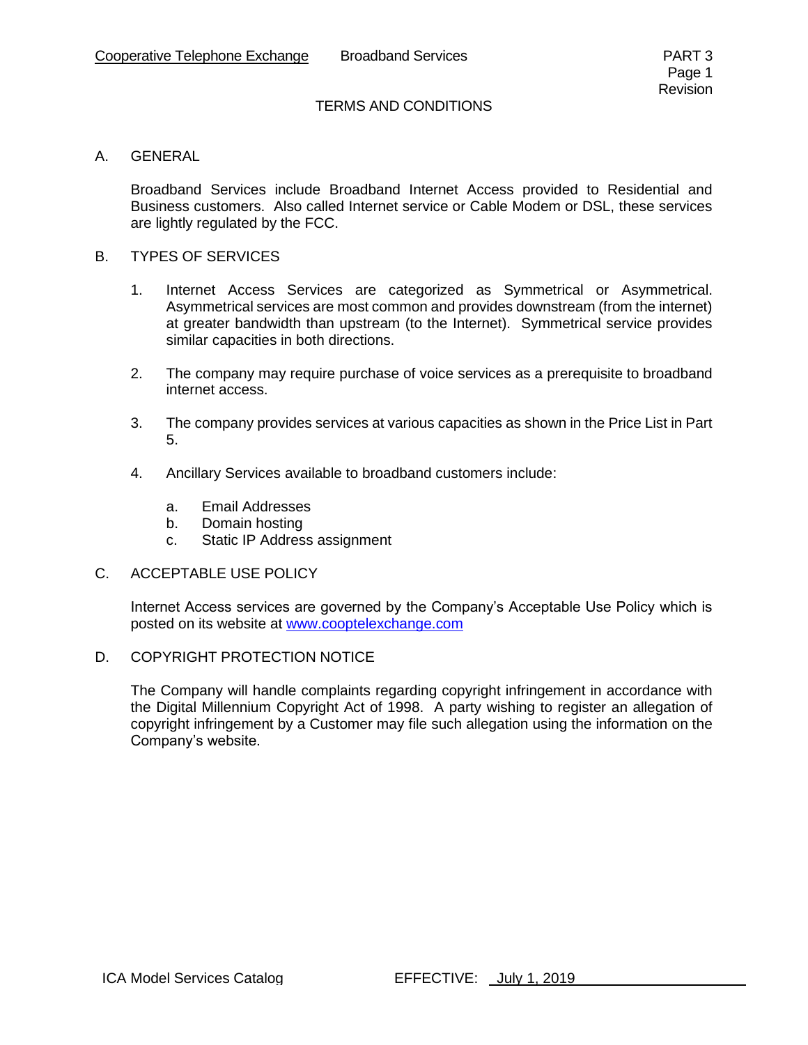# TERMS AND CONDITIONS

## A. GENERAL

Broadband Services include Broadband Internet Access provided to Residential and Business customers. Also called Internet service or Cable Modem or DSL, these services are lightly regulated by the FCC.

## B. TYPES OF SERVICES

1. Internet Access Services are categorized as Symmetrical or Asymmetrical. Asymmetrical services are most common and provides downstream (from the internet) at greater bandwidth than upstream (to the Internet). Symmetrical service provides similar capacities in both directions.

2. The company may require purchase of voice services as a prerequisite to broadband internet access.

3. The company provides services at various capacities as shown in the Price List in Part 5.

4. Ancillary Services available to broadband customers include:

   a. Email Addresses
   b. Domain hosting
   c. Static IP Address assignment

## C. ACCEPTABLE USE POLICY

Internet Access services are governed by the Company's Acceptable Use Policy which is posted on its website at www.cooptelexchange.com

## D. COPYRIGHT PROTECTION NOTICE

The Company will handle complaints regarding copyright infringement in accordance with the Digital Millennium Copyright Act of 1998. A party wishing to register an allegation of copyright infringement by a Customer may file such allegation using the information on the Company's website.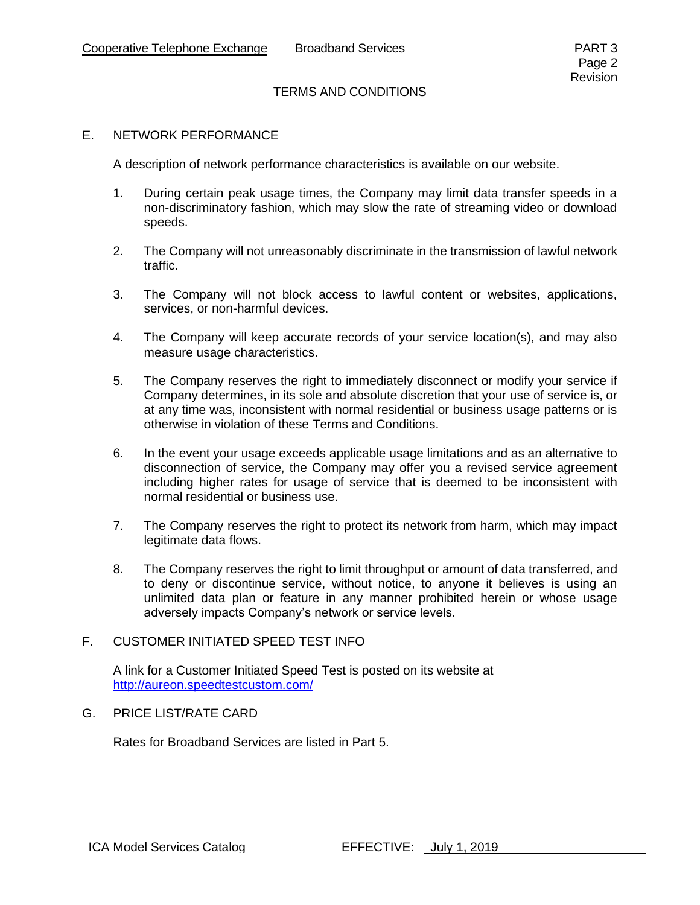## TERMS AND CONDITIONS

### E. NETWORK PERFORMANCE

A description of network performance characteristics is available on our website.

1. During certain peak usage times, the Company may limit data transfer speeds in a non-discriminatory fashion, which may slow the rate of streaming video or download speeds.

2. The Company will not unreasonably discriminate in the transmission of lawful network traffic.

3. The Company will not block access to lawful content or websites, applications, services, or non-harmful devices.

4. The Company will keep accurate records of your service location(s), and may also measure usage characteristics.

5. The Company reserves the right to immediately disconnect or modify your service if Company determines, in its sole and absolute discretion that your use of service is, or at any time was, inconsistent with normal residential or business usage patterns or is otherwise in violation of these Terms and Conditions.

6. In the event your usage exceeds applicable usage limitations and as an alternative to disconnection of service, the Company may offer you a revised service agreement including higher rates for usage of service that is deemed to be inconsistent with normal residential or business use.

7. The Company reserves the right to protect its network from harm, which may impact legitimate data flows.

8. The Company reserves the right to limit throughput or amount of data transferred, and to deny or discontinue service, without notice, to anyone it believes is using an unlimited data plan or feature in any manner prohibited herein or whose usage adversely impacts Company's network or service levels.

### F. CUSTOMER INITIATED SPEED TEST INFO

A link for a Customer Initiated Speed Test is posted on its website at http://aureon.speedtestcustom.com/

### G. PRICE LIST/RATE CARD

Rates for Broadband Services are listed in Part 5.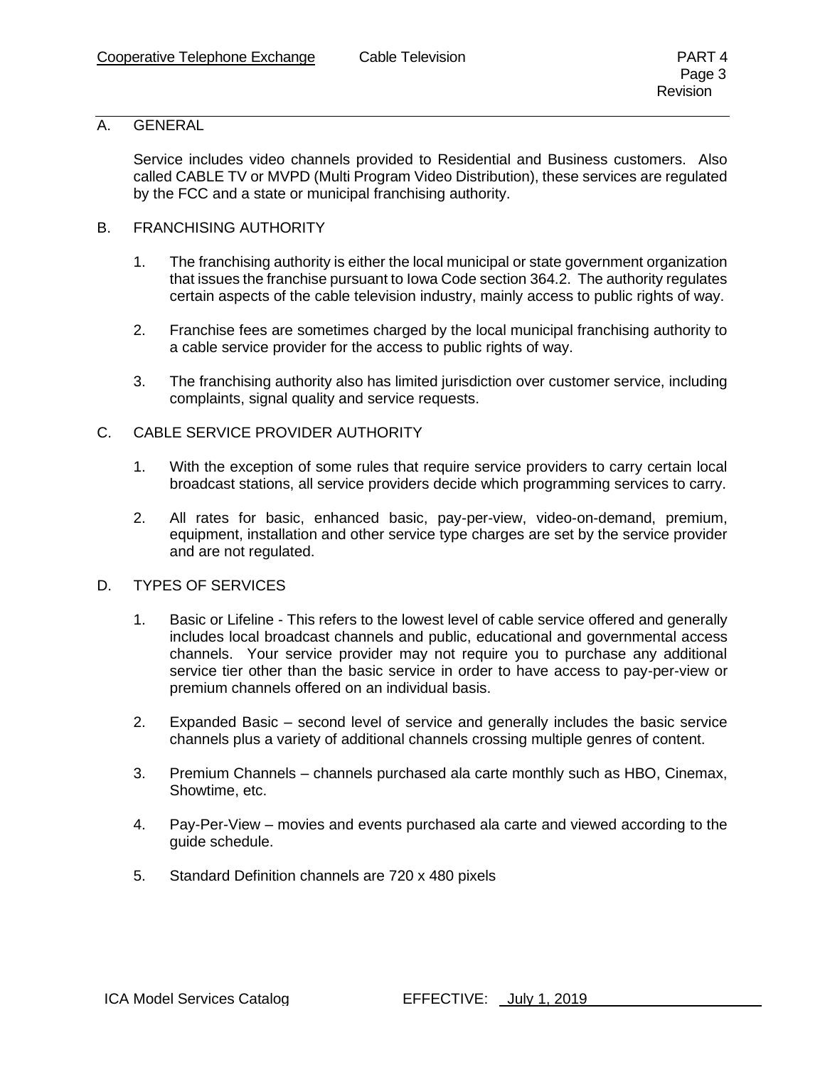## A. GENERAL

Service includes video channels provided to Residential and Business customers. Also called CABLE TV or MVPD (Multi Program Video Distribution), these services are regulated by the FCC and a state or municipal franchising authority.

## B. FRANCHISING AUTHORITY

1. The franchising authority is either the local municipal or state government organization that issues the franchise pursuant to Iowa Code section 364.2. The authority regulates certain aspects of the cable television industry, mainly access to public rights of way.

2. Franchise fees are sometimes charged by the local municipal franchising authority to a cable service provider for the access to public rights of way.

3. The franchising authority also has limited jurisdiction over customer service, including complaints, signal quality and service requests.

## C. CABLE SERVICE PROVIDER AUTHORITY

1. With the exception of some rules that require service providers to carry certain local broadcast stations, all service providers decide which programming services to carry.

2. All rates for basic, enhanced basic, pay-per-view, video-on-demand, premium, equipment, installation and other service type charges are set by the service provider and are not regulated.

## D. TYPES OF SERVICES

1. Basic or Lifeline - This refers to the lowest level of cable service offered and generally includes local broadcast channels and public, educational and governmental access channels. Your service provider may not require you to purchase any additional service tier other than the basic service in order to have access to pay-per-view or premium channels offered on an individual basis.

2. Expanded Basic – second level of service and generally includes the basic service channels plus a variety of additional channels crossing multiple genres of content.

3. Premium Channels – channels purchased ala carte monthly such as HBO, Cinemax, Showtime, etc.

4. Pay-Per-View – movies and events purchased ala carte and viewed according to the guide schedule.

5. Standard Definition channels are 720 x 480 pixels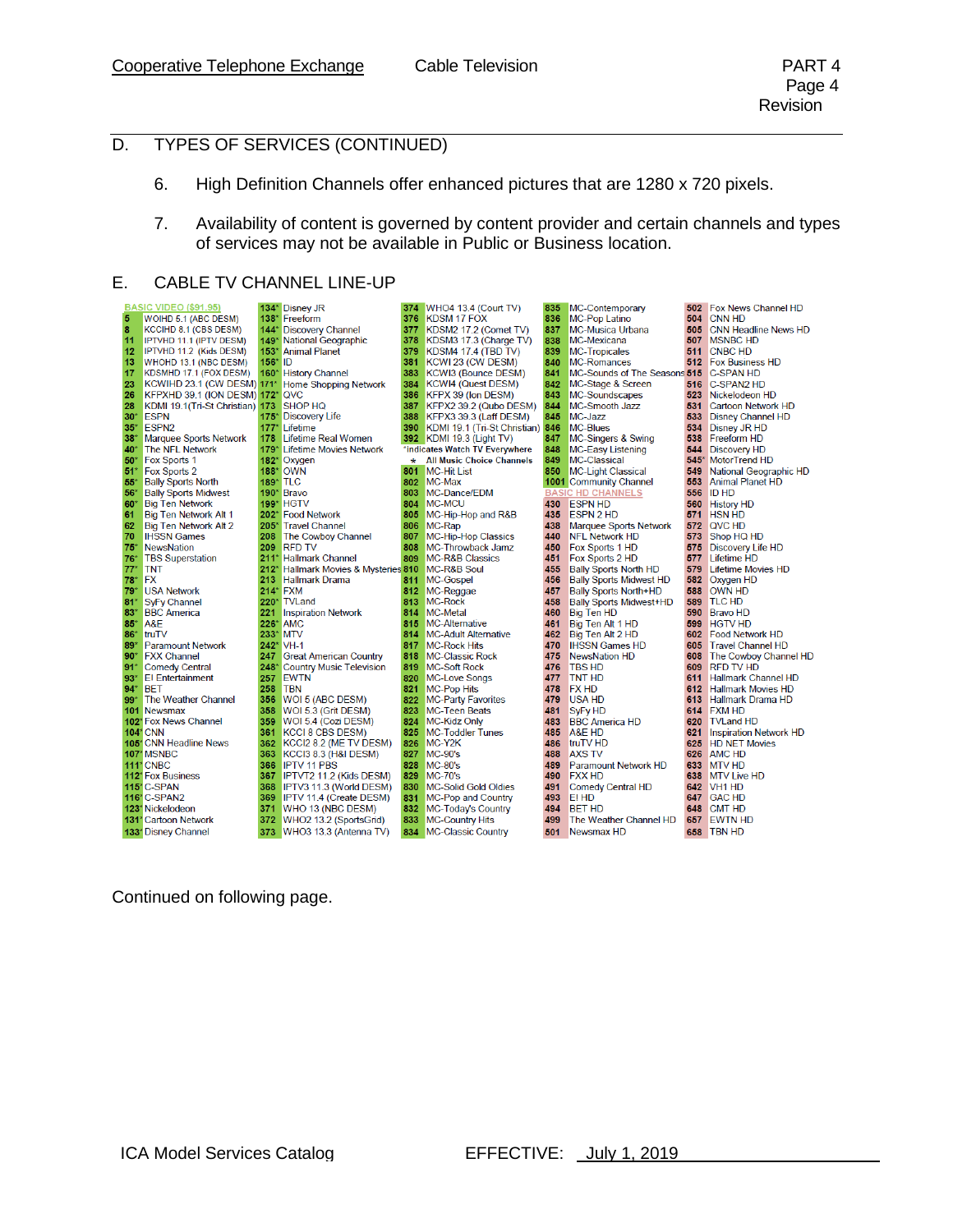## D. TYPES OF SERVICES (CONTINUED)

6. High Definition Channels offer enhanced pictures that are 1280 x 720 pixels.

7. Availability of content is governed by content provider and certain channels and types of services may not be available in Public or Business location.

## E. CABLE TV CHANNEL LINE-UP

| Ch | Channel | Ch | Channel | Ch | Channel | Ch | Channel | Ch | Channel |
|---|---|---|---|---|---|---|---|---|---|
| | BASIC VIDEO ($91.95) | 134* | Disney JR | 374 | WHO4 13.4 (Court TV) | 835 | MC-Contemporary | 502 | Fox News Channel HD |
| 5 | WOIHD 5.1 (ABC DESM) | 138* | Freeform | 376 | KDSM 17 FOX | 836 | MC-Pop Latino | 504 | CNN HD |
| 8 | KCCIHD 8.1 (CBS DESM) | 144* | Discovery Channel | 377 | KDSM2 17.2 (Comet TV) | 837 | MC-Musica Urbana | 505 | CNN Headline News HD |
| 11 | IPTVHD 11.1 (IPTV DESM) | 149* | National Geographic | 378 | KDSM3 17.3 (Charge TV) | 838 | MC-Mexicana | 507 | MSNBC HD |
| 12 | IPTVHD 11.2 (Kids DESM) | 153* | Animal Planet | 379 | KDSM4 17.4 (TBD TV) | 839 | MC-Tropicales | 511 | CNBC HD |
| 13 | WHOHD 13.1 (NBC DESM) | 156* | ID | 381 | KCWI 23 (CW DESM) | 840 | MC-Romances | 512 | Fox Business HD |
| 17 | KDSMHD 17.1 (FOX DESM) | 160* | History Channel | 383 | KCWI3 (Bounce DESM) | 841 | MC-Sounds of The Seasons | 515 | C-SPAN HD |
| 23 | KCWIHD 23.1 (CW DESM) | 171* | Home Shopping Network | 384 | KCWI4 (Quest DESM) | 842 | MC-Stage & Screen | 516 | C-SPAN2 HD |
| 26 | KFPXHD 39.1 (ION DESM) | 172* | QVC | 386 | KFPX 39 (Ion DESM) | 843 | MC-Soundscapes | 523 | Nickelodeon HD |
| 28 | KDMI 19.1(Tri-St Christian) | 173 | SHOP HQ | 387 | KFPX2 39.2 (Qubo DESM) | 844 | MC-Smooth Jazz | 531 | Cartoon Network HD |
| 30* | ESPN | 175* | Discovery Life | 388 | KFPX3 39.3 (Laff DESM) | 845 | MC-Jazz | 533 | Disney Channel HD |
| 35* | ESPN2 | 177* | Lifetime | 390 | KDMI 19.1 (Tri-St Christian) | 846 | MC-Blues | 534 | Disney JR HD |
| 38* | Marquee Sports Network | 178 | Lifetime Real Women | 392 | KDMI 19.3 (Light TV) | 847 | MC-Singers & Swing | 538 | Freeform HD |
| 40* | The NFL Network | 179* | Lifetime Movies Network | | *Indicates Watch TV Everywhere | 848 | MC-Easy Listening | 544 | Discovery HD |
| 50* | Fox Sports 1 | 182* | Oxygen | ★ | All Music Choice Channels | 849 | MC-Classical | 545* | MotorTrend HD |
| 51* | Fox Sports 2 | 188* | OWN | 801 | MC-Hit List | 850 | MC-Light Classical | 549 | National Geographic HD |
| 55* | Bally Sports North | 189* | TLC | 802 | MC-Max | 1001 | Community Channel | 553 | Animal Planet HD |
| 56* | Bally Sports Midwest | 190* | Bravo | 803 | MC-Dance/EDM | | BASIC HD CHANNELS | 556 | ID HD |
| 60* | Big Ten Network | 199* | HGTV | 804 | MC-MCU | 430 | ESPN HD | 560 | History HD |
| 61 | Big Ten Network Alt 1 | 202* | Food Network | 805 | MC-Hip-Hop and R&B | 435 | ESPN 2 HD | 571 | HSN HD |
| 62 | Big Ten Network Alt 2 | 205* | Travel Channel | 806 | MC-Rap | 438 | Marquee Sports Network | 572 | QVC HD |
| 70 | IHSSN Games | 208 | The Cowboy Channel | 807 | MC-Hip-Hop Classics | 440 | NFL Network HD | 573 | Shop HQ HD |
| 75* | NewsNation | 209 | RFD TV | 808 | MC-Throwback Jamz | 450 | Fox Sports 1 HD | 575 | Discovery Life HD |
| 76* | TBS Superstation | 211* | Hallmark Channel | 809 | MC-R&B Classics | 451 | Fox Sports 2 HD | 577 | Lifetime HD |
| 77* | TNT | 212* | Hallmark Movies & Mysteries | 810 | MC-R&B Soul | 455 | Bally Sports North HD | 579 | Lifetime Movies HD |
| 78* | FX | 213 | Hallmark Drama | 811 | MC-Gospel | 456 | Bally Sports Midwest HD | 582 | Oxygen HD |
| 79* | USA Network | 214* | FXM | 812 | MC-Reggae | 457 | Bally Sports North+HD | 588 | OWN HD |
| 81* | SyFy Channel | 220* | TVLand | 813 | MC-Rock | 458 | Bally Sports Midwest+HD | 589 | TLC HD |
| 83* | BBC America | 221 | Inspiration Network | 814 | MC-Metal | 460 | Big Ten HD | 590 | Bravo HD |
| 85* | A&E | 226* | AMC | 815 | MC-Alternative | 461 | Big Ten Alt 1 HD | 599 | HGTV HD |
| 86* | truTV | 233* | MTV | 814 | MC-Adult Alternative | 462 | Big Ten Alt 2 HD | 602 | Food Network HD |
| 89* | Paramount Network | 242* | VH-1 | 817 | MC-Rock Hits | 470 | IHSSN Games HD | 605 | Travel Channel HD |
| 90* | FXX Channel | 247 | Great American Country | 818 | MC-Classic Rock | 475 | NewsNation HD | 608 | The Cowboy Channel HD |
| 91* | Comedy Central | 248* | Country Music Television | 819 | MC-Soft Rock | 476 | TBS HD | 609 | RFD TV HD |
| 93* | E! Entertainment | 257 | EWTN | 820 | MC-Love Songs | 477 | TNT HD | 611 | Hallmark Channel HD |
| 94* | BET | 258 | TBN | 821 | MC-Pop Hits | 478 | FX HD | 612 | Hallmark Movies HD |
| 99* | The Weather Channel | 356 | WOI 5 (ABC DESM) | 822 | MC-Party Favorites | 479 | USA HD | 613 | Hallmark Drama HD |
| 101 | Newsmax | 358 | WOI 5.3 (Grit DESM) | 823 | MC-Teen Beats | 481 | SyFy HD | 614 | FXM HD |
| 102* | Fox News Channel | 359 | WOI 5.4 (Cozi DESM) | 824 | MC-Kidz Only | 483 | BBC America HD | 620 | TVLand HD |
| 104* | CNN | 361 | KCCI 8 CBS DESM) | 825 | MC-Toddler Tunes | 485 | A&E HD | 621 | Inspiration Network HD |
| 105* | CNN Headline News | 362 | KCCI2 8.2 (ME TV DESM) | 826 | MC-Y2K | 486 | truTV HD | 625 | HD NET Movies |
| 107* | MSNBC | 363 | KCCI3 8.3 (H&I DESM) | 827 | MC-90's | 488 | AXS TV | 626 | AMC HD |
| 111* | CNBC | 366 | IPTV 11 PBS | 828 | MC-80's | 489 | Paramount Network HD | 633 | MTV HD |
| 112* | Fox Business | 367 | IPTVT2 11.2 (Kids DESM) | 829 | MC-70's | 490 | FXX HD | 638 | MTV Live HD |
| 115* | C-SPAN | 368 | IPTV3 11.3 (World DESM) | 830 | MC-Solid Gold Oldies | 491 | Comedy Central HD | 642 | VH1 HD |
| 116* | C-SPAN2 | 369 | IPTV 11.4 (Create DESM) | 831 | MC-Pop and Country | 493 | E! HD | 647 | GAC HD |
| 123* | Nickelodeon | 371 | WHO 13 (NBC DESM) | 832 | MC-Today's Country | 494 | BET HD | 648 | CMT HD |
| 131* | Cartoon Network | 372 | WHO2 13.2 (SportsGrid) | 833 | MC-Country Hits | 499 | The Weather Channel HD | 657 | EWTN HD |
| 133* | Disney Channel | 373 | WHO3 13.3 (Antenna TV) | 834 | MC-Classic Country | 501 | Newsmax HD | 658 | TBN HD |

Continued on following page.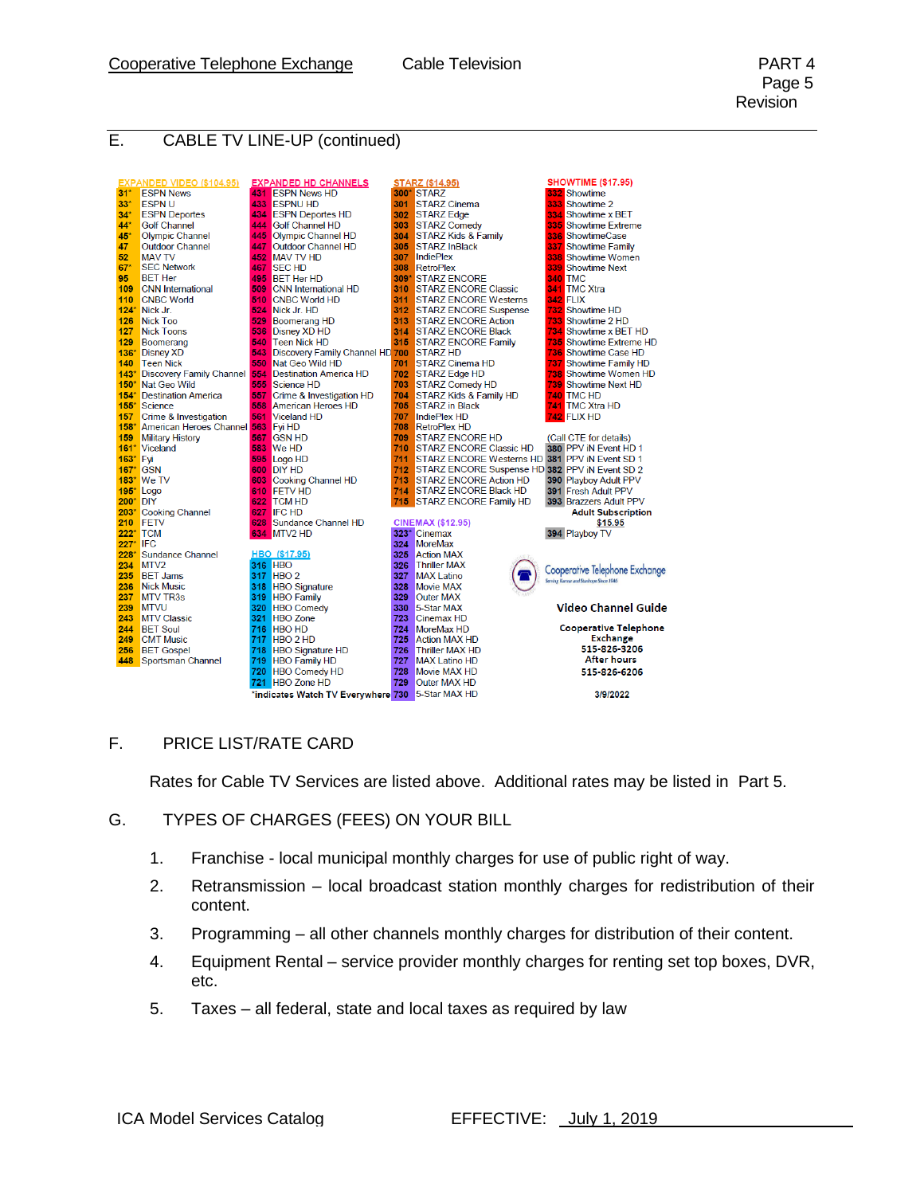## E. CABLE TV LINE-UP (continued)

**EXPANDED VIDEO ($104.95)**

| Ch. | Channel |
|---|---|
| 31* | ESPN News |
| 33* | ESPN U |
| 34* | ESPN Deportes |
| 44* | Golf Channel |
| 45* | Olympic Channel |
| 47 | Outdoor Channel |
| 52 | MAV TV |
| 67* | SEC Network |
| 95 | BET Her |
| 109 | CNN International |
| 110 | CNBC World |
| 124* | Nick Jr. |
| 126 | Nick Too |
| 127 | Nick Toons |
| 129 | Boomerang |
| 136* | Disney XD |
| 140 | Teen Nick |
| 143* | Discovery Family Channel |
| 150* | Nat Geo Wild |
| 154* | Destination America |
| 155* | Science |
| 157 | Crime & Investigation |
| 158* | American Heroes Channel |
| 159 | Military History |
| 161* | Viceland |
| 163* | Fyi |
| 167* | GSN |
| 183* | We TV |
| 195* | Logo |
| 200* | DIY |
| 203* | Cooking Channel |
| 210 | FETV |
| 222* | TCM |
| 227* | IFC |
| 228* | Sundance Channel |
| 234 | MTV2 |
| 235 | BET Jams |
| 236 | Nick Music |
| 237 | MTV TR3s |
| 239 | MTVU |
| 243 | MTV Classic |
| 244 | BET Soul |
| 249 | CMT Music |
| 256 | BET Gospel |
| 448 | Sportsman Channel |

**EXPANDED HD CHANNELS**

| Ch. | Channel |
|---|---|
| 431 | ESPN News HD |
| 433 | ESPNU HD |
| 434 | ESPN Deportes HD |
| 444 | Golf Channel HD |
| 445 | Olympic Channel HD |
| 447 | Outdoor Channel HD |
| 452 | MAV TV HD |
| 467 | SEC HD |
| 495 | BET Her HD |
| 509 | CNN International HD |
| 510 | CNBC World HD |
| 524 | Nick Jr. HD |
| 529 | Boomerang HD |
| 536 | Disney XD HD |
| 540 | Teen Nick HD |
| 543 | Discovery Family Channel HD |
| 550 | Nat Geo Wild HD |
| 554 | Destination America HD |
| 555 | Science HD |
| 557 | Crime & Investigation HD |
| 558 | American Heroes HD |
| 561 | Viceland HD |
| 563 | Fyi HD |
| 567 | GSN HD |
| 583 | We HD |
| 595 | Logo HD |
| 600 | DIY HD |
| 603 | Cooking Channel HD |
| 610 | FETV HD |
| 622 | TCM HD |
| 627 | IFC HD |
| 628 | Sundance Channel HD |
| 634 | MTV2 HD |

**HBO ($17.95)**

| Ch. | Channel |
|---|---|
| 316 | HBO |
| 317 | HBO 2 |
| 318 | HBO Signature |
| 319 | HBO Family |
| 320 | HBO Comedy |
| 321 | HBO Zone |
| 716 | HBO HD |
| 717 | HBO 2 HD |
| 718 | HBO Signature HD |
| 719 | HBO Family HD |
| 720 | HBO Comedy HD |
| 721 | HBO Zone HD |

*indicates Watch TV Everywhere

**STARZ ($14.95)**

| Ch. | Channel |
|---|---|
| 300* | STARZ |
| 301 | STARZ Cinema |
| 302 | STARZ Edge |
| 303 | STARZ Comedy |
| 304 | STARZ Kids & Family |
| 305 | STARZ InBlack |
| 307 | IndiePlex |
| 308 | RetroPlex |
| 309* | STARZ ENCORE |
| 310 | STARZ ENCORE Classic |
| 311 | STARZ ENCORE Westerns |
| 312 | STARZ ENCORE Suspense |
| 313 | STARZ ENCORE Action |
| 314 | STARZ ENCORE Black |
| 315 | STARZ ENCORE Family |
| 700 | STARZ HD |
| 701 | STARZ Cinema HD |
| 702 | STARZ Edge HD |
| 703 | STARZ Comedy HD |
| 704 | STARZ Kids & Family HD |
| 705 | STARZ in Black |
| 707 | IndiePlex HD |
| 708 | RetroPlex HD |
| 709 | STARZ ENCORE HD |
| 710 | STARZ ENCORE Classic HD |
| 711 | STARZ ENCORE Westerns HD |
| 712 | STARZ ENCORE Suspense HD |
| 713 | STARZ ENCORE Action HD |
| 714 | STARZ ENCORE Black HD |
| 715 | STARZ ENCORE Family HD |

**CINEMAX ($12.95)**

| Ch. | Channel |
|---|---|
| 323* | Cinemax |
| 324 | MoreMax |
| 325 | Action MAX |
| 326 | Thriller MAX |
| 327 | MAX Latino |
| 328 | Movie MAX |
| 329 | Outer MAX |
| 330 | 5-Star MAX |
| 723 | Cinemax HD |
| 724 | MoreMax HD |
| 725 | Action MAX HD |
| 726 | Thriller MAX HD |
| 727 | MAX Latino HD |
| 728 | Movie MAX HD |
| 729 | Outer MAX HD |
| 730 | 5-Star MAX HD |

**SHOWTIME ($17.95)**

| Ch. | Channel |
|---|---|
| 332 | Showtime |
| 333 | Showtime 2 |
| 334 | Showtime x BET |
| 335 | Showtime Extreme |
| 336 | ShowtimeCase |
| 337 | Showtime Family |
| 338 | Showtime Women |
| 339 | Showtime Next |
| 340 | TMC |
| 341 | TMC Xtra |
| 342 | FLIX |
| 732 | Showtime HD |
| 733 | Showtime 2 HD |
| 734 | Showtime x BET HD |
| 735 | Showtime Extreme HD |
| 736 | Showtime Case HD |
| 737 | Showtime Family HD |
| 738 | Showtime Women HD |
| 739 | Showtime Next HD |
| 740 | TMC HD |
| 741 | TMC Xtra HD |
| 742 | FLIX HD |

(Call CTE for details)

| Ch. | Channel |
|---|---|
| 380 | PPV iN Event HD 1 |
| 381 | PPV iN Event SD 1 |
| 382 | PPV iN Event SD 2 |
| 390 | Playboy Adult PPV |
| 391 | Fresh Adult PPV |
| 393 | Brazzers Adult PPV |

**Adult Subscription $15.95**

| Ch. | Channel |
|---|---|
| 394 | Playboy TV |

Cooperative Telephone Exchange

**Video Channel Guide**

**Cooperative Telephone Exchange**
**515-826-3206**
**After hours**
**515-826-6206**

**3/9/2022**

## F. PRICE LIST/RATE CARD

Rates for Cable TV Services are listed above. Additional rates may be listed in Part 5.

## G. TYPES OF CHARGES (FEES) ON YOUR BILL

1. Franchise - local municipal monthly charges for use of public right of way.
2. Retransmission – local broadcast station monthly charges for redistribution of their content.
3. Programming – all other channels monthly charges for distribution of their content.
4. Equipment Rental – service provider monthly charges for renting set top boxes, DVR, etc.
5. Taxes – all federal, state and local taxes as required by law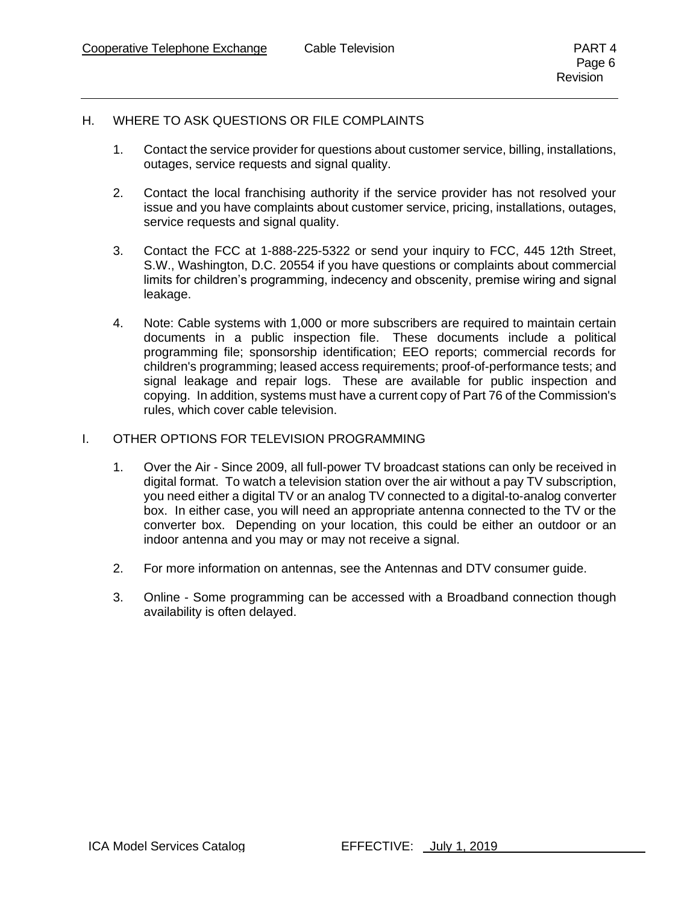## H. WHERE TO ASK QUESTIONS OR FILE COMPLAINTS

1. Contact the service provider for questions about customer service, billing, installations, outages, service requests and signal quality.

2. Contact the local franchising authority if the service provider has not resolved your issue and you have complaints about customer service, pricing, installations, outages, service requests and signal quality.

3. Contact the FCC at 1-888-225-5322 or send your inquiry to FCC, 445 12th Street, S.W., Washington, D.C. 20554 if you have questions or complaints about commercial limits for children's programming, indecency and obscenity, premise wiring and signal leakage.

4. Note: Cable systems with 1,000 or more subscribers are required to maintain certain documents in a public inspection file. These documents include a political programming file; sponsorship identification; EEO reports; commercial records for children's programming; leased access requirements; proof-of-performance tests; and signal leakage and repair logs. These are available for public inspection and copying. In addition, systems must have a current copy of Part 76 of the Commission's rules, which cover cable television.

## I. OTHER OPTIONS FOR TELEVISION PROGRAMMING

1. Over the Air - Since 2009, all full-power TV broadcast stations can only be received in digital format. To watch a television station over the air without a pay TV subscription, you need either a digital TV or an analog TV connected to a digital-to-analog converter box. In either case, you will need an appropriate antenna connected to the TV or the converter box. Depending on your location, this could be either an outdoor or an indoor antenna and you may or may not receive a signal.

2. For more information on antennas, see the Antennas and DTV consumer guide.

3. Online - Some programming can be accessed with a Broadband connection though availability is often delayed.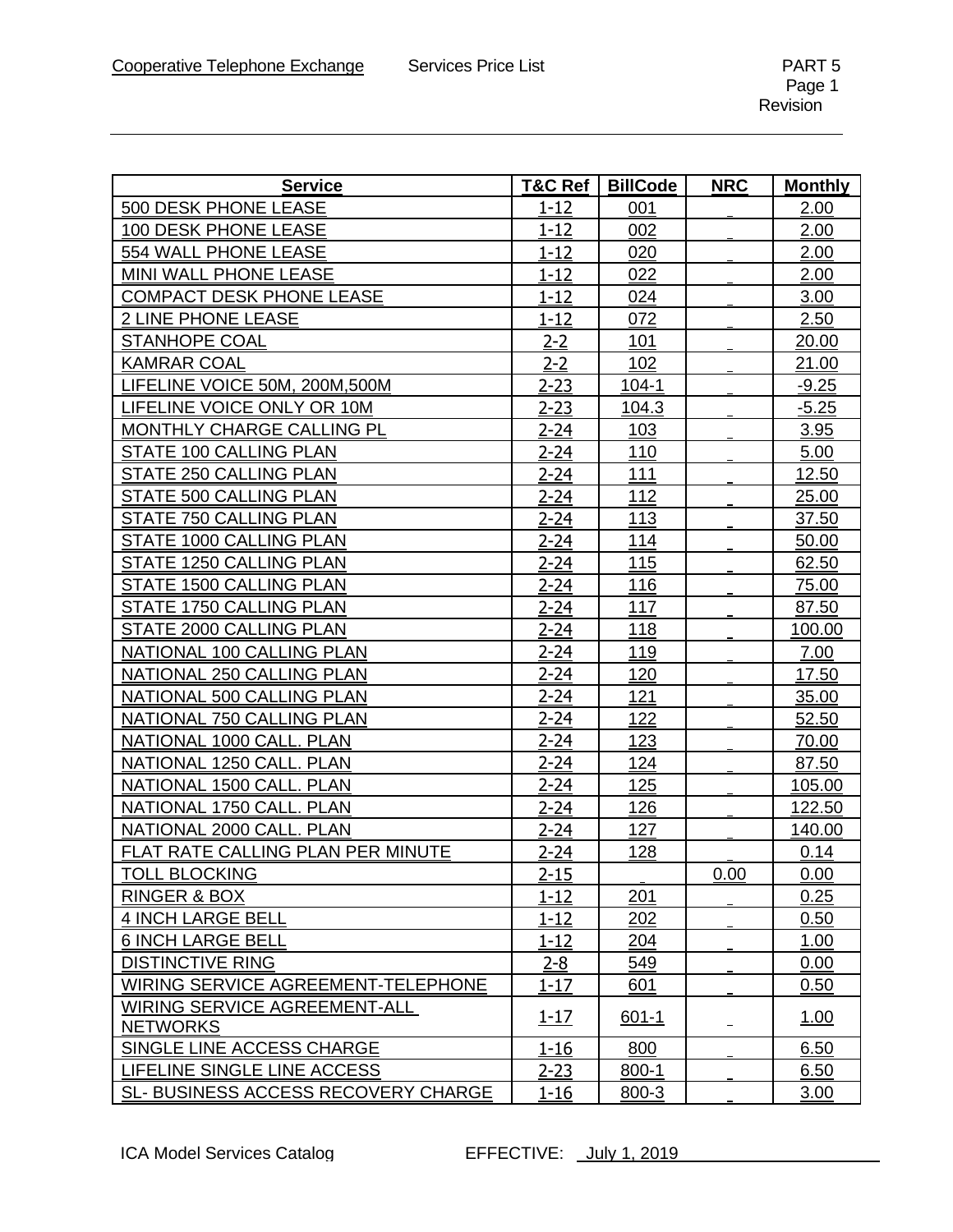| Service | T&C Ref | BillCode | NRC | Monthly |
|---|---|---|---|---|
| 500 DESK PHONE LEASE | 1-12 | 001 | _ | 2.00 |
| 100 DESK PHONE LEASE | 1-12 | 002 | _ | 2.00 |
| 554 WALL PHONE LEASE | 1-12 | 020 | _ | 2.00 |
| MINI WALL PHONE LEASE | 1-12 | 022 | _ | 2.00 |
| COMPACT DESK PHONE LEASE | 1-12 | 024 | _ | 3.00 |
| 2 LINE PHONE LEASE | 1-12 | 072 | _ | 2.50 |
| STANHOPE COAL | 2-2 | 101 | _ | 20.00 |
| KAMRAR COAL | 2-2 | 102 | _ | 21.00 |
| LIFELINE VOICE 50M, 200M,500M | 2-23 | 104-1 | _ | -9.25 |
| LIFELINE VOICE ONLY OR 10M | 2-23 | 104.3 | _ | -5.25 |
| MONTHLY CHARGE CALLING PL | 2-24 | 103 | _ | 3.95 |
| STATE 100 CALLING PLAN | 2-24 | 110 | _ | 5.00 |
| STATE 250 CALLING PLAN | 2-24 | 111 | _ | 12.50 |
| STATE 500 CALLING PLAN | 2-24 | 112 | _ | 25.00 |
| STATE 750 CALLING PLAN | 2-24 | 113 | _ | 37.50 |
| STATE 1000 CALLING PLAN | 2-24 | 114 | _ | 50.00 |
| STATE 1250 CALLING PLAN | 2-24 | 115 | _ | 62.50 |
| STATE 1500 CALLING PLAN | 2-24 | 116 | _ | 75.00 |
| STATE 1750 CALLING PLAN | 2-24 | 117 | _ | 87.50 |
| STATE 2000 CALLING PLAN | 2-24 | 118 | _ | 100.00 |
| NATIONAL 100 CALLING PLAN | 2-24 | 119 | _ | 7.00 |
| NATIONAL 250 CALLING PLAN | 2-24 | 120 | _ | 17.50 |
| NATIONAL 500 CALLING PLAN | 2-24 | 121 | _ | 35.00 |
| NATIONAL 750 CALLING PLAN | 2-24 | 122 | _ | 52.50 |
| NATIONAL 1000 CALL. PLAN | 2-24 | 123 | _ | 70.00 |
| NATIONAL 1250 CALL. PLAN | 2-24 | 124 | _ | 87.50 |
| NATIONAL 1500 CALL. PLAN | 2-24 | 125 | _ | 105.00 |
| NATIONAL 1750 CALL. PLAN | 2-24 | 126 | _ | 122.50 |
| NATIONAL 2000 CALL. PLAN | 2-24 | 127 | _ | 140.00 |
| FLAT RATE CALLING PLAN PER MINUTE | 2-24 | 128 | _ | 0.14 |
| TOLL BLOCKING | 2-15 | _ | 0.00 | 0.00 |
| RINGER & BOX | 1-12 | 201 | _ | 0.25 |
| 4 INCH LARGE BELL | 1-12 | 202 | _ | 0.50 |
| 6 INCH LARGE BELL | 1-12 | 204 | _ | 1.00 |
| DISTINCTIVE RING | 2-8 | 549 | _ | 0.00 |
| WIRING SERVICE AGREEMENT-TELEPHONE | 1-17 | 601 | _ | 0.50 |
| WIRING SERVICE AGREEMENT-ALL NETWORKS | 1-17 | 601-1 | _ | 1.00 |
| SINGLE LINE ACCESS CHARGE | 1-16 | 800 | _ | 6.50 |
| LIFELINE SINGLE LINE ACCESS | 2-23 | 800-1 | _ | 6.50 |
| SL- BUSINESS ACCESS RECOVERY CHARGE | 1-16 | 800-3 | _ | 3.00 |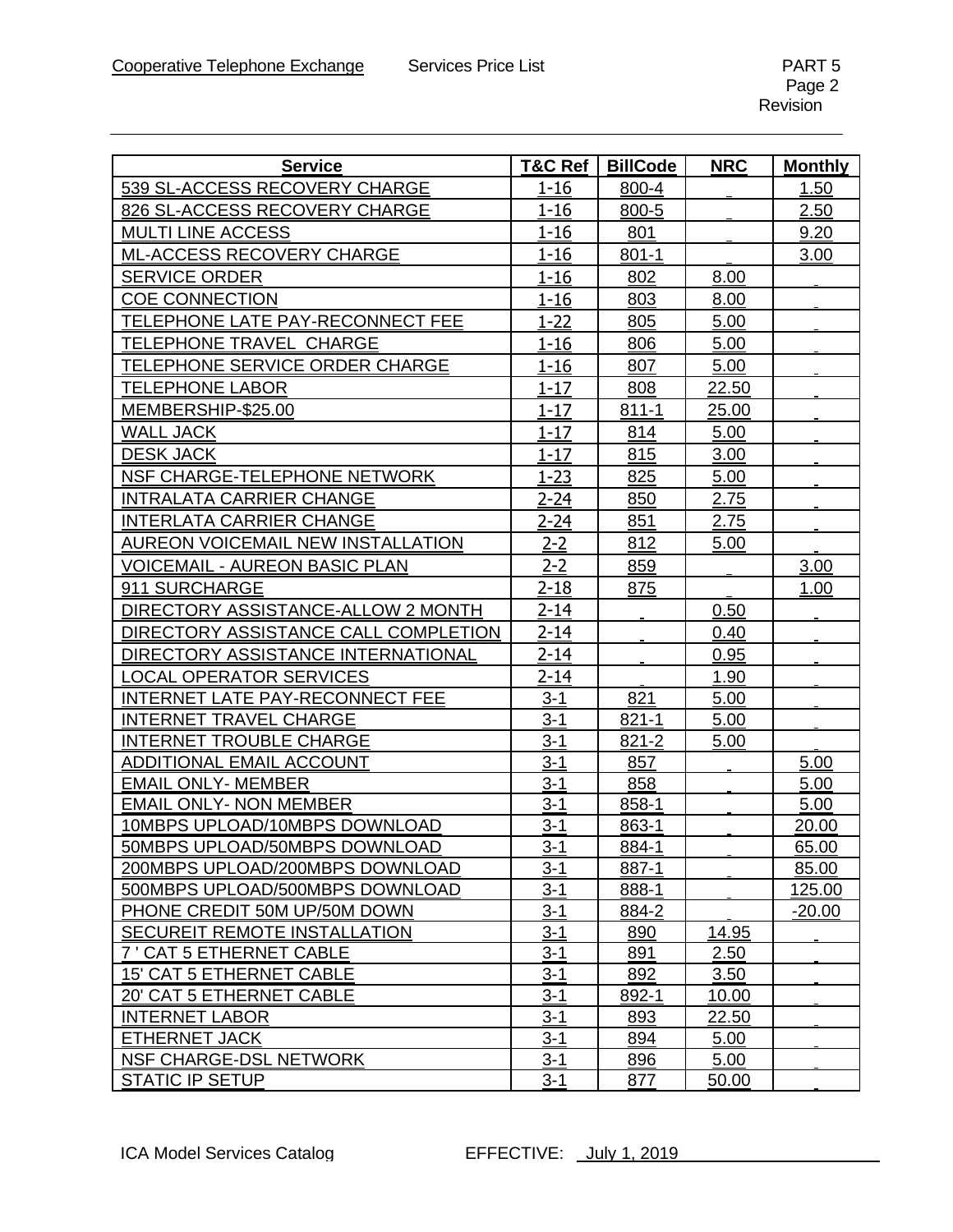| Service | T&C Ref | BillCode | NRC | Monthly |
|---|---|---|---|---|
| 539 SL-ACCESS RECOVERY CHARGE | 1-16 | 800-4 | | 1.50 |
| 826 SL-ACCESS RECOVERY CHARGE | 1-16 | 800-5 | | 2.50 |
| MULTI LINE ACCESS | 1-16 | 801 | | 9.20 |
| ML-ACCESS RECOVERY CHARGE | 1-16 | 801-1 | | 3.00 |
| SERVICE ORDER | 1-16 | 802 | 8.00 | |
| COE CONNECTION | 1-16 | 803 | 8.00 | |
| TELEPHONE LATE PAY-RECONNECT FEE | 1-22 | 805 | 5.00 | |
| TELEPHONE TRAVEL CHARGE | 1-16 | 806 | 5.00 | |
| TELEPHONE SERVICE ORDER CHARGE | 1-16 | 807 | 5.00 | |
| TELEPHONE LABOR | 1-17 | 808 | 22.50 | |
| MEMBERSHIP-$25.00 | 1-17 | 811-1 | 25.00 | |
| WALL JACK | 1-17 | 814 | 5.00 | |
| DESK JACK | 1-17 | 815 | 3.00 | |
| NSF CHARGE-TELEPHONE NETWORK | 1-23 | 825 | 5.00 | |
| INTRALATA CARRIER CHANGE | 2-24 | 850 | 2.75 | |
| INTERLATA CARRIER CHANGE | 2-24 | 851 | 2.75 | |
| AUREON VOICEMAIL NEW INSTALLATION | 2-2 | 812 | 5.00 | |
| VOICEMAIL - AUREON BASIC PLAN | 2-2 | 859 | | 3.00 |
| 911 SURCHARGE | 2-18 | 875 | | 1.00 |
| DIRECTORY ASSISTANCE-ALLOW 2 MONTH | 2-14 | | 0.50 | |
| DIRECTORY ASSISTANCE CALL COMPLETION | 2-14 | | 0.40 | |
| DIRECTORY ASSISTANCE INTERNATIONAL | 2-14 | | 0.95 | |
| LOCAL OPERATOR SERVICES | 2-14 | | 1.90 | |
| INTERNET LATE PAY-RECONNECT FEE | 3-1 | 821 | 5.00 | |
| INTERNET TRAVEL CHARGE | 3-1 | 821-1 | 5.00 | |
| INTERNET TROUBLE CHARGE | 3-1 | 821-2 | 5.00 | |
| ADDITIONAL EMAIL ACCOUNT | 3-1 | 857 | | 5.00 |
| EMAIL ONLY- MEMBER | 3-1 | 858 | | 5.00 |
| EMAIL ONLY- NON MEMBER | 3-1 | 858-1 | | 5.00 |
| 10MBPS UPLOAD/10MBPS DOWNLOAD | 3-1 | 863-1 | | 20.00 |
| 50MBPS UPLOAD/50MBPS DOWNLOAD | 3-1 | 884-1 | | 65.00 |
| 200MBPS UPLOAD/200MBPS DOWNLOAD | 3-1 | 887-1 | | 85.00 |
| 500MBPS UPLOAD/500MBPS DOWNLOAD | 3-1 | 888-1 | | 125.00 |
| PHONE CREDIT 50M UP/50M DOWN | 3-1 | 884-2 | | -20.00 |
| SECUREIT REMOTE INSTALLATION | 3-1 | 890 | 14.95 | |
| 7 ' CAT 5 ETHERNET CABLE | 3-1 | 891 | 2.50 | |
| 15' CAT 5 ETHERNET CABLE | 3-1 | 892 | 3.50 | |
| 20' CAT 5 ETHERNET CABLE | 3-1 | 892-1 | 10.00 | |
| INTERNET LABOR | 3-1 | 893 | 22.50 | |
| ETHERNET JACK | 3-1 | 894 | 5.00 | |
| NSF CHARGE-DSL NETWORK | 3-1 | 896 | 5.00 | |
| STATIC IP SETUP | 3-1 | 877 | 50.00 | |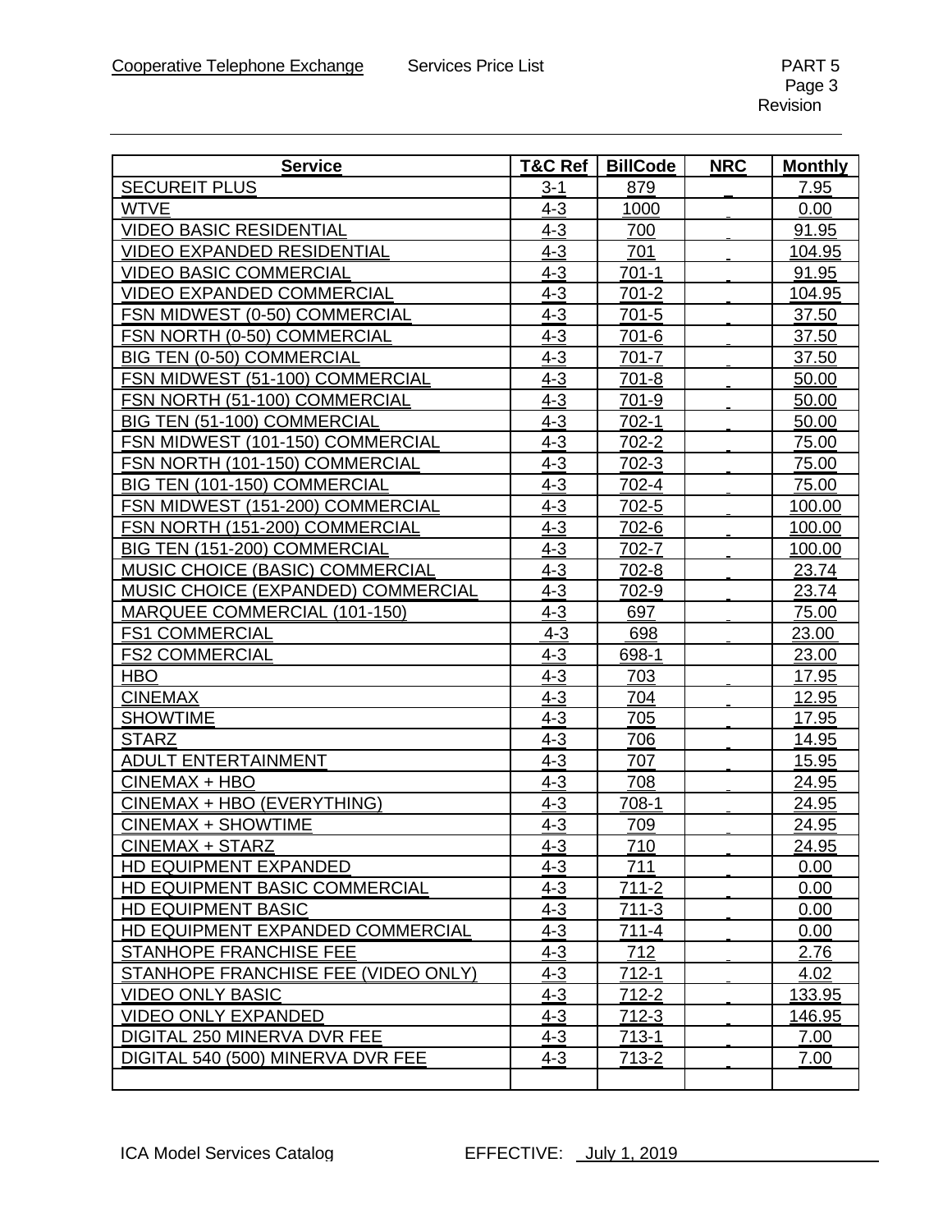| Service | T&C Ref | BillCode | NRC | Monthly |
|---|---|---|---|---|
| SECUREIT PLUS | 3-1 | 879 | | 7.95 |
| WTVE | 4-3 | 1000 | | 0.00 |
| VIDEO BASIC RESIDENTIAL | 4-3 | 700 | | 91.95 |
| VIDEO EXPANDED RESIDENTIAL | 4-3 | 701 | | 104.95 |
| VIDEO BASIC COMMERCIAL | 4-3 | 701-1 | | 91.95 |
| VIDEO EXPANDED COMMERCIAL | 4-3 | 701-2 | | 104.95 |
| FSN MIDWEST (0-50) COMMERCIAL | 4-3 | 701-5 | | 37.50 |
| FSN NORTH (0-50) COMMERCIAL | 4-3 | 701-6 | | 37.50 |
| BIG TEN (0-50) COMMERCIAL | 4-3 | 701-7 | | 37.50 |
| FSN MIDWEST (51-100) COMMERCIAL | 4-3 | 701-8 | | 50.00 |
| FSN NORTH (51-100) COMMERCIAL | 4-3 | 701-9 | | 50.00 |
| BIG TEN (51-100) COMMERCIAL | 4-3 | 702-1 | | 50.00 |
| FSN MIDWEST (101-150) COMMERCIAL | 4-3 | 702-2 | | 75.00 |
| FSN NORTH (101-150) COMMERCIAL | 4-3 | 702-3 | | 75.00 |
| BIG TEN (101-150) COMMERCIAL | 4-3 | 702-4 | | 75.00 |
| FSN MIDWEST (151-200) COMMERCIAL | 4-3 | 702-5 | | 100.00 |
| FSN NORTH (151-200) COMMERCIAL | 4-3 | 702-6 | | 100.00 |
| BIG TEN (151-200) COMMERCIAL | 4-3 | 702-7 | | 100.00 |
| MUSIC CHOICE (BASIC) COMMERCIAL | 4-3 | 702-8 | | 23.74 |
| MUSIC CHOICE (EXPANDED) COMMERCIAL | 4-3 | 702-9 | | 23.74 |
| MARQUEE COMMERCIAL (101-150) | 4-3 | 697 | | 75.00 |
| FS1 COMMERCIAL | 4-3 | 698 | | 23.00 |
| FS2 COMMERCIAL | 4-3 | 698-1 | | 23.00 |
| HBO | 4-3 | 703 | | 17.95 |
| CINEMAX | 4-3 | 704 | | 12.95 |
| SHOWTIME | 4-3 | 705 | | 17.95 |
| STARZ | 4-3 | 706 | | 14.95 |
| ADULT ENTERTAINMENT | 4-3 | 707 | | 15.95 |
| CINEMAX + HBO | 4-3 | 708 | | 24.95 |
| CINEMAX + HBO (EVERYTHING) | 4-3 | 708-1 | | 24.95 |
| CINEMAX + SHOWTIME | 4-3 | 709 | | 24.95 |
| CINEMAX + STARZ | 4-3 | 710 | | 24.95 |
| HD EQUIPMENT EXPANDED | 4-3 | 711 | | 0.00 |
| HD EQUIPMENT BASIC COMMERCIAL | 4-3 | 711-2 | | 0.00 |
| HD EQUIPMENT BASIC | 4-3 | 711-3 | | 0.00 |
| HD EQUIPMENT EXPANDED COMMERCIAL | 4-3 | 711-4 | | 0.00 |
| STANHOPE FRANCHISE FEE | 4-3 | 712 | | 2.76 |
| STANHOPE FRANCHISE FEE (VIDEO ONLY) | 4-3 | 712-1 | | 4.02 |
| VIDEO ONLY BASIC | 4-3 | 712-2 | | 133.95 |
| VIDEO ONLY EXPANDED | 4-3 | 712-3 | | 146.95 |
| DIGITAL 250 MINERVA DVR FEE | 4-3 | 713-1 | | 7.00 |
| DIGITAL 540 (500) MINERVA DVR FEE | 4-3 | 713-2 | | 7.00 |
| | | | | |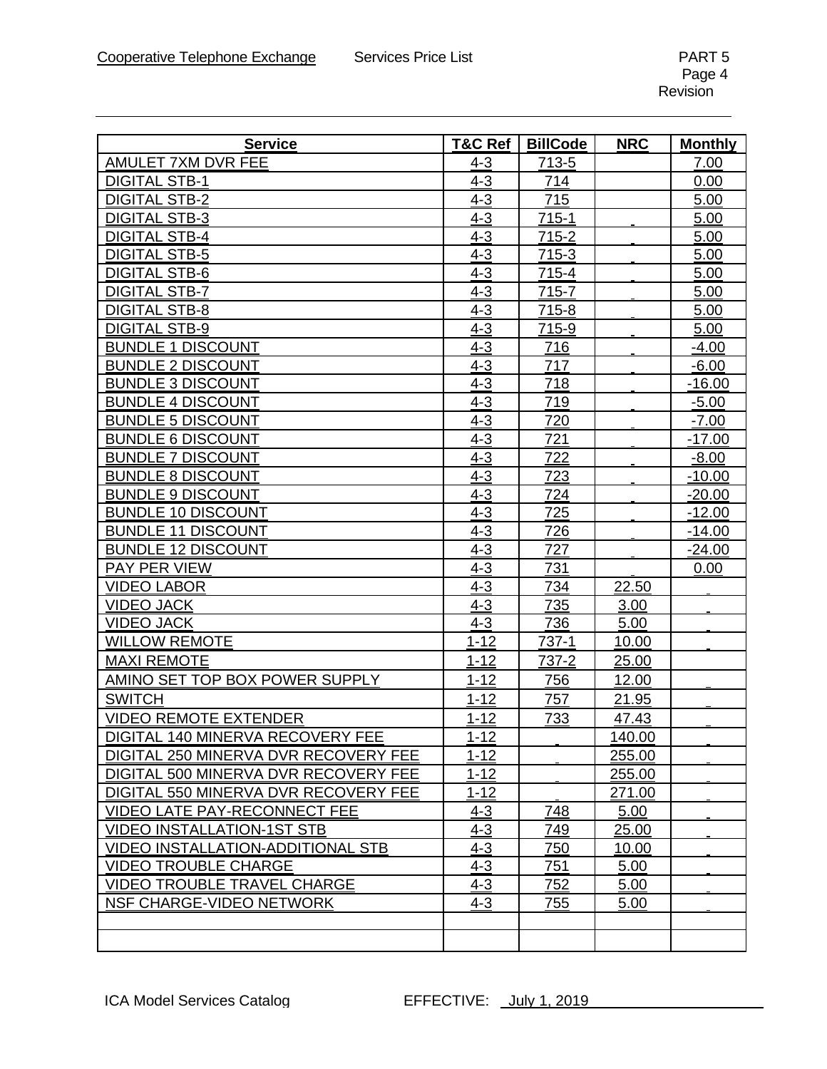| Service | T&C Ref | BillCode | NRC | Monthly |
|---|---|---|---|---|
| AMULET 7XM DVR FEE | 4-3 | 713-5 | | 7.00 |
| DIGITAL STB-1 | 4-3 | 714 | | 0.00 |
| DIGITAL STB-2 | 4-3 | 715 | | 5.00 |
| DIGITAL STB-3 | 4-3 | 715-1 | | 5.00 |
| DIGITAL STB-4 | 4-3 | 715-2 | | 5.00 |
| DIGITAL STB-5 | 4-3 | 715-3 | | 5.00 |
| DIGITAL STB-6 | 4-3 | 715-4 | | 5.00 |
| DIGITAL STB-7 | 4-3 | 715-7 | | 5.00 |
| DIGITAL STB-8 | 4-3 | 715-8 | | 5.00 |
| DIGITAL STB-9 | 4-3 | 715-9 | | 5.00 |
| BUNDLE 1 DISCOUNT | 4-3 | 716 | | -4.00 |
| BUNDLE 2 DISCOUNT | 4-3 | 717 | | -6.00 |
| BUNDLE 3 DISCOUNT | 4-3 | 718 | | -16.00 |
| BUNDLE 4 DISCOUNT | 4-3 | 719 | | -5.00 |
| BUNDLE 5 DISCOUNT | 4-3 | 720 | | -7.00 |
| BUNDLE 6 DISCOUNT | 4-3 | 721 | | -17.00 |
| BUNDLE 7 DISCOUNT | 4-3 | 722 | | -8.00 |
| BUNDLE 8 DISCOUNT | 4-3 | 723 | | -10.00 |
| BUNDLE 9 DISCOUNT | 4-3 | 724 | | -20.00 |
| BUNDLE 10 DISCOUNT | 4-3 | 725 | | -12.00 |
| BUNDLE 11 DISCOUNT | 4-3 | 726 | | -14.00 |
| BUNDLE 12 DISCOUNT | 4-3 | 727 | | -24.00 |
| PAY PER VIEW | 4-3 | 731 | | 0.00 |
| VIDEO LABOR | 4-3 | 734 | 22.50 | |
| VIDEO JACK | 4-3 | 735 | 3.00 | |
| VIDEO JACK | 4-3 | 736 | 5.00 | |
| WILLOW REMOTE | 1-12 | 737-1 | 10.00 | |
| MAXI REMOTE | 1-12 | 737-2 | 25.00 | |
| AMINO SET TOP BOX POWER SUPPLY | 1-12 | 756 | 12.00 | |
| SWITCH | 1-12 | 757 | 21.95 | |
| VIDEO REMOTE EXTENDER | 1-12 | 733 | 47.43 | |
| DIGITAL 140 MINERVA RECOVERY FEE | 1-12 | | 140.00 | |
| DIGITAL 250 MINERVA DVR RECOVERY FEE | 1-12 | | 255.00 | |
| DIGITAL 500 MINERVA DVR RECOVERY FEE | 1-12 | | 255.00 | |
| DIGITAL 550 MINERVA DVR RECOVERY FEE | 1-12 | | 271.00 | |
| VIDEO LATE PAY-RECONNECT FEE | 4-3 | 748 | 5.00 | |
| VIDEO INSTALLATION-1ST STB | 4-3 | 749 | 25.00 | |
| VIDEO INSTALLATION-ADDITIONAL STB | 4-3 | 750 | 10.00 | |
| VIDEO TROUBLE CHARGE | 4-3 | 751 | 5.00 | |
| VIDEO TROUBLE TRAVEL CHARGE | 4-3 | 752 | 5.00 | |
| NSF CHARGE-VIDEO NETWORK | 4-3 | 755 | 5.00 | |
| | | | | |
| | | | | |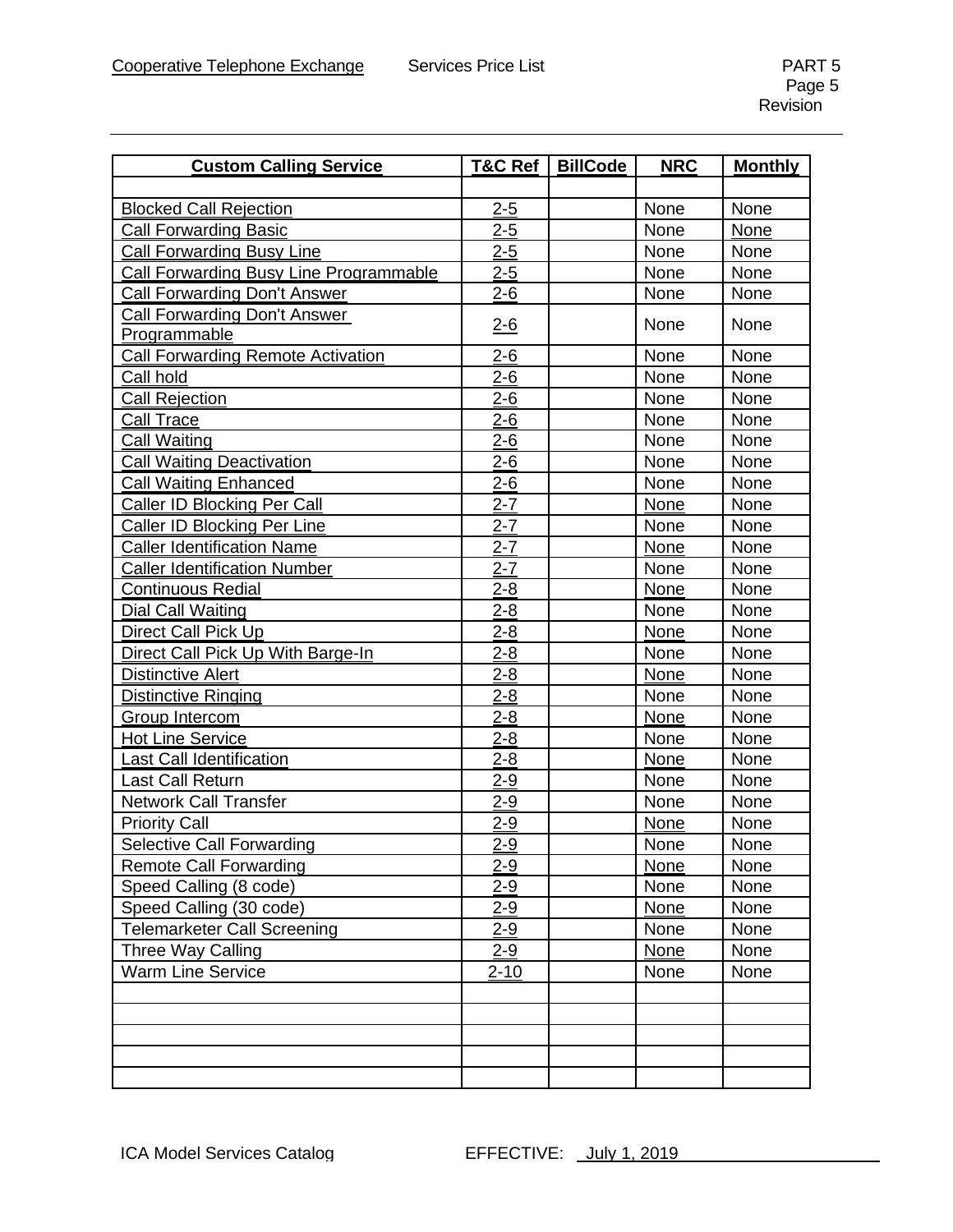| Custom Calling Service | T&C Ref | BillCode | NRC | Monthly |
|---|---|---|---|---|
| | | | | |
| Blocked Call Rejection | 2-5 | | None | None |
| Call Forwarding Basic | 2-5 | | None | None |
| Call Forwarding Busy Line | 2-5 | | None | None |
| Call Forwarding Busy Line Programmable | 2-5 | | None | None |
| Call Forwarding Don't Answer | 2-6 | | None | None |
| Call Forwarding Don't Answer Programmable | 2-6 | | None | None |
| Call Forwarding Remote Activation | 2-6 | | None | None |
| Call hold | 2-6 | | None | None |
| Call Rejection | 2-6 | | None | None |
| Call Trace | 2-6 | | None | None |
| Call Waiting | 2-6 | | None | None |
| Call Waiting Deactivation | 2-6 | | None | None |
| Call Waiting Enhanced | 2-6 | | None | None |
| Caller ID Blocking Per Call | 2-7 | | None | None |
| Caller ID Blocking Per Line | 2-7 | | None | None |
| Caller Identification Name | 2-7 | | None | None |
| Caller Identification Number | 2-7 | | None | None |
| Continuous Redial | 2-8 | | None | None |
| Dial Call Waiting | 2-8 | | None | None |
| Direct Call Pick Up | 2-8 | | None | None |
| Direct Call Pick Up With Barge-In | 2-8 | | None | None |
| Distinctive Alert | 2-8 | | None | None |
| Distinctive Ringing | 2-8 | | None | None |
| Group Intercom | 2-8 | | None | None |
| Hot Line Service | 2-8 | | None | None |
| Last Call Identification | 2-8 | | None | None |
| Last Call Return | 2-9 | | None | None |
| Network Call Transfer | 2-9 | | None | None |
| Priority Call | 2-9 | | None | None |
| Selective Call Forwarding | 2-9 | | None | None |
| Remote Call Forwarding | 2-9 | | None | None |
| Speed Calling (8 code) | 2-9 | | None | None |
| Speed Calling (30 code) | 2-9 | | None | None |
| Telemarketer Call Screening | 2-9 | | None | None |
| Three Way Calling | 2-9 | | None | None |
| Warm Line Service | 2-10 | | None | None |
| | | | | |
| | | | | |
| | | | | |
| | | | | |
| | | | | |